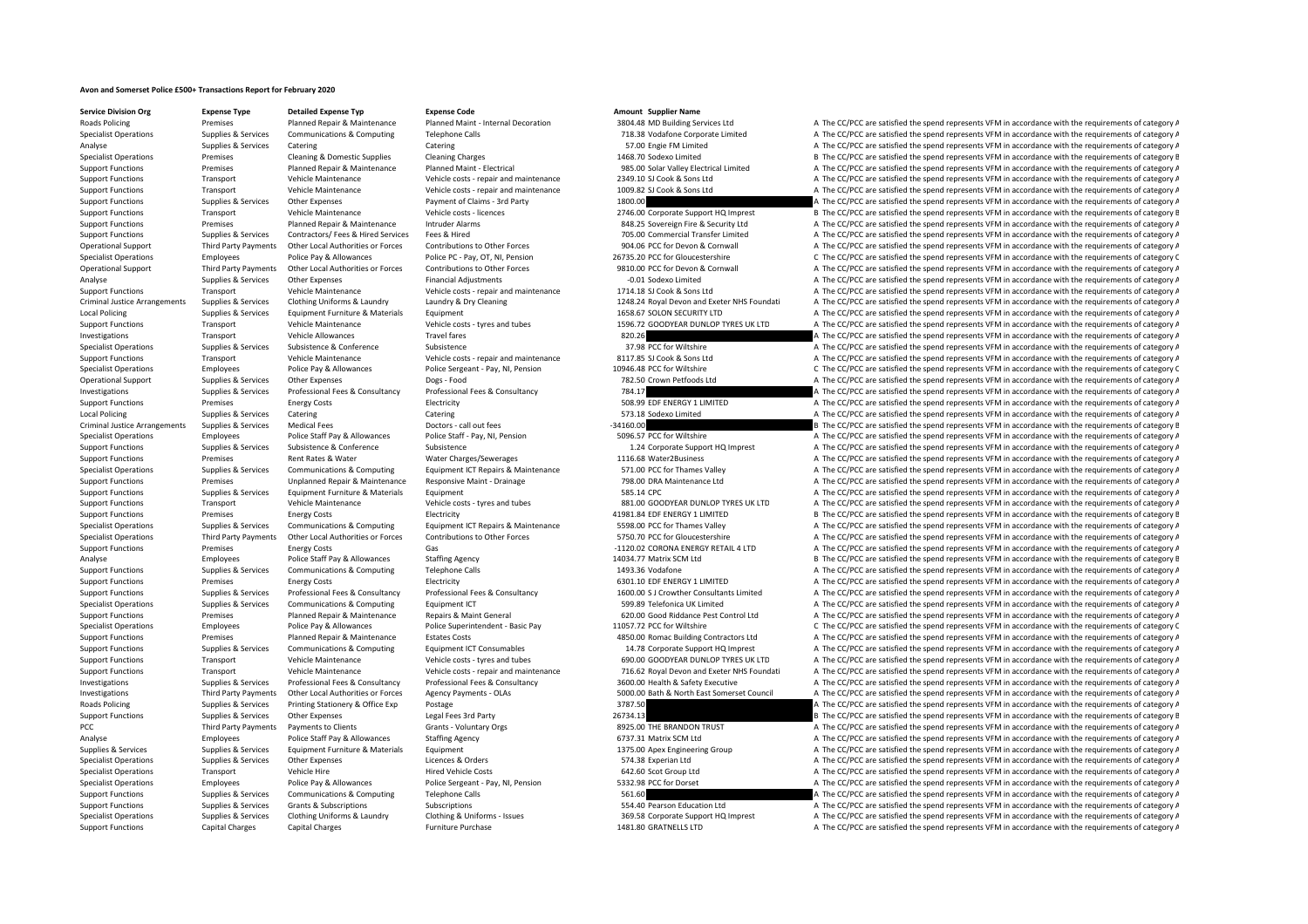# Avon and Somerset Police £500+ Transactions Report for February 2020

| Service Division Org | Expense Type | Detailed Expense Typ | Expense Code | Amount | Supplier Name | |
|---|---|---|---|---|---|---|
| Roads Policing | Premises | Planned Repair & Maintenance | Planned Maint - Internal Decoration | 3804.48 | MD Building Services Ltd | A The CC/PCC are satisfied the spend represents VFM in accordance with the requirements of category A |
| Specialist Operations | Supplies & Services | Communications & Computing | Telephone Calls | 718.38 | Vodafone Corporate Limited | A The CC/PCC are satisfied the spend represents VFM in accordance with the requirements of category A |
| Analyse | Supplies & Services | Catering | Catering | 57.00 | Engie FM Limited | A The CC/PCC are satisfied the spend represents VFM in accordance with the requirements of category A |
| Specialist Operations | Premises | Cleaning & Domestic Supplies | Cleaning Charges | 1468.70 | Sodexo Limited | B The CC/PCC are satisfied the spend represents VFM in accordance with the requirements of category B |
| Support Functions | Premises | Planned Repair & Maintenance | Planned Maint - Electrical | 985.00 | Solar Valley Electrical Limited | A The CC/PCC are satisfied the spend represents VFM in accordance with the requirements of category A |
| Support Functions | Transport | Vehicle Maintenance | Vehicle costs - repair and maintenance | 2349.10 | SJ Cook & Sons Ltd | A The CC/PCC are satisfied the spend represents VFM in accordance with the requirements of category A |
| Support Functions | Transport | Vehicle Maintenance | Vehicle costs - repair and maintenance | 1009.82 | SJ Cook & Sons Ltd | A The CC/PCC are satisfied the spend represents VFM in accordance with the requirements of category A |
| Support Functions | Supplies & Services | Other Expenses | Payment of Claims - 3rd Party | 1800.00 | | A The CC/PCC are satisfied the spend represents VFM in accordance with the requirements of category A |
| Support Functions | Transport | Vehicle Maintenance | Vehicle costs - licences | 2746.00 | Corporate Support HQ Imprest | B The CC/PCC are satisfied the spend represents VFM in accordance with the requirements of category B |
| Support Functions | Premises | Planned Repair & Maintenance | Intruder Alarms | 848.25 | Sovereign Fire & Security Ltd | A The CC/PCC are satisfied the spend represents VFM in accordance with the requirements of category A |
| Support Functions | Supplies & Services | Contractors/ Fees & Hired Services | Fees & Hired | 705.00 | Commercial Transfer Limited | A The CC/PCC are satisfied the spend represents VFM in accordance with the requirements of category A |
| Operational Support | Third Party Payments | Other Local Authorities or Forces | Contributions to Other Forces | 904.06 | PCC for Devon & Cornwall | A The CC/PCC are satisfied the spend represents VFM in accordance with the requirements of category A |
| Specialist Operations | Employees | Police Pay & Allowances | Police PC - Pay, OT, NI, Pension | 26735.20 | PCC for Gloucestershire | C The CC/PCC are satisfied the spend represents VFM in accordance with the requirements of category C |
| Operational Support | Third Party Payments | Other Local Authorities or Forces | Contributions to Other Forces | 9810.00 | PCC for Devon & Cornwall | A The CC/PCC are satisfied the spend represents VFM in accordance with the requirements of category A |
| Analyse | Supplies & Services | Other Expenses | Financial Adjustments | -0.01 | Sodexo Limited | A The CC/PCC are satisfied the spend represents VFM in accordance with the requirements of category A |
| Support Functions | Transport | Vehicle Maintenance | Vehicle costs - repair and maintenance | 1714.18 | SJ Cook & Sons Ltd | A The CC/PCC are satisfied the spend represents VFM in accordance with the requirements of category A |
| Criminal Justice Arrangements | Supplies & Services | Clothing Uniforms & Laundry | Laundry & Dry Cleaning | 1248.24 | Royal Devon and Exeter NHS Foundati | A The CC/PCC are satisfied the spend represents VFM in accordance with the requirements of category A |
| Local Policing | Supplies & Services | Equipment Furniture & Materials | Equipment | 1658.67 | SOLON SECURITY LTD | A The CC/PCC are satisfied the spend represents VFM in accordance with the requirements of category A |
| Support Functions | Transport | Vehicle Maintenance | Vehicle costs - tyres and tubes | 1596.72 | GOODYEAR DUNLOP TYRES UK LTD | A The CC/PCC are satisfied the spend represents VFM in accordance with the requirements of category A |
| Investigations | Transport | Vehicle Allowances | Travel fares | 820.26 | | A The CC/PCC are satisfied the spend represents VFM in accordance with the requirements of category A |
| Specialist Operations | Supplies & Services | Subsistence & Conference | Subsistence | 37.98 | PCC for Wiltshire | A The CC/PCC are satisfied the spend represents VFM in accordance with the requirements of category A |
| Support Functions | Transport | Vehicle Maintenance | Vehicle costs - repair and maintenance | 8117.85 | SJ Cook & Sons Ltd | A The CC/PCC are satisfied the spend represents VFM in accordance with the requirements of category A |
| Specialist Operations | Employees | Police Pay & Allowances | Police Sergeant - Pay, NI, Pension | 10946.48 | PCC for Wiltshire | C The CC/PCC are satisfied the spend represents VFM in accordance with the requirements of category C |
| Operational Support | Supplies & Services | Other Expenses | Dogs - Food | 782.50 | Crown Petfoods Ltd | A The CC/PCC are satisfied the spend represents VFM in accordance with the requirements of category A |
| Investigations | Supplies & Services | Professional Fees & Consultancy | Professional Fees & Consultancy | 784.17 | | A The CC/PCC are satisfied the spend represents VFM in accordance with the requirements of category A |
| Support Functions | Premises | Energy Costs | Electricity | 508.99 | EDF ENERGY 1 LIMITED | A The CC/PCC are satisfied the spend represents VFM in accordance with the requirements of category A |
| Local Policing | Supplies & Services | Catering | Catering | 573.18 | Sodexo Limited | A The CC/PCC are satisfied the spend represents VFM in accordance with the requirements of category A |
| Criminal Justice Arrangements | Supplies & Services | Medical Fees | Doctors - call out fees | -34160.00 | | B The CC/PCC are satisfied the spend represents VFM in accordance with the requirements of category B |
| Specialist Operations | Employees | Police Staff Pay & Allowances | Police Staff - Pay, NI, Pension | 5096.57 | PCC for Wiltshire | A The CC/PCC are satisfied the spend represents VFM in accordance with the requirements of category A |
| Support Functions | Supplies & Services | Subsistence & Conference | Subsistence | 1.24 | Corporate Support HQ Imprest | A The CC/PCC are satisfied the spend represents VFM in accordance with the requirements of category A |
| Support Functions | Premises | Rent Rates & Water | Water Charges/Sewerages | 1116.68 | Water2Business | A The CC/PCC are satisfied the spend represents VFM in accordance with the requirements of category A |
| Specialist Operations | Supplies & Services | Communications & Computing | Equipment ICT Repairs & Maintenance | 571.00 | PCC for Thames Valley | A The CC/PCC are satisfied the spend represents VFM in accordance with the requirements of category A |
| Support Functions | Premises | Unplanned Repair & Maintenance | Responsive Maint - Drainage | 798.00 | DRA Maintenance Ltd | A The CC/PCC are satisfied the spend represents VFM in accordance with the requirements of category A |
| Support Functions | Supplies & Services | Equipment Furniture & Materials | Equipment | 585.14 | CPC | A The CC/PCC are satisfied the spend represents VFM in accordance with the requirements of category A |
| Support Functions | Transport | Vehicle Maintenance | Vehicle costs - tyres and tubes | 881.00 | GOODYEAR DUNLOP TYRES UK LTD | A The CC/PCC are satisfied the spend represents VFM in accordance with the requirements of category A |
| Support Functions | Premises | Energy Costs | Electricity | 41981.84 | EDF ENERGY 1 LIMITED | B The CC/PCC are satisfied the spend represents VFM in accordance with the requirements of category B |
| Specialist Operations | Supplies & Services | Communications & Computing | Equipment ICT Repairs & Maintenance | 5598.00 | PCC for Thames Valley | A The CC/PCC are satisfied the spend represents VFM in accordance with the requirements of category A |
| Specialist Operations | Third Party Payments | Other Local Authorities or Forces | Contributions to Other Forces | 5750.70 | PCC for Gloucestershire | A The CC/PCC are satisfied the spend represents VFM in accordance with the requirements of category A |
| Support Functions | Premises | Energy Costs | Gas | -1120.02 | CORONA ENERGY RETAIL 4 LTD | A The CC/PCC are satisfied the spend represents VFM in accordance with the requirements of category A |
| Analyse | Employees | Police Staff Pay & Allowances | Staffing Agency | 14034.77 | Matrix SCM Ltd | B The CC/PCC are satisfied the spend represents VFM in accordance with the requirements of category B |
| Support Functions | Supplies & Services | Communications & Computing | Telephone Calls | 1493.36 | Vodafone | A The CC/PCC are satisfied the spend represents VFM in accordance with the requirements of category A |
| Support Functions | Premises | Energy Costs | Electricity | 6301.10 | EDF ENERGY 1 LIMITED | A The CC/PCC are satisfied the spend represents VFM in accordance with the requirements of category A |
| Support Functions | Supplies & Services | Professional Fees & Consultancy | Professional Fees & Consultancy | 1600.00 | S J Crowther Consultants Limited | A The CC/PCC are satisfied the spend represents VFM in accordance with the requirements of category A |
| Specialist Operations | Supplies & Services | Communications & Computing | Equipment ICT | 599.89 | Telefonica UK Limited | A The CC/PCC are satisfied the spend represents VFM in accordance with the requirements of category A |
| Support Functions | Premises | Planned Repair & Maintenance | Repairs & Maint General | 620.00 | Good Riddance Pest Control Ltd | A The CC/PCC are satisfied the spend represents VFM in accordance with the requirements of category A |
| Specialist Operations | Employees | Police Pay & Allowances | Police Superintendent - Basic Pay | 11057.72 | PCC for Wiltshire | C The CC/PCC are satisfied the spend represents VFM in accordance with the requirements of category C |
| Support Functions | Premises | Planned Repair & Maintenance | Estates Costs | 4850.00 | Romac Building Contractors Ltd | A The CC/PCC are satisfied the spend represents VFM in accordance with the requirements of category A |
| Support Functions | Supplies & Services | Communications & Computing | Equipment ICT Consumables | 14.78 | Corporate Support HQ Imprest | A The CC/PCC are satisfied the spend represents VFM in accordance with the requirements of category A |
| Support Functions | Transport | Vehicle Maintenance | Vehicle costs - tyres and tubes | 690.00 | GOODYEAR DUNLOP TYRES UK LTD | A The CC/PCC are satisfied the spend represents VFM in accordance with the requirements of category A |
| Support Functions | Transport | Vehicle Maintenance | Vehicle costs - repair and maintenance | 716.62 | Royal Devon and Exeter NHS Foundati | A The CC/PCC are satisfied the spend represents VFM in accordance with the requirements of category A |
| Investigations | Supplies & Services | Professional Fees & Consultancy | Professional Fees & Consultancy | 3600.00 | Health & Safety Executive | A The CC/PCC are satisfied the spend represents VFM in accordance with the requirements of category A |
| Investigations | Third Party Payments | Other Local Authorities or Forces | Agency Payments - OLAs | 5000.00 | Bath & North East Somerset Council | A The CC/PCC are satisfied the spend represents VFM in accordance with the requirements of category A |
| Roads Policing | Supplies & Services | Printing Stationery & Office Exp | Postage | 3787.50 | | A The CC/PCC are satisfied the spend represents VFM in accordance with the requirements of category A |
| Support Functions | Supplies & Services | Other Expenses | Legal Fees 3rd Party | 26734.13 | | B The CC/PCC are satisfied the spend represents VFM in accordance with the requirements of category B |
| PCC | Third Party Payments | Payments to Clients | Grants - Voluntary Orgs | 8925.00 | THE BRANDON TRUST | A The CC/PCC are satisfied the spend represents VFM in accordance with the requirements of category A |
| Analyse | Employees | Police Staff Pay & Allowances | Staffing Agency | 6737.31 | Matrix SCM Ltd | A The CC/PCC are satisfied the spend represents VFM in accordance with the requirements of category A |
| Supplies & Services | Supplies & Services | Equipment Furniture & Materials | Equipment | 1375.00 | Apex Engineering Group | A The CC/PCC are satisfied the spend represents VFM in accordance with the requirements of category A |
| Specialist Operations | Supplies & Services | Other Expenses | Licences & Orders | 574.38 | Experian Ltd | A The CC/PCC are satisfied the spend represents VFM in accordance with the requirements of category A |
| Specialist Operations | Transport | Vehicle Hire | Hired Vehicle Costs | 642.60 | Scot Group Ltd | A The CC/PCC are satisfied the spend represents VFM in accordance with the requirements of category A |
| Specialist Operations | Employees | Police Pay & Allowances | Police Sergeant - Pay, NI, Pension | 5332.98 | PCC for Dorset | A The CC/PCC are satisfied the spend represents VFM in accordance with the requirements of category A |
| Support Functions | Supplies & Services | Communications & Computing | Telephone Calls | 561.60 | | A The CC/PCC are satisfied the spend represents VFM in accordance with the requirements of category A |
| Support Functions | Supplies & Services | Grants & Subscriptions | Subscriptions | 554.40 | Pearson Education Ltd | A The CC/PCC are satisfied the spend represents VFM in accordance with the requirements of category A |
| Specialist Operations | Supplies & Services | Clothing Uniforms & Laundry | Clothing & Uniforms - Issues | 369.58 | Corporate Support HQ Imprest | A The CC/PCC are satisfied the spend represents VFM in accordance with the requirements of category A |
| Support Functions | Capital Charges | Capital Charges | Furniture Purchase | 1481.80 | GRATNELLS LTD | A The CC/PCC are satisfied the spend represents VFM in accordance with the requirements of category A |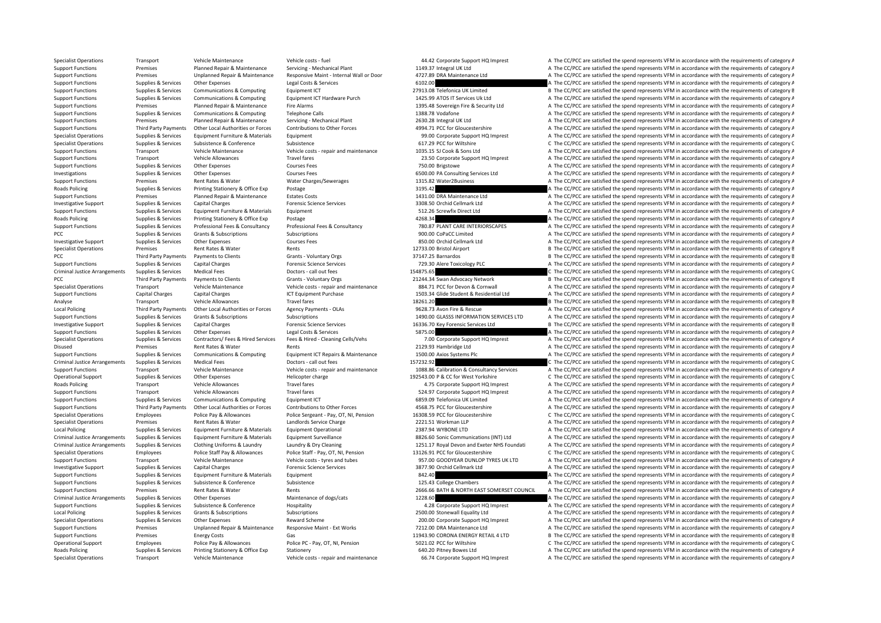| | | | | | | | |
|---|---|---|---|---|---|---|---|
| Specialist Operations | Transport | Vehicle Maintenance | Vehicle costs - fuel | 44.42 | Corporate Support HQ Imprest | A | The CC/PCC are satisfied the spend represents VFM in accordance with the requirements of category A |
| Support Functions | Premises | Planned Repair & Maintenance | Servicing - Mechanical Plant | 1149.37 | Integral UK Ltd | A | The CC/PCC are satisfied the spend represents VFM in accordance with the requirements of category A |
| Support Functions | Premises | Unplanned Repair & Maintenance | Responsive Maint - Internal Wall or Door | 4727.89 | DRA Maintenance Ltd | A | The CC/PCC are satisfied the spend represents VFM in accordance with the requirements of category A |
| Support Functions | Supplies & Services | Other Expenses | Legal Costs & Services | 6102.00 | | A | The CC/PCC are satisfied the spend represents VFM in accordance with the requirements of category A |
| Support Functions | Supplies & Services | Communications & Computing | Equipment ICT | 27913.08 | Telefonica UK Limited | B | The CC/PCC are satisfied the spend represents VFM in accordance with the requirements of category B |
| Support Functions | Supplies & Services | Communications & Computing | Equipment ICT Hardware Purch | 1425.99 | ATOS IT Services Uk Ltd | A | The CC/PCC are satisfied the spend represents VFM in accordance with the requirements of category A |
| Support Functions | Premises | Planned Repair & Maintenance | Fire Alarms | 1395.48 | Sovereign Fire & Security Ltd | A | The CC/PCC are satisfied the spend represents VFM in accordance with the requirements of category A |
| Support Functions | Supplies & Services | Communications & Computing | Telephone Calls | 1388.78 | Vodafone | A | The CC/PCC are satisfied the spend represents VFM in accordance with the requirements of category A |
| Support Functions | Premises | Planned Repair & Maintenance | Servicing - Mechanical Plant | 2630.28 | Integral UK Ltd | A | The CC/PCC are satisfied the spend represents VFM in accordance with the requirements of category A |
| Support Functions | Third Party Payments | Other Local Authorities or Forces | Contributions to Other Forces | 4994.71 | PCC for Gloucestershire | A | The CC/PCC are satisfied the spend represents VFM in accordance with the requirements of category A |
| Specialist Operations | Supplies & Services | Equipment Furniture & Materials | Equipment | 99.00 | Corporate Support HQ Imprest | A | The CC/PCC are satisfied the spend represents VFM in accordance with the requirements of category A |
| Specialist Operations | Supplies & Services | Subsistence & Conference | Subsistence | 617.29 | PCC for Wiltshire | C | The CC/PCC are satisfied the spend represents VFM in accordance with the requirements of category C |
| Support Functions | Transport | Vehicle Maintenance | Vehicle costs - repair and maintenance | 1035.15 | SJ Cook & Sons Ltd | A | The CC/PCC are satisfied the spend represents VFM in accordance with the requirements of category A |
| Support Functions | Transport | Vehicle Allowances | Travel fares | 23.50 | Corporate Support HQ Imprest | A | The CC/PCC are satisfied the spend represents VFM in accordance with the requirements of category A |
| Support Functions | Supplies & Services | Other Expenses | Courses Fees | 750.00 | Brigstowe | A | The CC/PCC are satisfied the spend represents VFM in accordance with the requirements of category A |
| Investigations | Supplies & Services | Other Expenses | Courses Fees | 6500.00 | PA Consulting Services Ltd | A | The CC/PCC are satisfied the spend represents VFM in accordance with the requirements of category A |
| Support Functions | Premises | Rent Rates & Water | Water Charges/Sewerages | 1315.82 | Water2Business | A | The CC/PCC are satisfied the spend represents VFM in accordance with the requirements of category A |
| Roads Policing | Supplies & Services | Printing Stationery & Office Exp | Postage | 3195.42 | | A | The CC/PCC are satisfied the spend represents VFM in accordance with the requirements of category A |
| Support Functions | Premises | Planned Repair & Maintenance | Estates Costs | 1431.00 | DRA Maintenance Ltd | A | The CC/PCC are satisfied the spend represents VFM in accordance with the requirements of category A |
| Investigative Support | Supplies & Services | Capital Charges | Forensic Science Services | 3308.50 | Orchid Cellmark Ltd | A | The CC/PCC are satisfied the spend represents VFM in accordance with the requirements of category A |
| Support Functions | Supplies & Services | Equipment Furniture & Materials | Equipment | 512.26 | Screwfix Direct Ltd | A | The CC/PCC are satisfied the spend represents VFM in accordance with the requirements of category A |
| Roads Policing | Supplies & Services | Printing Stationery & Office Exp | Postage | 4268.34 | | A | The CC/PCC are satisfied the spend represents VFM in accordance with the requirements of category A |
| Support Functions | Supplies & Services | Professional Fees & Consultancy | Professional Fees & Consultancy | 780.87 | PLANT CARE INTERIORSCAPES | A | The CC/PCC are satisfied the spend represents VFM in accordance with the requirements of category A |
| PCC | Supplies & Services | Grants & Subscriptions | Subscriptions | 900.00 | CoPaCC Limited | A | The CC/PCC are satisfied the spend represents VFM in accordance with the requirements of category A |
| Investigative Support | Supplies & Services | Other Expenses | Courses Fees | 850.00 | Orchid Cellmark Ltd | A | The CC/PCC are satisfied the spend represents VFM in accordance with the requirements of category A |
| Specialist Operations | Premises | Rent Rates & Water | Rents | 12733.00 | Bristol Airport | B | The CC/PCC are satisfied the spend represents VFM in accordance with the requirements of category B |
| PCC | Third Party Payments | Payments to Clients | Grants - Voluntary Orgs | 37147.25 | Barnardos | B | The CC/PCC are satisfied the spend represents VFM in accordance with the requirements of category B |
| Support Functions | Supplies & Services | Capital Charges | Forensic Science Services | 729.30 | Alere Toxicology PLC | A | The CC/PCC are satisfied the spend represents VFM in accordance with the requirements of category A |
| Criminal Justice Arrangements | Supplies & Services | Medical Fees | Doctors - call out fees | 154875.65 | | C | The CC/PCC are satisfied the spend represents VFM in accordance with the requirements of category C |
| PCC | Third Party Payments | Payments to Clients | Grants - Voluntary Orgs | 21244.34 | Swan Advocacy Network | B | The CC/PCC are satisfied the spend represents VFM in accordance with the requirements of category B |
| Specialist Operations | Transport | Vehicle Maintenance | Vehicle costs - repair and maintenance | 884.71 | PCC for Devon & Cornwall | A | The CC/PCC are satisfied the spend represents VFM in accordance with the requirements of category A |
| Support Functions | Capital Charges | Capital Charges | ICT Equipment Purchase | 1503.34 | Glide Student & Residential Ltd | A | The CC/PCC are satisfied the spend represents VFM in accordance with the requirements of category A |
| Analyse | Transport | Vehicle Allowances | Travel fares | 18261.20 | | B | The CC/PCC are satisfied the spend represents VFM in accordance with the requirements of category B |
| Local Policing | Third Party Payments | Other Local Authorities or Forces | Agency Payments - OLAs | 9628.73 | Avon Fire & Rescue | A | The CC/PCC are satisfied the spend represents VFM in accordance with the requirements of category A |
| Support Functions | Supplies & Services | Grants & Subscriptions | Subscriptions | 1490.00 | GLASSS INFORMATION SERVICES LTD | A | The CC/PCC are satisfied the spend represents VFM in accordance with the requirements of category A |
| Investigative Support | Supplies & Services | Capital Charges | Forensic Science Services | 16336.70 | Key Forensic Services Ltd | B | The CC/PCC are satisfied the spend represents VFM in accordance with the requirements of category B |
| Support Functions | Supplies & Services | Other Expenses | Legal Costs & Services | 5875.00 | | A | The CC/PCC are satisfied the spend represents VFM in accordance with the requirements of category A |
| Specialist Operations | Supplies & Services | Contractors/ Fees & Hired Services | Fees & Hired - Cleaning Cells/Vehs | 7.00 | Corporate Support HQ Imprest | A | The CC/PCC are satisfied the spend represents VFM in accordance with the requirements of category A |
| Disused | Premises | Rent Rates & Water | Rents | 2129.93 | Hambridge Ltd | A | The CC/PCC are satisfied the spend represents VFM in accordance with the requirements of category A |
| Support Functions | Supplies & Services | Communications & Computing | Equipment ICT Repairs & Maintenance | 1500.00 | Axios Systems Plc | A | The CC/PCC are satisfied the spend represents VFM in accordance with the requirements of category A |
| Criminal Justice Arrangements | Supplies & Services | Medical Fees | Doctors - call out fees | 157232.92 | | C | The CC/PCC are satisfied the spend represents VFM in accordance with the requirements of category C |
| Support Functions | Transport | Vehicle Maintenance | Vehicle costs - repair and maintenance | 1088.86 | Calibration & Consultancy Services | A | The CC/PCC are satisfied the spend represents VFM in accordance with the requirements of category A |
| Operational Support | Supplies & Services | Other Expenses | Helicopter charge | 192543.00 | P & CC for West Yorkshire | C | The CC/PCC are satisfied the spend represents VFM in accordance with the requirements of category C |
| Roads Policing | Transport | Vehicle Allowances | Travel fares | 4.75 | Corporate Support HQ Imprest | A | The CC/PCC are satisfied the spend represents VFM in accordance with the requirements of category A |
| Support Functions | Transport | Vehicle Allowances | Travel fares | 524.97 | Corporate Support HQ Imprest | A | The CC/PCC are satisfied the spend represents VFM in accordance with the requirements of category A |
| Support Functions | Supplies & Services | Communications & Computing | Equipment ICT | 6859.09 | Telefonica UK Limited | A | The CC/PCC are satisfied the spend represents VFM in accordance with the requirements of category A |
| Support Functions | Third Party Payments | Other Local Authorities or Forces | Contributions to Other Forces | 4568.75 | PCC for Gloucestershire | A | The CC/PCC are satisfied the spend represents VFM in accordance with the requirements of category A |
| Specialist Operations | Employees | Police Pay & Allowances | Police Sergeant - Pay, OT, NI, Pension | 16308.59 | PCC for Gloucestershire | C | The CC/PCC are satisfied the spend represents VFM in accordance with the requirements of category C |
| Specialist Operations | Premises | Rent Rates & Water | Landlords Service Charge | 2221.51 | Workman LLP | A | The CC/PCC are satisfied the spend represents VFM in accordance with the requirements of category A |
| Local Policing | Supplies & Services | Equipment Furniture & Materials | Equipment Operational | 2387.94 | WYBONE LTD | A | The CC/PCC are satisfied the spend represents VFM in accordance with the requirements of category A |
| Criminal Justice Arrangements | Supplies & Services | Equipment Furniture & Materials | Equipment Surveillance | 8826.60 | Sonic Communications (INT) Ltd | A | The CC/PCC are satisfied the spend represents VFM in accordance with the requirements of category A |
| Criminal Justice Arrangements | Supplies & Services | Clothing Uniforms & Laundry | Laundry & Dry Cleaning | 1251.17 | Royal Devon and Exeter NHS Foundati | A | The CC/PCC are satisfied the spend represents VFM in accordance with the requirements of category A |
| Specialist Operations | Employees | Police Staff Pay & Allowances | Police Staff - Pay, OT, NI, Pension | 13126.91 | PCC for Gloucestershire | C | The CC/PCC are satisfied the spend represents VFM in accordance with the requirements of category C |
| Support Functions | Transport | Vehicle Maintenance | Vehicle costs - tyres and tubes | 957.00 | GOODYEAR DUNLOP TYRES UK LTD | A | The CC/PCC are satisfied the spend represents VFM in accordance with the requirements of category A |
| Investigative Support | Supplies & Services | Capital Charges | Forensic Science Services | 3877.90 | Orchid Cellmark Ltd | A | The CC/PCC are satisfied the spend represents VFM in accordance with the requirements of category A |
| Support Functions | Supplies & Services | Equipment Furniture & Materials | Equipment | 842.40 | | A | The CC/PCC are satisfied the spend represents VFM in accordance with the requirements of category A |
| Support Functions | Supplies & Services | Subsistence & Conference | Subsistence | 125.43 | College Chambers | A | The CC/PCC are satisfied the spend represents VFM in accordance with the requirements of category A |
| Support Functions | Premises | Rent Rates & Water | Rents | 2666.66 | BATH & NORTH EAST SOMERSET COUNCIL | A | The CC/PCC are satisfied the spend represents VFM in accordance with the requirements of category A |
| Criminal Justice Arrangements | Supplies & Services | Other Expenses | Maintenance of dogs/cats | 1228.60 | | A | The CC/PCC are satisfied the spend represents VFM in accordance with the requirements of category A |
| Support Functions | Supplies & Services | Subsistence & Conference | Hospitality | 4.28 | Corporate Support HQ Imprest | A | The CC/PCC are satisfied the spend represents VFM in accordance with the requirements of category A |
| Local Policing | Supplies & Services | Grants & Subscriptions | Subscriptions | 2500.00 | Stonewall Equality Ltd | A | The CC/PCC are satisfied the spend represents VFM in accordance with the requirements of category A |
| Specialist Operations | Supplies & Services | Other Expenses | Reward Scheme | 200.00 | Corporate Support HQ Imprest | A | The CC/PCC are satisfied the spend represents VFM in accordance with the requirements of category A |
| Support Functions | Premises | Unplanned Repair & Maintenance | Responsive Maint - Ext Works | 7212.00 | DRA Maintenance Ltd | A | The CC/PCC are satisfied the spend represents VFM in accordance with the requirements of category A |
| Support Functions | Premises | Energy Costs | Gas | 11943.90 | CORONA ENERGY RETAIL 4 LTD | B | The CC/PCC are satisfied the spend represents VFM in accordance with the requirements of category B |
| Operational Support | Employees | Police Pay & Allowances | Police PC - Pay, OT, NI, Pension | 5021.02 | PCC for Wiltshire | C | The CC/PCC are satisfied the spend represents VFM in accordance with the requirements of category C |
| Roads Policing | Supplies & Services | Printing Stationery & Office Exp | Stationery | 640.20 | Pitney Bowes Ltd | A | The CC/PCC are satisfied the spend represents VFM in accordance with the requirements of category A |
| Specialist Operations | Transport | Vehicle Maintenance | Vehicle costs - repair and maintenance | 66.74 | Corporate Support HQ Imprest | A | The CC/PCC are satisfied the spend represents VFM in accordance with the requirements of category A |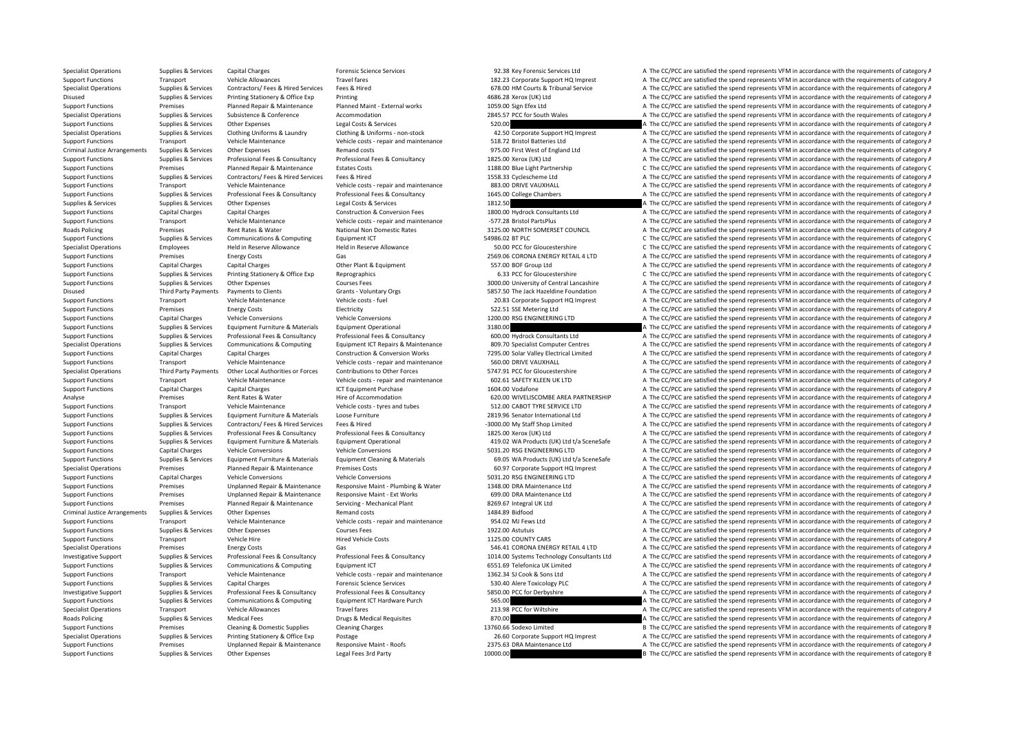| | | | | | | |
|---|---|---|---|---|---|---|
| Specialist Operations | Supplies & Services | Capital Charges | Forensic Science Services | 92.38 | Key Forensic Services Ltd | A The CC/PCC are satisfied the spend represents VFM in accordance with the requirements of category A |
| Support Functions | Transport | Vehicle Allowances | Travel fares | 182.23 | Corporate Support HQ Imprest | A The CC/PCC are satisfied the spend represents VFM in accordance with the requirements of category A |
| Specialist Operations | Supplies & Services | Contractors/ Fees & Hired Services | Fees & Hired | 678.00 | HM Courts & Tribunal Service | A The CC/PCC are satisfied the spend represents VFM in accordance with the requirements of category A |
| Disused | Supplies & Services | Printing Stationery & Office Exp | Printing | 4686.28 | Xerox (UK) Ltd | A The CC/PCC are satisfied the spend represents VFM in accordance with the requirements of category A |
| Support Functions | Premises | Planned Repair & Maintenance | Planned Maint - External works | 1059.00 | Sign Efex Ltd | A The CC/PCC are satisfied the spend represents VFM in accordance with the requirements of category A |
| Specialist Operations | Supplies & Services | Subsistence & Conference | Accommodation | 2845.57 | PCC for South Wales | A The CC/PCC are satisfied the spend represents VFM in accordance with the requirements of category A |
| Support Functions | Supplies & Services | Other Expenses | Legal Costs & Services | 520.00 | | A The CC/PCC are satisfied the spend represents VFM in accordance with the requirements of category A |
| Specialist Operations | Supplies & Services | Clothing Uniforms & Laundry | Clothing & Uniforms - non-stock | 42.50 | Corporate Support HQ Imprest | A The CC/PCC are satisfied the spend represents VFM in accordance with the requirements of category A |
| Support Functions | Transport | Vehicle Maintenance | Vehicle costs - repair and maintenance | 518.72 | Bristol Batteries Ltd | A The CC/PCC are satisfied the spend represents VFM in accordance with the requirements of category A |
| Criminal Justice Arrangements | Supplies & Services | Other Expenses | Remand costs | 975.00 | First West of England Ltd | A The CC/PCC are satisfied the spend represents VFM in accordance with the requirements of category A |
| Support Functions | Supplies & Services | Professional Fees & Consultancy | Professional Fees & Consultancy | 1825.00 | Xerox (UK) Ltd | A The CC/PCC are satisfied the spend represents VFM in accordance with the requirements of category A |
| Support Functions | Premises | Planned Repair & Maintenance | Estates Costs | 1188.00 | Blue Light Partnership | C The CC/PCC are satisfied the spend represents VFM in accordance with the requirements of category C |
| Support Functions | Supplies & Services | Contractors/ Fees & Hired Services | Fees & Hired | 1558.33 | Cyclescheme Ltd | A The CC/PCC are satisfied the spend represents VFM in accordance with the requirements of category A |
| Support Functions | Transport | Vehicle Maintenance | Vehicle costs - repair and maintenance | 883.00 | DRIVE VAUXHALL | A The CC/PCC are satisfied the spend represents VFM in accordance with the requirements of category A |
| Support Functions | Supplies & Services | Professional Fees & Consultancy | Professional Fees & Consultancy | 1645.00 | College Chambers | A The CC/PCC are satisfied the spend represents VFM in accordance with the requirements of category A |
| Supplies & Services | Supplies & Services | Other Expenses | Legal Costs & Services | 1812.50 | | A The CC/PCC are satisfied the spend represents VFM in accordance with the requirements of category A |
| Support Functions | Capital Charges | Capital Charges | Construction & Conversion Fees | 1800.00 | Hydrock Consultants Ltd | A The CC/PCC are satisfied the spend represents VFM in accordance with the requirements of category A |
| Support Functions | Transport | Vehicle Maintenance | Vehicle costs - repair and maintenance | -577.28 | Bristol PartsPlus | A The CC/PCC are satisfied the spend represents VFM in accordance with the requirements of category A |
| Roads Policing | Premises | Rent Rates & Water | National Non Domestic Rates | 3125.00 | NORTH SOMERSET COUNCIL | A The CC/PCC are satisfied the spend represents VFM in accordance with the requirements of category A |
| Support Functions | Supplies & Services | Communications & Computing | Equipment ICT | 54986.02 | BT PLC | C The CC/PCC are satisfied the spend represents VFM in accordance with the requirements of category C |
| Specialist Operations | Employees | Held in Reserve Allowance | Held in Reserve Allowance | 50.00 | PCC for Gloucestershire | C The CC/PCC are satisfied the spend represents VFM in accordance with the requirements of category C |
| Support Functions | Premises | Energy Costs | Gas | 2569.06 | CORONA ENERGY RETAIL 4 LTD | A The CC/PCC are satisfied the spend represents VFM in accordance with the requirements of category A |
| Support Functions | Capital Charges | Capital Charges | Other Plant & Equipment | 557.00 | BOF Group Ltd | A The CC/PCC are satisfied the spend represents VFM in accordance with the requirements of category A |
| Support Functions | Supplies & Services | Printing Stationery & Office Exp | Reprographics | 6.33 | PCC for Gloucestershire | C The CC/PCC are satisfied the spend represents VFM in accordance with the requirements of category C |
| Support Functions | Supplies & Services | Other Expenses | Courses Fees | 3000.00 | University of Central Lancashire | A The CC/PCC are satisfied the spend represents VFM in accordance with the requirements of category A |
| Disused | Third Party Payments | Payments to Clients | Grants - Voluntary Orgs | 5857.50 | The Jack Hazeldine Foundation | A The CC/PCC are satisfied the spend represents VFM in accordance with the requirements of category A |
| Support Functions | Transport | Vehicle Maintenance | Vehicle costs - fuel | 20.83 | Corporate Support HQ Imprest | A The CC/PCC are satisfied the spend represents VFM in accordance with the requirements of category A |
| Support Functions | Premises | Energy Costs | Electricity | 522.51 | SSE Metering Ltd | A The CC/PCC are satisfied the spend represents VFM in accordance with the requirements of category A |
| Support Functions | Capital Charges | Vehicle Conversions | Vehicle Conversions | 1200.00 | RSG ENGINEERING LTD | A The CC/PCC are satisfied the spend represents VFM in accordance with the requirements of category A |
| Support Functions | Supplies & Services | Equipment Furniture & Materials | Equipment Operational | 3180.00 | | A The CC/PCC are satisfied the spend represents VFM in accordance with the requirements of category A |
| Support Functions | Supplies & Services | Professional Fees & Consultancy | Professional Fees & Consultancy | 600.00 | Hydrock Consultants Ltd | A The CC/PCC are satisfied the spend represents VFM in accordance with the requirements of category A |
| Specialist Operations | Supplies & Services | Communications & Computing | Equipment ICT Repairs & Maintenance | 809.70 | Specialist Computer Centres | A The CC/PCC are satisfied the spend represents VFM in accordance with the requirements of category A |
| Support Functions | Capital Charges | Capital Charges | Construction & Conversion Works | 7295.00 | Solar Valley Electrical Limited | A The CC/PCC are satisfied the spend represents VFM in accordance with the requirements of category A |
| Support Functions | Transport | Vehicle Maintenance | Vehicle costs - repair and maintenance | 560.00 | DRIVE VAUXHALL | A The CC/PCC are satisfied the spend represents VFM in accordance with the requirements of category A |
| Specialist Operations | Third Party Payments | Other Local Authorities or Forces | Contributions to Other Forces | 5747.91 | PCC for Gloucestershire | A The CC/PCC are satisfied the spend represents VFM in accordance with the requirements of category A |
| Support Functions | Transport | Vehicle Maintenance | Vehicle costs - repair and maintenance | 602.61 | SAFETY KLEEN UK LTD | A The CC/PCC are satisfied the spend represents VFM in accordance with the requirements of category A |
| Support Functions | Capital Charges | Capital Charges | ICT Equipment Purchase | 1604.00 | Vodafone | A The CC/PCC are satisfied the spend represents VFM in accordance with the requirements of category A |
| Analyse | Premises | Rent Rates & Water | Hire of Accommodation | 620.00 | WIVELISCOMBE AREA PARTNERSHIP | A The CC/PCC are satisfied the spend represents VFM in accordance with the requirements of category A |
| Support Functions | Transport | Vehicle Maintenance | Vehicle costs - tyres and tubes | 512.00 | CABOT TYRE SERVICE LTD | A The CC/PCC are satisfied the spend represents VFM in accordance with the requirements of category A |
| Support Functions | Supplies & Services | Equipment Furniture & Materials | Loose Furniture | 2819.96 | Senator International Ltd | A The CC/PCC are satisfied the spend represents VFM in accordance with the requirements of category A |
| Support Functions | Supplies & Services | Contractors/ Fees & Hired Services | Fees & Hired | -3000.00 | My Staff Shop Limited | A The CC/PCC are satisfied the spend represents VFM in accordance with the requirements of category A |
| Support Functions | Supplies & Services | Professional Fees & Consultancy | Professional Fees & Consultancy | 1825.00 | Xerox (UK) Ltd | A The CC/PCC are satisfied the spend represents VFM in accordance with the requirements of category A |
| Support Functions | Supplies & Services | Equipment Furniture & Materials | Equipment Operational | 419.02 | WA Products (UK) Ltd t/a SceneSafe | A The CC/PCC are satisfied the spend represents VFM in accordance with the requirements of category A |
| Support Functions | Capital Charges | Vehicle Conversions | Vehicle Conversions | 5031.20 | RSG ENGINEERING LTD | A The CC/PCC are satisfied the spend represents VFM in accordance with the requirements of category A |
| Support Functions | Supplies & Services | Equipment Furniture & Materials | Equipment Cleaning & Materials | 69.05 | WA Products (UK) Ltd t/a SceneSafe | A The CC/PCC are satisfied the spend represents VFM in accordance with the requirements of category A |
| Specialist Operations | Premises | Planned Repair & Maintenance | Premises Costs | 60.97 | Corporate Support HQ Imprest | A The CC/PCC are satisfied the spend represents VFM in accordance with the requirements of category A |
| Support Functions | Capital Charges | Vehicle Conversions | Vehicle Conversions | 5031.20 | RSG ENGINEERING LTD | A The CC/PCC are satisfied the spend represents VFM in accordance with the requirements of category A |
| Support Functions | Premises | Unplanned Repair & Maintenance | Responsive Maint - Plumbing & Water | 1348.00 | DRA Maintenance Ltd | A The CC/PCC are satisfied the spend represents VFM in accordance with the requirements of category A |
| Support Functions | Premises | Unplanned Repair & Maintenance | Responsive Maint - Ext Works | 699.00 | DRA Maintenance Ltd | A The CC/PCC are satisfied the spend represents VFM in accordance with the requirements of category A |
| Support Functions | Premises | Planned Repair & Maintenance | Servicing - Mechanical Plant | 8269.67 | Integral UK Ltd | A The CC/PCC are satisfied the spend represents VFM in accordance with the requirements of category A |
| Criminal Justice Arrangements | Supplies & Services | Other Expenses | Remand costs | 1484.89 | Bidfood | A The CC/PCC are satisfied the spend represents VFM in accordance with the requirements of category A |
| Support Functions | Transport | Vehicle Maintenance | Vehicle costs - repair and maintenance | 954.02 | MJ Fews Ltd | A The CC/PCC are satisfied the spend represents VFM in accordance with the requirements of category A |
| Support Functions | Supplies & Services | Other Expenses | Courses Fees | 1922.00 | Astutuis | A The CC/PCC are satisfied the spend represents VFM in accordance with the requirements of category A |
| Support Functions | Transport | Vehicle Hire | Hired Vehicle Costs | 1125.00 | COUNTY CARS | A The CC/PCC are satisfied the spend represents VFM in accordance with the requirements of category A |
| Specialist Operations | Premises | Energy Costs | Gas | 546.41 | CORONA ENERGY RETAIL 4 LTD | A The CC/PCC are satisfied the spend represents VFM in accordance with the requirements of category A |
| Investigative Support | Supplies & Services | Professional Fees & Consultancy | Professional Fees & Consultancy | 1014.00 | Systems Technology Consultants Ltd | A The CC/PCC are satisfied the spend represents VFM in accordance with the requirements of category A |
| Support Functions | Supplies & Services | Communications & Computing | Equipment ICT | 6551.69 | Telefonica UK Limited | A The CC/PCC are satisfied the spend represents VFM in accordance with the requirements of category A |
| Support Functions | Transport | Vehicle Maintenance | Vehicle costs - repair and maintenance | 1362.34 | SJ Cook & Sons Ltd | A The CC/PCC are satisfied the spend represents VFM in accordance with the requirements of category A |
| Support Functions | Supplies & Services | Capital Charges | Forensic Science Services | 530.40 | Alere Toxicology PLC | A The CC/PCC are satisfied the spend represents VFM in accordance with the requirements of category A |
| Investigative Support | Supplies & Services | Professional Fees & Consultancy | Professional Fees & Consultancy | 5850.00 | PCC for Derbyshire | A The CC/PCC are satisfied the spend represents VFM in accordance with the requirements of category A |
| Support Functions | Supplies & Services | Communications & Computing | Equipment ICT Hardware Purch | 565.00 | | A The CC/PCC are satisfied the spend represents VFM in accordance with the requirements of category A |
| Specialist Operations | Transport | Vehicle Allowances | Travel fares | 213.98 | PCC for Wiltshire | A The CC/PCC are satisfied the spend represents VFM in accordance with the requirements of category A |
| Roads Policing | Supplies & Services | Medical Fees | Drugs & Medical Requisites | 870.00 | | A The CC/PCC are satisfied the spend represents VFM in accordance with the requirements of category A |
| Support Functions | Premises | Cleaning & Domestic Supplies | Cleaning Charges | 13760.66 | Sodexo Limited | B The CC/PCC are satisfied the spend represents VFM in accordance with the requirements of category B |
| Specialist Operations | Supplies & Services | Printing Stationery & Office Exp | Postage | 26.60 | Corporate Support HQ Imprest | A The CC/PCC are satisfied the spend represents VFM in accordance with the requirements of category A |
| Support Functions | Premises | Unplanned Repair & Maintenance | Responsive Maint - Roofs | 2375.63 | DRA Maintenance Ltd | A The CC/PCC are satisfied the spend represents VFM in accordance with the requirements of category A |
| Support Functions | Supplies & Services | Other Expenses | Legal Fees 3rd Party | 10000.00 | | B The CC/PCC are satisfied the spend represents VFM in accordance with the requirements of category B |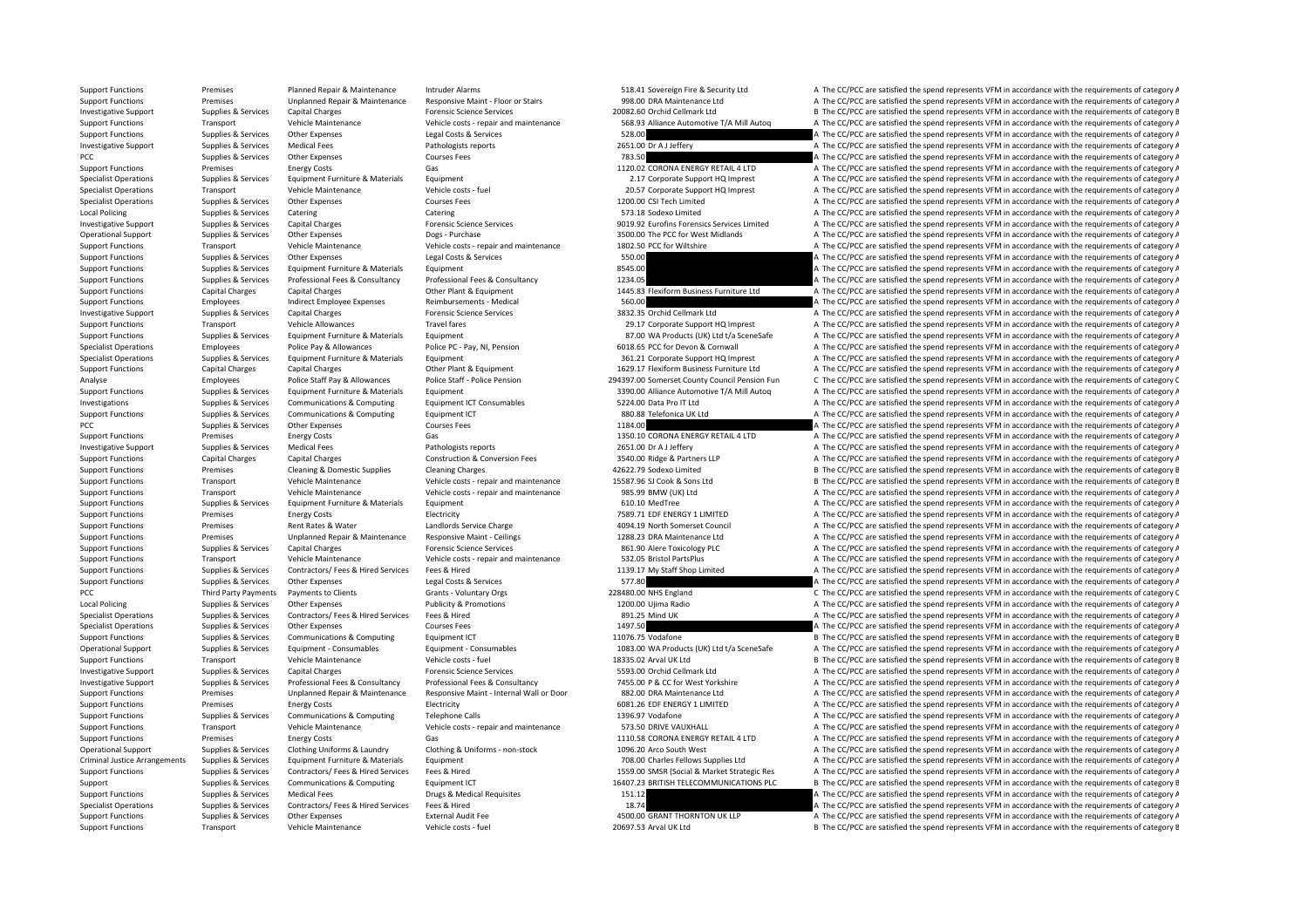| | | | | | | | |
|---|---|---|---|---|---|---|---|
| Support Functions | Premises | Planned Repair & Maintenance | Intruder Alarms | 518.41 | Sovereign Fire & Security Ltd | A | The CC/PCC are satisfied the spend represents VFM in accordance with the requirements of category A |
| Support Functions | Premises | Unplanned Repair & Maintenance | Responsive Maint - Floor or Stairs | 998.00 | DRA Maintenance Ltd | A | The CC/PCC are satisfied the spend represents VFM in accordance with the requirements of category A |
| Investigative Support | Supplies & Services | Capital Charges | Forensic Science Services | 20082.60 | Orchid Cellmark Ltd | B | The CC/PCC are satisfied the spend represents VFM in accordance with the requirements of category B |
| Support Functions | Transport | Vehicle Maintenance | Vehicle costs - repair and maintenance | 568.93 | Alliance Automotive T/A Mill Autoq | A | The CC/PCC are satisfied the spend represents VFM in accordance with the requirements of category A |
| Support Functions | Supplies & Services | Other Expenses | Legal Costs & Services | 528.00 | | A | The CC/PCC are satisfied the spend represents VFM in accordance with the requirements of category A |
| Investigative Support | Supplies & Services | Medical Fees | Pathologists reports | 2651.00 | Dr A J Jeffery | A | The CC/PCC are satisfied the spend represents VFM in accordance with the requirements of category A |
| PCC | Supplies & Services | Other Expenses | Courses Fees | 783.50 | | A | The CC/PCC are satisfied the spend represents VFM in accordance with the requirements of category A |
| Support Functions | Premises | Energy Costs | Gas | 1120.02 | CORONA ENERGY RETAIL 4 LTD | A | The CC/PCC are satisfied the spend represents VFM in accordance with the requirements of category A |
| Specialist Operations | Supplies & Services | Equipment Furniture & Materials | Equipment | 2.17 | Corporate Support HQ Imprest | A | The CC/PCC are satisfied the spend represents VFM in accordance with the requirements of category A |
| Specialist Operations | Transport | Vehicle Maintenance | Vehicle costs - fuel | 20.57 | Corporate Support HQ Imprest | A | The CC/PCC are satisfied the spend represents VFM in accordance with the requirements of category A |
| Specialist Operations | Supplies & Services | Other Expenses | Courses Fees | 1200.00 | CSI Tech Limited | A | The CC/PCC are satisfied the spend represents VFM in accordance with the requirements of category A |
| Local Policing | Supplies & Services | Catering | Catering | 573.18 | Sodexo Limited | A | The CC/PCC are satisfied the spend represents VFM in accordance with the requirements of category A |
| Investigative Support | Supplies & Services | Capital Charges | Forensic Science Services | 9019.92 | Eurofins Forensics Services Limited | A | The CC/PCC are satisfied the spend represents VFM in accordance with the requirements of category A |
| Operational Support | Supplies & Services | Other Expenses | Dogs - Purchase | 3500.00 | The PCC for West Midlands | A | The CC/PCC are satisfied the spend represents VFM in accordance with the requirements of category A |
| Support Functions | Transport | Vehicle Maintenance | Vehicle costs - repair and maintenance | 1802.50 | PCC for Wiltshire | A | The CC/PCC are satisfied the spend represents VFM in accordance with the requirements of category A |
| Support Functions | Supplies & Services | Other Expenses | Legal Costs & Services | 550.00 | | A | The CC/PCC are satisfied the spend represents VFM in accordance with the requirements of category A |
| Support Functions | Supplies & Services | Equipment Furniture & Materials | Equipment | 8545.00 | | A | The CC/PCC are satisfied the spend represents VFM in accordance with the requirements of category A |
| Support Functions | Supplies & Services | Professional Fees & Consultancy | Professional Fees & Consultancy | 1234.05 | | A | The CC/PCC are satisfied the spend represents VFM in accordance with the requirements of category A |
| Support Functions | Capital Charges | Capital Charges | Other Plant & Equipment | 1445.83 | Flexiform Business Furniture Ltd | A | The CC/PCC are satisfied the spend represents VFM in accordance with the requirements of category A |
| Support Functions | Employees | Indirect Employee Expenses | Reimbursements - Medical | 560.00 | | A | The CC/PCC are satisfied the spend represents VFM in accordance with the requirements of category A |
| Investigative Support | Supplies & Services | Capital Charges | Forensic Science Services | 3832.35 | Orchid Cellmark Ltd | A | The CC/PCC are satisfied the spend represents VFM in accordance with the requirements of category A |
| Support Functions | Transport | Vehicle Allowances | Travel fares | 29.17 | Corporate Support HQ Imprest | A | The CC/PCC are satisfied the spend represents VFM in accordance with the requirements of category A |
| Support Functions | Supplies & Services | Equipment Furniture & Materials | Equipment | 87.00 | WA Products (UK) Ltd t/a SceneSafe | A | The CC/PCC are satisfied the spend represents VFM in accordance with the requirements of category A |
| Specialist Operations | Employees | Police Pay & Allowances | Police PC - Pay, NI, Pension | 6018.65 | PCC for Devon & Cornwall | A | The CC/PCC are satisfied the spend represents VFM in accordance with the requirements of category A |
| Specialist Operations | Supplies & Services | Equipment Furniture & Materials | Equipment | 361.21 | Corporate Support HQ Imprest | A | The CC/PCC are satisfied the spend represents VFM in accordance with the requirements of category A |
| Support Functions | Capital Charges | Capital Charges | Other Plant & Equipment | 1629.17 | Flexiform Business Furniture Ltd | A | The CC/PCC are satisfied the spend represents VFM in accordance with the requirements of category A |
| Analyse | Employees | Police Staff Pay & Allowances | Police Staff - Police Pension | 294397.00 | Somerset County Council Pension Fun | C | The CC/PCC are satisfied the spend represents VFM in accordance with the requirements of category C |
| Support Functions | Supplies & Services | Equipment Furniture & Materials | Equipment | 3390.00 | Alliance Automotive T/A Mill Autoq | A | The CC/PCC are satisfied the spend represents VFM in accordance with the requirements of category A |
| Investigations | Supplies & Services | Communications & Computing | Equipment ICT Consumables | 5224.00 | Data Pro IT Ltd | A | The CC/PCC are satisfied the spend represents VFM in accordance with the requirements of category A |
| Support Functions | Supplies & Services | Communications & Computing | Equipment ICT | 880.88 | Telefonica UK Ltd | A | The CC/PCC are satisfied the spend represents VFM in accordance with the requirements of category A |
| PCC | Supplies & Services | Other Expenses | Courses Fees | 1184.00 | | A | The CC/PCC are satisfied the spend represents VFM in accordance with the requirements of category A |
| Support Functions | Premises | Energy Costs | Gas | 1350.10 | CORONA ENERGY RETAIL 4 LTD | A | The CC/PCC are satisfied the spend represents VFM in accordance with the requirements of category A |
| Investigative Support | Supplies & Services | Medical Fees | Pathologists reports | 2651.00 | Dr A J Jeffery | A | The CC/PCC are satisfied the spend represents VFM in accordance with the requirements of category A |
| Support Functions | Capital Charges | Capital Charges | Construction & Conversion Fees | 3540.00 | Ridge & Partners LLP | A | The CC/PCC are satisfied the spend represents VFM in accordance with the requirements of category A |
| Support Functions | Premises | Cleaning & Domestic Supplies | Cleaning Charges | 42622.79 | Sodexo Limited | B | The CC/PCC are satisfied the spend represents VFM in accordance with the requirements of category B |
| Support Functions | Transport | Vehicle Maintenance | Vehicle costs - repair and maintenance | 15587.96 | SJ Cook & Sons Ltd | B | The CC/PCC are satisfied the spend represents VFM in accordance with the requirements of category B |
| Support Functions | Transport | Vehicle Maintenance | Vehicle costs - repair and maintenance | 985.99 | BMW (UK) Ltd | A | The CC/PCC are satisfied the spend represents VFM in accordance with the requirements of category A |
| Support Functions | Supplies & Services | Equipment Furniture & Materials | Equipment | 610.10 | MedTree | A | The CC/PCC are satisfied the spend represents VFM in accordance with the requirements of category A |
| Support Functions | Premises | Energy Costs | Electricity | 7589.71 | EDF ENERGY 1 LIMITED | A | The CC/PCC are satisfied the spend represents VFM in accordance with the requirements of category A |
| Support Functions | Premises | Rent Rates & Water | Landlords Service Charge | 4094.19 | North Somerset Council | A | The CC/PCC are satisfied the spend represents VFM in accordance with the requirements of category A |
| Support Functions | Premises | Unplanned Repair & Maintenance | Responsive Maint - Ceilings | 1288.23 | DRA Maintenance Ltd | A | The CC/PCC are satisfied the spend represents VFM in accordance with the requirements of category A |
| Support Functions | Supplies & Services | Capital Charges | Forensic Science Services | 861.90 | Alere Toxicology PLC | A | The CC/PCC are satisfied the spend represents VFM in accordance with the requirements of category A |
| Support Functions | Transport | Vehicle Maintenance | Vehicle costs - repair and maintenance | 532.05 | Bristol PartsPlus | A | The CC/PCC are satisfied the spend represents VFM in accordance with the requirements of category A |
| Support Functions | Supplies & Services | Contractors/ Fees & Hired Services | Fees & Hired | 1139.17 | My Staff Shop Limited | A | The CC/PCC are satisfied the spend represents VFM in accordance with the requirements of category A |
| Support Functions | Supplies & Services | Other Expenses | Legal Costs & Services | 577.80 | | A | The CC/PCC are satisfied the spend represents VFM in accordance with the requirements of category A |
| PCC | Third Party Payments | Payments to Clients | Grants - Voluntary Orgs | 228480.00 | NHS England | C | The CC/PCC are satisfied the spend represents VFM in accordance with the requirements of category C |
| Local Policing | Supplies & Services | Other Expenses | Publicity & Promotions | 1200.00 | Ujima Radio | A | The CC/PCC are satisfied the spend represents VFM in accordance with the requirements of category A |
| Specialist Operations | Supplies & Services | Contractors/ Fees & Hired Services | Fees & Hired | 891.25 | Mind UK | A | The CC/PCC are satisfied the spend represents VFM in accordance with the requirements of category A |
| Specialist Operations | Supplies & Services | Other Expenses | Courses Fees | 1497.50 | | A | The CC/PCC are satisfied the spend represents VFM in accordance with the requirements of category A |
| Support Functions | Supplies & Services | Communications & Computing | Equipment ICT | 11076.75 | Vodafone | B | The CC/PCC are satisfied the spend represents VFM in accordance with the requirements of category B |
| Operational Support | Supplies & Services | Equipment - Consumables | Equipment - Consumables | 1083.00 | WA Products (UK) Ltd t/a SceneSafe | A | The CC/PCC are satisfied the spend represents VFM in accordance with the requirements of category A |
| Support Functions | Transport | Vehicle Maintenance | Vehicle costs - fuel | 18335.02 | Arval UK Ltd | B | The CC/PCC are satisfied the spend represents VFM in accordance with the requirements of category B |
| Investigative Support | Supplies & Services | Capital Charges | Forensic Science Services | 5593.00 | Orchid Cellmark Ltd | A | The CC/PCC are satisfied the spend represents VFM in accordance with the requirements of category A |
| Investigative Support | Supplies & Services | Professional Fees & Consultancy | Professional Fees & Consultancy | 7455.00 | P & CC for West Yorkshire | A | The CC/PCC are satisfied the spend represents VFM in accordance with the requirements of category A |
| Support Functions | Premises | Unplanned Repair & Maintenance | Responsive Maint - Internal Wall or Door | 882.00 | DRA Maintenance Ltd | A | The CC/PCC are satisfied the spend represents VFM in accordance with the requirements of category A |
| Support Functions | Premises | Energy Costs | Electricity | 6081.26 | EDF ENERGY 1 LIMITED | A | The CC/PCC are satisfied the spend represents VFM in accordance with the requirements of category A |
| Support Functions | Supplies & Services | Communications & Computing | Telephone Calls | 1396.97 | Vodafone | A | The CC/PCC are satisfied the spend represents VFM in accordance with the requirements of category A |
| Support Functions | Transport | Vehicle Maintenance | Vehicle costs - repair and maintenance | 573.50 | DRIVE VAUXHALL | A | The CC/PCC are satisfied the spend represents VFM in accordance with the requirements of category A |
| Support Functions | Premises | Energy Costs | Gas | 1110.58 | CORONA ENERGY RETAIL 4 LTD | A | The CC/PCC are satisfied the spend represents VFM in accordance with the requirements of category A |
| Operational Support | Supplies & Services | Clothing Uniforms & Laundry | Clothing & Uniforms - non-stock | 1096.20 | Arco South West | A | The CC/PCC are satisfied the spend represents VFM in accordance with the requirements of category A |
| Criminal Justice Arrangements | Supplies & Services | Equipment Furniture & Materials | Equipment | 708.00 | Charles Fellows Supplies Ltd | A | The CC/PCC are satisfied the spend represents VFM in accordance with the requirements of category A |
| Support Functions | Supplies & Services | Contractors/ Fees & Hired Services | Fees & Hired | 1559.00 | SMSR (Social & Market Strategic Res | A | The CC/PCC are satisfied the spend represents VFM in accordance with the requirements of category A |
| Support | Supplies & Services | Communications & Computing | Equipment ICT | 16407.23 | BRITISH TELECOMMUNICATIONS PLC | B | The CC/PCC are satisfied the spend represents VFM in accordance with the requirements of category B |
| Support Functions | Supplies & Services | Medical Fees | Drugs & Medical Requisites | 151.12 | | A | The CC/PCC are satisfied the spend represents VFM in accordance with the requirements of category A |
| Specialist Operations | Supplies & Services | Contractors/ Fees & Hired Services | Fees & Hired | 18.74 | | A | The CC/PCC are satisfied the spend represents VFM in accordance with the requirements of category A |
| Support Functions | Supplies & Services | Other Expenses | External Audit Fee | 4500.00 | GRANT THORNTON UK LLP | A | The CC/PCC are satisfied the spend represents VFM in accordance with the requirements of category A |
| Support Functions | Transport | Vehicle Maintenance | Vehicle costs - fuel | 20697.53 | Arval UK Ltd | B | The CC/PCC are satisfied the spend represents VFM in accordance with the requirements of category B |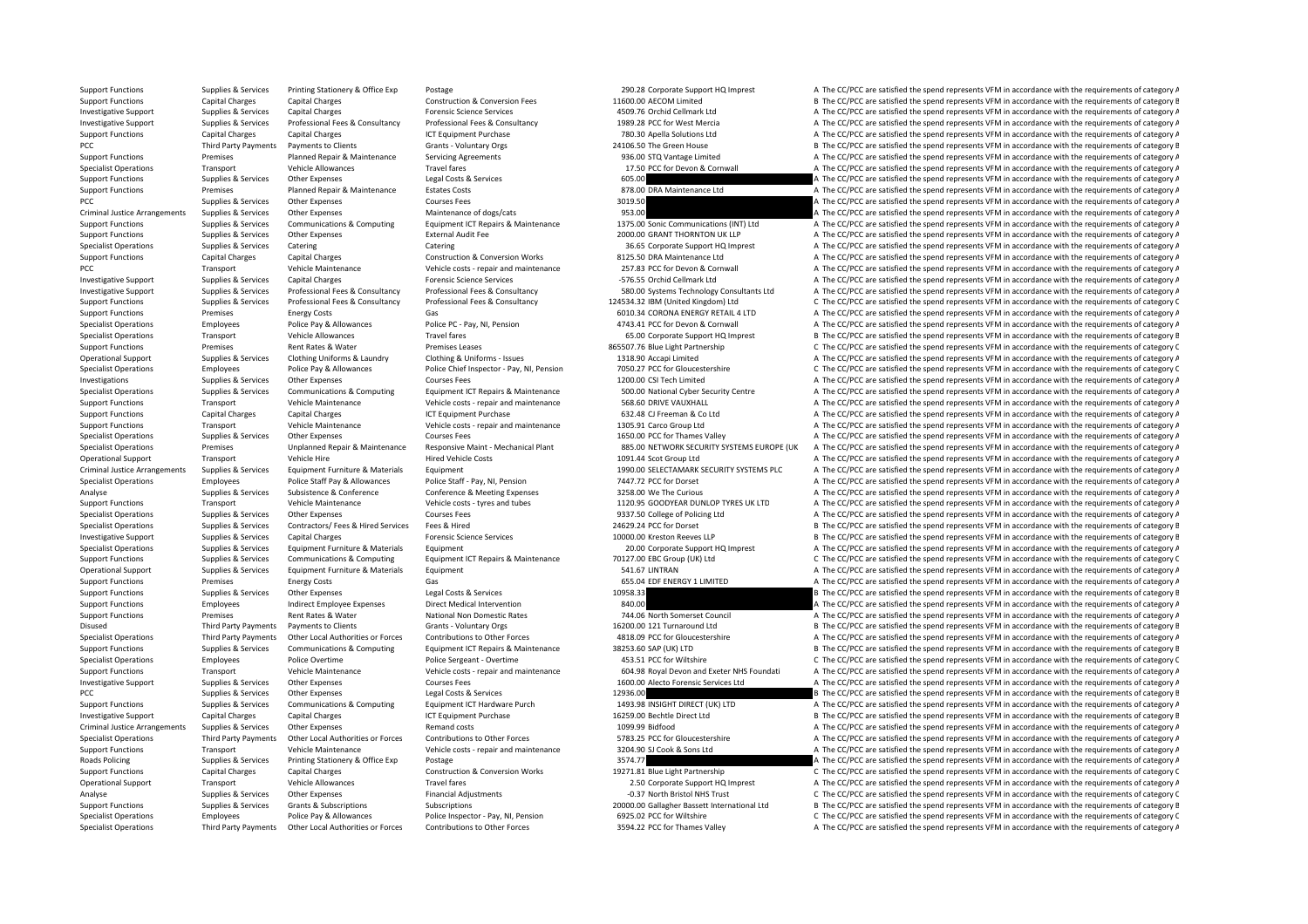| | | | | | | |
|---|---|---|---|---|---|---|
| Support Functions | Supplies & Services | Printing Stationery & Office Exp | Postage | 290.28 | Corporate Support HQ Imprest | A The CC/PCC are satisfied the spend represents VFM in accordance with the requirements of category A |
| Support Functions | Capital Charges | Capital Charges | Construction & Conversion Fees | 11600.00 | AECOM Limited | B The CC/PCC are satisfied the spend represents VFM in accordance with the requirements of category B |
| Investigative Support | Supplies & Services | Capital Charges | Forensic Science Services | 4509.76 | Orchid Cellmark Ltd | A The CC/PCC are satisfied the spend represents VFM in accordance with the requirements of category A |
| Investigative Support | Supplies & Services | Professional Fees & Consultancy | Professional Fees & Consultancy | 1989.28 | PCC for West Mercia | A The CC/PCC are satisfied the spend represents VFM in accordance with the requirements of category A |
| Support Functions | Capital Charges | Capital Charges | ICT Equipment Purchase | 780.30 | Apella Solutions Ltd | A The CC/PCC are satisfied the spend represents VFM in accordance with the requirements of category A |
| PCC | Third Party Payments | Payments to Clients | Grants - Voluntary Orgs | 24106.50 | The Green House | B The CC/PCC are satisfied the spend represents VFM in accordance with the requirements of category B |
| Support Functions | Premises | Planned Repair & Maintenance | Servicing Agreements | 936.00 | STQ Vantage Limited | A The CC/PCC are satisfied the spend represents VFM in accordance with the requirements of category A |
| Specialist Operations | Transport | Vehicle Allowances | Travel fares | 17.50 | PCC for Devon & Cornwall | A The CC/PCC are satisfied the spend represents VFM in accordance with the requirements of category A |
| Support Functions | Supplies & Services | Other Expenses | Legal Costs & Services | 605.00 | | A The CC/PCC are satisfied the spend represents VFM in accordance with the requirements of category A |
| Support Functions | Premises | Planned Repair & Maintenance | Estates Costs | 878.00 | DRA Maintenance Ltd | A The CC/PCC are satisfied the spend represents VFM in accordance with the requirements of category A |
| PCC | Supplies & Services | Other Expenses | Courses Fees | 3019.50 | | A The CC/PCC are satisfied the spend represents VFM in accordance with the requirements of category A |
| Criminal Justice Arrangements | Supplies & Services | Other Expenses | Maintenance of dogs/cats | 953.00 | | A The CC/PCC are satisfied the spend represents VFM in accordance with the requirements of category A |
| Support Functions | Supplies & Services | Communications & Computing | Equipment ICT Repairs & Maintenance | 1375.00 | Sonic Communications (INT) Ltd | A The CC/PCC are satisfied the spend represents VFM in accordance with the requirements of category A |
| Support Functions | Supplies & Services | Other Expenses | External Audit Fee | 2000.00 | GRANT THORNTON UK LLP | A The CC/PCC are satisfied the spend represents VFM in accordance with the requirements of category A |
| Specialist Operations | Supplies & Services | Catering | Catering | 36.65 | Corporate Support HQ Imprest | A The CC/PCC are satisfied the spend represents VFM in accordance with the requirements of category A |
| Support Functions | Capital Charges | Capital Charges | Construction & Conversion Works | 8125.50 | DRA Maintenance Ltd | A The CC/PCC are satisfied the spend represents VFM in accordance with the requirements of category A |
| PCC | Transport | Vehicle Maintenance | Vehicle costs - repair and maintenance | 257.83 | PCC for Devon & Cornwall | A The CC/PCC are satisfied the spend represents VFM in accordance with the requirements of category A |
| Investigative Support | Supplies & Services | Capital Charges | Forensic Science Services | -576.55 | Orchid Cellmark Ltd | A The CC/PCC are satisfied the spend represents VFM in accordance with the requirements of category A |
| Investigative Support | Supplies & Services | Professional Fees & Consultancy | Professional Fees & Consultancy | 580.00 | Systems Technology Consultants Ltd | A The CC/PCC are satisfied the spend represents VFM in accordance with the requirements of category A |
| Support Functions | Supplies & Services | Professional Fees & Consultancy | Professional Fees & Consultancy | 124534.32 | IBM (United Kingdom) Ltd | C The CC/PCC are satisfied the spend represents VFM in accordance with the requirements of category C |
| Support Functions | Premises | Energy Costs | Gas | 6010.34 | CORONA ENERGY RETAIL 4 LTD | A The CC/PCC are satisfied the spend represents VFM in accordance with the requirements of category A |
| Specialist Operations | Employees | Police Pay & Allowances | Police PC - Pay, NI, Pension | 4743.41 | PCC for Devon & Cornwall | A The CC/PCC are satisfied the spend represents VFM in accordance with the requirements of category A |
| Specialist Operations | Transport | Vehicle Allowances | Travel fares | 65.00 | Corporate Support HQ Imprest | B The CC/PCC are satisfied the spend represents VFM in accordance with the requirements of category B |
| Support Functions | Premises | Rent Rates & Water | Premises Leases | 865507.76 | Blue Light Partnership | C The CC/PCC are satisfied the spend represents VFM in accordance with the requirements of category C |
| Operational Support | Supplies & Services | Clothing Uniforms & Laundry | Clothing & Uniforms - Issues | 1318.90 | Accapi Limited | A The CC/PCC are satisfied the spend represents VFM in accordance with the requirements of category A |
| Specialist Operations | Employees | Police Pay & Allowances | Police Chief Inspector - Pay, NI, Pension | 7050.27 | PCC for Gloucestershire | C The CC/PCC are satisfied the spend represents VFM in accordance with the requirements of category C |
| Investigations | Supplies & Services | Other Expenses | Courses Fees | 1200.00 | CSI Tech Limited | A The CC/PCC are satisfied the spend represents VFM in accordance with the requirements of category A |
| Specialist Operations | Supplies & Services | Communications & Computing | Equipment ICT Repairs & Maintenance | 500.00 | National Cyber Security Centre | A The CC/PCC are satisfied the spend represents VFM in accordance with the requirements of category A |
| Support Functions | Transport | Vehicle Maintenance | Vehicle costs - repair and maintenance | 568.60 | DRIVE VAUXHALL | A The CC/PCC are satisfied the spend represents VFM in accordance with the requirements of category A |
| Support Functions | Capital Charges | Capital Charges | ICT Equipment Purchase | 632.48 | CJ Freeman & Co Ltd | A The CC/PCC are satisfied the spend represents VFM in accordance with the requirements of category A |
| Support Functions | Transport | Vehicle Maintenance | Vehicle costs - repair and maintenance | 1305.91 | Carco Group Ltd | A The CC/PCC are satisfied the spend represents VFM in accordance with the requirements of category A |
| Specialist Operations | Supplies & Services | Other Expenses | Courses Fees | 1650.00 | PCC for Thames Valley | A The CC/PCC are satisfied the spend represents VFM in accordance with the requirements of category A |
| Specialist Operations | Premises | Unplanned Repair & Maintenance | Responsive Maint - Mechanical Plant | 885.00 | NETWORK SECURITY SYSTEMS EUROPE (UK | A The CC/PCC are satisfied the spend represents VFM in accordance with the requirements of category A |
| Operational Support | Transport | Vehicle Hire | Hired Vehicle Costs | 1091.44 | Scot Group Ltd | A The CC/PCC are satisfied the spend represents VFM in accordance with the requirements of category A |
| Criminal Justice Arrangements | Supplies & Services | Equipment Furniture & Materials | Equipment | 1990.00 | SELECTAMARK SECURITY SYSTEMS PLC | A The CC/PCC are satisfied the spend represents VFM in accordance with the requirements of category A |
| Specialist Operations | Employees | Police Staff Pay & Allowances | Police Staff - Pay, NI, Pension | 7447.72 | PCC for Dorset | A The CC/PCC are satisfied the spend represents VFM in accordance with the requirements of category A |
| Analyse | Supplies & Services | Subsistence & Conference | Conference & Meeting Expenses | 3258.00 | We The Curious | A The CC/PCC are satisfied the spend represents VFM in accordance with the requirements of category A |
| Support Functions | Transport | Vehicle Maintenance | Vehicle costs - tyres and tubes | 1120.95 | GOODYEAR DUNLOP TYRES UK LTD | A The CC/PCC are satisfied the spend represents VFM in accordance with the requirements of category A |
| Specialist Operations | Supplies & Services | Other Expenses | Courses Fees | 9337.50 | College of Policing Ltd | A The CC/PCC are satisfied the spend represents VFM in accordance with the requirements of category A |
| Specialist Operations | Supplies & Services | Contractors/ Fees & Hired Services | Fees & Hired | 24629.24 | PCC for Dorset | B The CC/PCC are satisfied the spend represents VFM in accordance with the requirements of category B |
| Investigative Support | Supplies & Services | Capital Charges | Forensic Science Services | 10000.00 | Kreston Reeves LLP | B The CC/PCC are satisfied the spend represents VFM in accordance with the requirements of category B |
| Specialist Operations | Supplies & Services | Equipment Furniture & Materials | Equipment | 20.00 | Corporate Support HQ Imprest | A The CC/PCC are satisfied the spend represents VFM in accordance with the requirements of category A |
| Support Functions | Supplies & Services | Communications & Computing | Equipment ICT Repairs & Maintenance | 70127.00 | EBC Group (UK) Ltd | C The CC/PCC are satisfied the spend represents VFM in accordance with the requirements of category C |
| Operational Support | Supplies & Services | Equipment Furniture & Materials | Equipment | 541.67 | LINTRAN | A The CC/PCC are satisfied the spend represents VFM in accordance with the requirements of category A |
| Support Functions | Premises | Energy Costs | Gas | 655.04 | EDF ENERGY 1 LIMITED | A The CC/PCC are satisfied the spend represents VFM in accordance with the requirements of category A |
| Support Functions | Supplies & Services | Other Expenses | Legal Costs & Services | 10958.33 | | B The CC/PCC are satisfied the spend represents VFM in accordance with the requirements of category B |
| Support Functions | Employees | Indirect Employee Expenses | Direct Medical Intervention | 840.00 | | A The CC/PCC are satisfied the spend represents VFM in accordance with the requirements of category A |
| Support Functions | Premises | Rent Rates & Water | National Non Domestic Rates | 744.06 | North Somerset Council | A The CC/PCC are satisfied the spend represents VFM in accordance with the requirements of category A |
| Disused | Third Party Payments | Payments to Clients | Grants - Voluntary Orgs | 16200.00 | 121 Turnaround Ltd | B The CC/PCC are satisfied the spend represents VFM in accordance with the requirements of category B |
| Specialist Operations | Third Party Payments | Other Local Authorities or Forces | Contributions to Other Forces | 4818.09 | PCC for Gloucestershire | A The CC/PCC are satisfied the spend represents VFM in accordance with the requirements of category A |
| Support Functions | Supplies & Services | Communications & Computing | Equipment ICT Repairs & Maintenance | 38253.60 | SAP (UK) LTD | B The CC/PCC are satisfied the spend represents VFM in accordance with the requirements of category B |
| Specialist Operations | Employees | Police Overtime | Police Sergeant - Overtime | 453.51 | PCC for Wiltshire | C The CC/PCC are satisfied the spend represents VFM in accordance with the requirements of category C |
| Support Functions | Transport | Vehicle Maintenance | Vehicle costs - repair and maintenance | 604.98 | Royal Devon and Exeter NHS Foundati | A The CC/PCC are satisfied the spend represents VFM in accordance with the requirements of category A |
| Investigative Support | Supplies & Services | Other Expenses | Courses Fees | 1600.00 | Alecto Forensic Services Ltd | A The CC/PCC are satisfied the spend represents VFM in accordance with the requirements of category A |
| PCC | Supplies & Services | Other Expenses | Legal Costs & Services | 12936.00 | | B The CC/PCC are satisfied the spend represents VFM in accordance with the requirements of category B |
| Support Functions | Supplies & Services | Communications & Computing | Equipment ICT Hardware Purch | 1493.98 | INSIGHT DIRECT (UK) LTD | A The CC/PCC are satisfied the spend represents VFM in accordance with the requirements of category A |
| Investigative Support | Capital Charges | Capital Charges | ICT Equipment Purchase | 16259.00 | Bechtle Direct Ltd | B The CC/PCC are satisfied the spend represents VFM in accordance with the requirements of category B |
| Criminal Justice Arrangements | Supplies & Services | Other Expenses | Remand costs | 1099.99 | Bidfood | A The CC/PCC are satisfied the spend represents VFM in accordance with the requirements of category A |
| Specialist Operations | Third Party Payments | Other Local Authorities or Forces | Contributions to Other Forces | 5783.25 | PCC for Gloucestershire | A The CC/PCC are satisfied the spend represents VFM in accordance with the requirements of category A |
| Support Functions | Transport | Vehicle Maintenance | Vehicle costs - repair and maintenance | 3204.90 | SJ Cook & Sons Ltd | A The CC/PCC are satisfied the spend represents VFM in accordance with the requirements of category A |
| Roads Policing | Supplies & Services | Printing Stationery & Office Exp | Postage | 3574.77 | | A The CC/PCC are satisfied the spend represents VFM in accordance with the requirements of category A |
| Support Functions | Capital Charges | Capital Charges | Construction & Conversion Works | 19271.81 | Blue Light Partnership | C The CC/PCC are satisfied the spend represents VFM in accordance with the requirements of category C |
| Operational Support | Transport | Vehicle Allowances | Travel fares | 2.50 | Corporate Support HQ Imprest | A The CC/PCC are satisfied the spend represents VFM in accordance with the requirements of category A |
| Analyse | Supplies & Services | Other Expenses | Financial Adjustments | -0.37 | North Bristol NHS Trust | C The CC/PCC are satisfied the spend represents VFM in accordance with the requirements of category C |
| Support Functions | Supplies & Services | Grants & Subscriptions | Subscriptions | 20000.00 | Gallagher Bassett International Ltd | B The CC/PCC are satisfied the spend represents VFM in accordance with the requirements of category B |
| Specialist Operations | Employees | Police Pay & Allowances | Police Inspector - Pay, NI, Pension | 6925.02 | PCC for Wiltshire | C The CC/PCC are satisfied the spend represents VFM in accordance with the requirements of category C |
| Specialist Operations | Third Party Payments | Other Local Authorities or Forces | Contributions to Other Forces | 3594.22 | PCC for Thames Valley | A The CC/PCC are satisfied the spend represents VFM in accordance with the requirements of category A |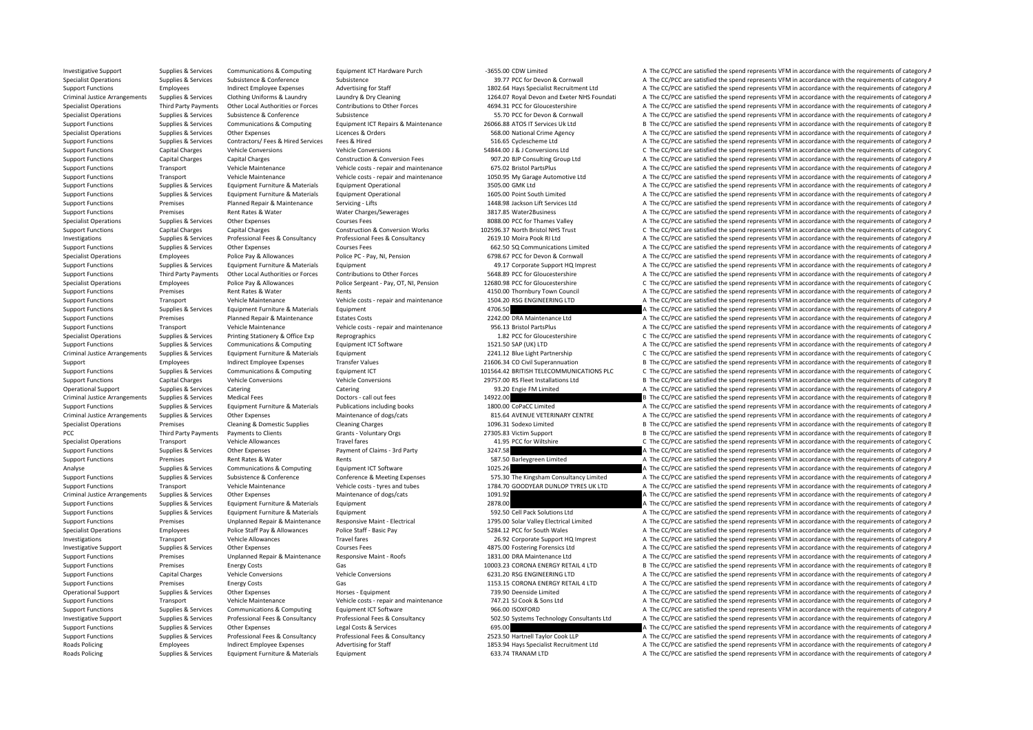| | | | | | | | |
|---|---|---|---|---|---|---|---|
| Investigative Support | Supplies & Services | Communications & Computing | Equipment ICT Hardware Purch | -3655.00 | CDW Limited | A | The CC/PCC are satisfied the spend represents VFM in accordance with the requirements of category A |
| Specialist Operations | Supplies & Services | Subsistence & Conference | Subsistence | 39.77 | PCC for Devon & Cornwall | A | The CC/PCC are satisfied the spend represents VFM in accordance with the requirements of category A |
| Support Functions | Employees | Indirect Employee Expenses | Advertising for Staff | 1802.64 | Hays Specialist Recruitment Ltd | A | The CC/PCC are satisfied the spend represents VFM in accordance with the requirements of category A |
| Criminal Justice Arrangements | Supplies & Services | Clothing Uniforms & Laundry | Laundry & Dry Cleaning | 1264.07 | Royal Devon and Exeter NHS Foundati | A | The CC/PCC are satisfied the spend represents VFM in accordance with the requirements of category A |
| Specialist Operations | Third Party Payments | Other Local Authorities or Forces | Contributions to Other Forces | 4694.31 | PCC for Gloucestershire | A | The CC/PCC are satisfied the spend represents VFM in accordance with the requirements of category A |
| Specialist Operations | Supplies & Services | Subsistence & Conference | Subsistence | 55.70 | PCC for Devon & Cornwall | A | The CC/PCC are satisfied the spend represents VFM in accordance with the requirements of category A |
| Support Functions | Supplies & Services | Communications & Computing | Equipment ICT Repairs & Maintenance | 26066.88 | ATOS IT Services Uk Ltd | B | The CC/PCC are satisfied the spend represents VFM in accordance with the requirements of category B |
| Specialist Operations | Supplies & Services | Other Expenses | Licences & Orders | 568.00 | National Crime Agency | A | The CC/PCC are satisfied the spend represents VFM in accordance with the requirements of category A |
| Support Functions | Supplies & Services | Contractors/ Fees & Hired Services | Fees & Hired | 516.65 | Cyclescheme Ltd | A | The CC/PCC are satisfied the spend represents VFM in accordance with the requirements of category A |
| Support Functions | Capital Charges | Vehicle Conversions | Vehicle Conversions | 54844.00 | J & J Conversions Ltd | C | The CC/PCC are satisfied the spend represents VFM in accordance with the requirements of category C |
| Support Functions | Capital Charges | Capital Charges | Construction & Conversion Fees | 907.20 | BJP Consulting Group Ltd | A | The CC/PCC are satisfied the spend represents VFM in accordance with the requirements of category A |
| Support Functions | Transport | Vehicle Maintenance | Vehicle costs - repair and maintenance | 675.02 | Bristol PartsPlus | A | The CC/PCC are satisfied the spend represents VFM in accordance with the requirements of category A |
| Support Functions | Transport | Vehicle Maintenance | Vehicle costs - repair and maintenance | 1050.95 | My Garage Automotive Ltd | A | The CC/PCC are satisfied the spend represents VFM in accordance with the requirements of category A |
| Support Functions | Supplies & Services | Equipment Furniture & Materials | Equipment Operational | 3505.00 | GMK Ltd | A | The CC/PCC are satisfied the spend represents VFM in accordance with the requirements of category A |
| Support Functions | Supplies & Services | Equipment Furniture & Materials | Equipment Operational | 1605.00 | Point South Limited | A | The CC/PCC are satisfied the spend represents VFM in accordance with the requirements of category A |
| Support Functions | Premises | Planned Repair & Maintenance | Servicing - Lifts | 1448.98 | Jackson Lift Services Ltd | A | The CC/PCC are satisfied the spend represents VFM in accordance with the requirements of category A |
| Support Functions | Premises | Rent Rates & Water | Water Charges/Sewerages | 3817.85 | Water2Business | A | The CC/PCC are satisfied the spend represents VFM in accordance with the requirements of category A |
| Specialist Operations | Supplies & Services | Other Expenses | Courses Fees | 8088.00 | PCC for Thames Valley | A | The CC/PCC are satisfied the spend represents VFM in accordance with the requirements of category A |
| Support Functions | Capital Charges | Capital Charges | Construction & Conversion Works | 102596.37 | North Bristol NHS Trust | C | The CC/PCC are satisfied the spend represents VFM in accordance with the requirements of category C |
| Investigations | Supplies & Services | Professional Fees & Consultancy | Professional Fees & Consultancy | 2619.10 | Moira Pook RI Ltd | A | The CC/PCC are satisfied the spend represents VFM in accordance with the requirements of category A |
| Support Functions | Supplies & Services | Other Expenses | Courses Fees | 662.50 | SQ Communications Limited | A | The CC/PCC are satisfied the spend represents VFM in accordance with the requirements of category A |
| Specialist Operations | Employees | Police Pay & Allowances | Police PC - Pay, NI, Pension | 6798.67 | PCC for Devon & Cornwall | A | The CC/PCC are satisfied the spend represents VFM in accordance with the requirements of category A |
| Support Functions | Supplies & Services | Equipment Furniture & Materials | Equipment | 49.17 | Corporate Support HQ Imprest | A | The CC/PCC are satisfied the spend represents VFM in accordance with the requirements of category A |
| Support Functions | Third Party Payments | Other Local Authorities or Forces | Contributions to Other Forces | 5648.89 | PCC for Gloucestershire | A | The CC/PCC are satisfied the spend represents VFM in accordance with the requirements of category A |
| Specialist Operations | Employees | Police Pay & Allowances | Police Sergeant - Pay, OT, NI, Pension | 12680.98 | PCC for Gloucestershire | C | The CC/PCC are satisfied the spend represents VFM in accordance with the requirements of category C |
| Support Functions | Premises | Rent Rates & Water | Rents | 4150.00 | Thornbury Town Council | A | The CC/PCC are satisfied the spend represents VFM in accordance with the requirements of category A |
| Support Functions | Transport | Vehicle Maintenance | Vehicle costs - repair and maintenance | 1504.20 | RSG ENGINEERING LTD | A | The CC/PCC are satisfied the spend represents VFM in accordance with the requirements of category A |
| Support Functions | Supplies & Services | Equipment Furniture & Materials | Equipment | 4706.50 | | A | The CC/PCC are satisfied the spend represents VFM in accordance with the requirements of category A |
| Support Functions | Premises | Planned Repair & Maintenance | Estates Costs | 2242.00 | DRA Maintenance Ltd | A | The CC/PCC are satisfied the spend represents VFM in accordance with the requirements of category A |
| Support Functions | Transport | Vehicle Maintenance | Vehicle costs - repair and maintenance | 956.13 | Bristol PartsPlus | A | The CC/PCC are satisfied the spend represents VFM in accordance with the requirements of category A |
| Specialist Operations | Supplies & Services | Printing Stationery & Office Exp | Reprographics | 1.82 | PCC for Gloucestershire | C | The CC/PCC are satisfied the spend represents VFM in accordance with the requirements of category C |
| Support Functions | Supplies & Services | Communications & Computing | Equipment ICT Software | 1521.50 | SAP (UK) LTD | A | The CC/PCC are satisfied the spend represents VFM in accordance with the requirements of category A |
| Criminal Justice Arrangements | Supplies & Services | Equipment Furniture & Materials | Equipment | 2241.12 | Blue Light Partnership | C | The CC/PCC are satisfied the spend represents VFM in accordance with the requirements of category C |
| Support | Employees | Indirect Employee Expenses | Transfer Values | 21606.34 | CO Civil Superannuation | B | The CC/PCC are satisfied the spend represents VFM in accordance with the requirements of category B |
| Support Functions | Supplies & Services | Communications & Computing | Equipment ICT | 101564.42 | BRITISH TELECOMMUNICATIONS PLC | C | The CC/PCC are satisfied the spend represents VFM in accordance with the requirements of category C |
| Support Functions | Capital Charges | Vehicle Conversions | Vehicle Conversions | 29757.00 | RS Fleet Installations Ltd | B | The CC/PCC are satisfied the spend represents VFM in accordance with the requirements of category B |
| Operational Support | Supplies & Services | Catering | Catering | 93.20 | Engie FM Limited | A | The CC/PCC are satisfied the spend represents VFM in accordance with the requirements of category A |
| Criminal Justice Arrangements | Supplies & Services | Medical Fees | Doctors - call out fees | 14922.00 | | B | The CC/PCC are satisfied the spend represents VFM in accordance with the requirements of category B |
| Support Functions | Supplies & Services | Equipment Furniture & Materials | Publications including books | 1800.00 | CoPaCC Limited | A | The CC/PCC are satisfied the spend represents VFM in accordance with the requirements of category A |
| Criminal Justice Arrangements | Supplies & Services | Other Expenses | Maintenance of dogs/cats | 815.64 | AVENUE VETERINARY CENTRE | A | The CC/PCC are satisfied the spend represents VFM in accordance with the requirements of category A |
| Specialist Operations | Premises | Cleaning & Domestic Supplies | Cleaning Charges | 1096.31 | Sodexo Limited | B | The CC/PCC are satisfied the spend represents VFM in accordance with the requirements of category B |
| PCC | Third Party Payments | Payments to Clients | Grants - Voluntary Orgs | 27305.83 | Victim Support | B | The CC/PCC are satisfied the spend represents VFM in accordance with the requirements of category B |
| Specialist Operations | Transport | Vehicle Allowances | Travel fares | 41.95 | PCC for Wiltshire | C | The CC/PCC are satisfied the spend represents VFM in accordance with the requirements of category C |
| Support Functions | Supplies & Services | Other Expenses | Payment of Claims - 3rd Party | 3247.58 | | A | The CC/PCC are satisfied the spend represents VFM in accordance with the requirements of category A |
| Support Functions | Premises | Rent Rates & Water | Rents | 587.50 | Barleygreen Limited | A | The CC/PCC are satisfied the spend represents VFM in accordance with the requirements of category A |
| Analyse | Supplies & Services | Communications & Computing | Equipment ICT Software | 1025.26 | | A | The CC/PCC are satisfied the spend represents VFM in accordance with the requirements of category A |
| Support Functions | Supplies & Services | Subsistence & Conference | Conference & Meeting Expenses | 575.30 | The Kingsham Consultancy Limited | A | The CC/PCC are satisfied the spend represents VFM in accordance with the requirements of category A |
| Support Functions | Transport | Vehicle Maintenance | Vehicle costs - tyres and tubes | 1784.70 | GOODYEAR DUNLOP TYRES UK LTD | A | The CC/PCC are satisfied the spend represents VFM in accordance with the requirements of category A |
| Criminal Justice Arrangements | Supplies & Services | Other Expenses | Maintenance of dogs/cats | 1091.92 | | A | The CC/PCC are satisfied the spend represents VFM in accordance with the requirements of category A |
| Support Functions | Supplies & Services | Equipment Furniture & Materials | Equipment | 2878.00 | | A | The CC/PCC are satisfied the spend represents VFM in accordance with the requirements of category A |
| Support Functions | Supplies & Services | Equipment Furniture & Materials | Equipment | 592.50 | Cell Pack Solutions Ltd | A | The CC/PCC are satisfied the spend represents VFM in accordance with the requirements of category A |
| Support Functions | Premises | Unplanned Repair & Maintenance | Responsive Maint - Electrical | 1795.00 | Solar Valley Electrical Limited | A | The CC/PCC are satisfied the spend represents VFM in accordance with the requirements of category A |
| Specialist Operations | Employees | Police Staff Pay & Allowances | Police Staff - Basic Pay | 5284.12 | PCC for South Wales | A | The CC/PCC are satisfied the spend represents VFM in accordance with the requirements of category A |
| Investigations | Transport | Vehicle Allowances | Travel fares | 26.92 | Corporate Support HQ Imprest | A | The CC/PCC are satisfied the spend represents VFM in accordance with the requirements of category A |
| Investigative Support | Supplies & Services | Other Expenses | Courses Fees | 4875.00 | Fostering Forensics Ltd | A | The CC/PCC are satisfied the spend represents VFM in accordance with the requirements of category A |
| Support Functions | Premises | Unplanned Repair & Maintenance | Responsive Maint - Roofs | 1831.00 | DRA Maintenance Ltd | A | The CC/PCC are satisfied the spend represents VFM in accordance with the requirements of category A |
| Support Functions | Premises | Energy Costs | Gas | 10003.23 | CORONA ENERGY RETAIL 4 LTD | B | The CC/PCC are satisfied the spend represents VFM in accordance with the requirements of category B |
| Support Functions | Capital Charges | Vehicle Conversions | Vehicle Conversions | 6231.20 | RSG ENGINEERING LTD | A | The CC/PCC are satisfied the spend represents VFM in accordance with the requirements of category A |
| Support Functions | Premises | Energy Costs | Gas | 1153.15 | CORONA ENERGY RETAIL 4 LTD | A | The CC/PCC are satisfied the spend represents VFM in accordance with the requirements of category A |
| Operational Support | Supplies & Services | Other Expenses | Horses - Equipment | 739.90 | Deenside Limited | A | The CC/PCC are satisfied the spend represents VFM in accordance with the requirements of category A |
| Support Functions | Transport | Vehicle Maintenance | Vehicle costs - repair and maintenance | 747.21 | SJ Cook & Sons Ltd | A | The CC/PCC are satisfied the spend represents VFM in accordance with the requirements of category A |
| Support Functions | Supplies & Services | Communications & Computing | Equipment ICT Software | 966.00 | ISOXFORD | A | The CC/PCC are satisfied the spend represents VFM in accordance with the requirements of category A |
| Investigative Support | Supplies & Services | Professional Fees & Consultancy | Professional Fees & Consultancy | 502.50 | Systems Technology Consultants Ltd | A | The CC/PCC are satisfied the spend represents VFM in accordance with the requirements of category A |
| Support Functions | Supplies & Services | Other Expenses | Legal Costs & Services | 695.00 | | A | The CC/PCC are satisfied the spend represents VFM in accordance with the requirements of category A |
| Support Functions | Supplies & Services | Professional Fees & Consultancy | Professional Fees & Consultancy | 2523.50 | Hartnell Taylor Cook LLP | A | The CC/PCC are satisfied the spend represents VFM in accordance with the requirements of category A |
| Roads Policing | Employees | Indirect Employee Expenses | Advertising for Staff | 1853.94 | Hays Specialist Recruitment Ltd | A | The CC/PCC are satisfied the spend represents VFM in accordance with the requirements of category A |
| Roads Policing | Supplies & Services | Equipment Furniture & Materials | Equipment | 633.74 | TRANAM LTD | A | The CC/PCC are satisfied the spend represents VFM in accordance with the requirements of category A |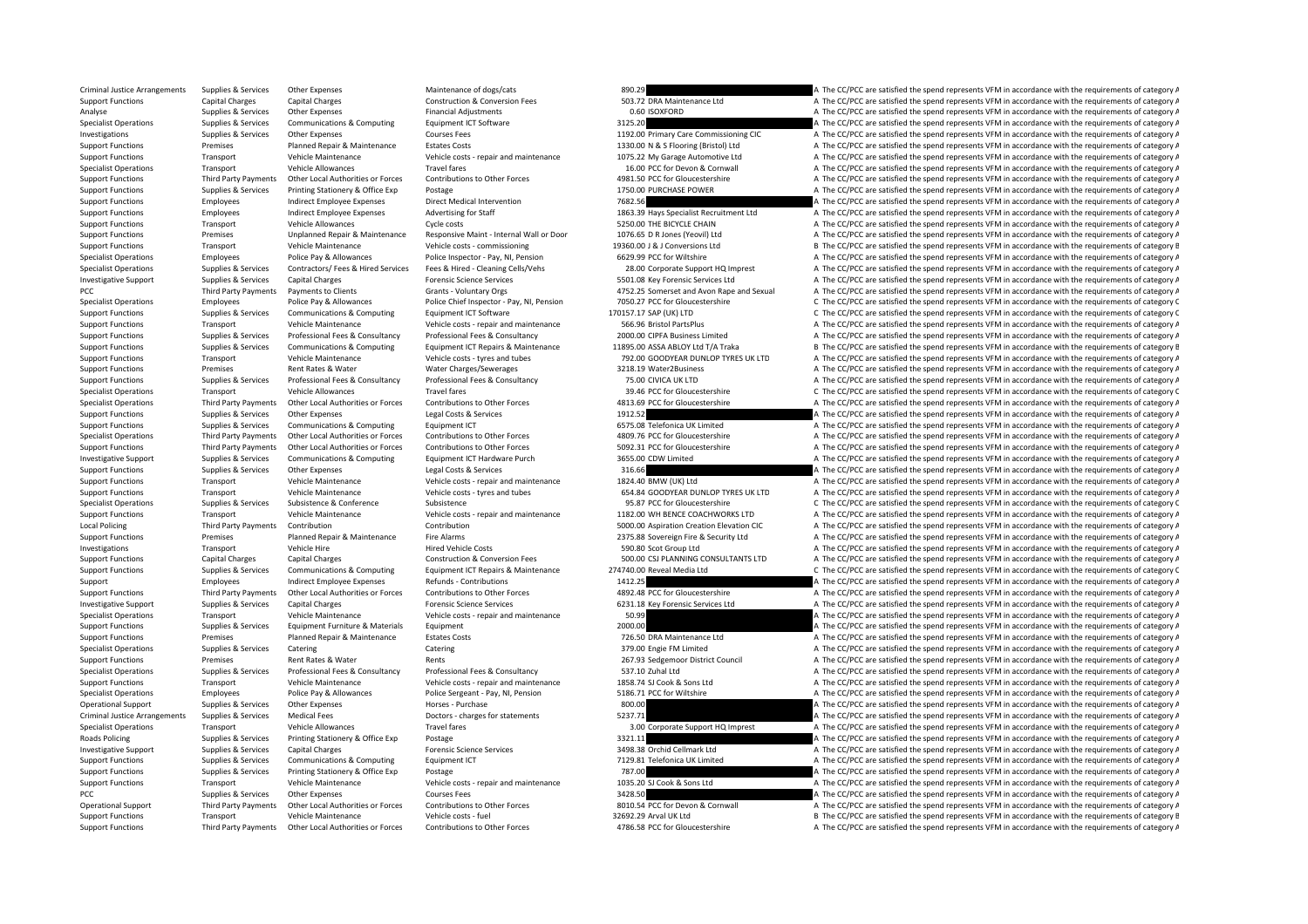| | | | | | | | |
|---|---|---|---|---|---|---|---|
| Criminal Justice Arrangements | Supplies & Services | Other Expenses | Maintenance of dogs/cats | 890.29 | | A | The CC/PCC are satisfied the spend represents VFM in accordance with the requirements of category A |
| Support Functions | Capital Charges | Capital Charges | Construction & Conversion Fees | 503.72 | DRA Maintenance Ltd | A | The CC/PCC are satisfied the spend represents VFM in accordance with the requirements of category A |
| Analyse | Supplies & Services | Other Expenses | Financial Adjustments | 0.60 | ISOXFORD | A | The CC/PCC are satisfied the spend represents VFM in accordance with the requirements of category A |
| Specialist Operations | Supplies & Services | Communications & Computing | Equipment ICT Software | 3125.20 | | A | The CC/PCC are satisfied the spend represents VFM in accordance with the requirements of category A |
| Investigations | Supplies & Services | Other Expenses | Courses Fees | 1192.00 | Primary Care Commissioning CIC | A | The CC/PCC are satisfied the spend represents VFM in accordance with the requirements of category A |
| Support Functions | Premises | Planned Repair & Maintenance | Estates Costs | 1330.00 | N & S Flooring (Bristol) Ltd | A | The CC/PCC are satisfied the spend represents VFM in accordance with the requirements of category A |
| Support Functions | Transport | Vehicle Maintenance | Vehicle costs - repair and maintenance | 1075.22 | My Garage Automotive Ltd | A | The CC/PCC are satisfied the spend represents VFM in accordance with the requirements of category A |
| Specialist Operations | Transport | Vehicle Allowances | Travel fares | 16.00 | PCC for Devon & Cornwall | A | The CC/PCC are satisfied the spend represents VFM in accordance with the requirements of category A |
| Support Functions | Third Party Payments | Other Local Authorities or Forces | Contributions to Other Forces | 4981.50 | PCC for Gloucestershire | A | The CC/PCC are satisfied the spend represents VFM in accordance with the requirements of category A |
| Support Functions | Supplies & Services | Printing Stationery & Office Exp | Postage | 1750.00 | PURCHASE POWER | A | The CC/PCC are satisfied the spend represents VFM in accordance with the requirements of category A |
| Support Functions | Employees | Indirect Employee Expenses | Direct Medical Intervention | 7682.56 | | A | The CC/PCC are satisfied the spend represents VFM in accordance with the requirements of category A |
| Support Functions | Employees | Indirect Employee Expenses | Advertising for Staff | 1863.39 | Hays Specialist Recruitment Ltd | A | The CC/PCC are satisfied the spend represents VFM in accordance with the requirements of category A |
| Support Functions | Transport | Vehicle Allowances | Cycle costs | 5250.00 | THE BICYCLE CHAIN | A | The CC/PCC are satisfied the spend represents VFM in accordance with the requirements of category A |
| Support Functions | Premises | Unplanned Repair & Maintenance | Responsive Maint - Internal Wall or Door | 1076.65 | D R Jones (Yeovil) Ltd | A | The CC/PCC are satisfied the spend represents VFM in accordance with the requirements of category A |
| Support Functions | Transport | Vehicle Maintenance | Vehicle costs - commissioning | 19360.00 | J & J Conversions Ltd | B | The CC/PCC are satisfied the spend represents VFM in accordance with the requirements of category B |
| Specialist Operations | Employees | Police Pay & Allowances | Police Inspector - Pay, NI, Pension | 6629.99 | PCC for Wiltshire | A | The CC/PCC are satisfied the spend represents VFM in accordance with the requirements of category A |
| Specialist Operations | Supplies & Services | Contractors/ Fees & Hired Services | Fees & Hired - Cleaning Cells/Vehs | 28.00 | Corporate Support HQ Imprest | A | The CC/PCC are satisfied the spend represents VFM in accordance with the requirements of category A |
| Investigative Support | Supplies & Services | Capital Charges | Forensic Science Services | 5501.08 | Key Forensic Services Ltd | A | The CC/PCC are satisfied the spend represents VFM in accordance with the requirements of category A |
| PCC | Third Party Payments | Payments to Clients | Grants - Voluntary Orgs | 4752.25 | Somerset and Avon Rape and Sexual | A | The CC/PCC are satisfied the spend represents VFM in accordance with the requirements of category A |
| Specialist Operations | Employees | Police Pay & Allowances | Police Chief Inspector - Pay, NI, Pension | 7050.27 | PCC for Gloucestershire | C | The CC/PCC are satisfied the spend represents VFM in accordance with the requirements of category C |
| Support Functions | Supplies & Services | Communications & Computing | Equipment ICT Software | 170157.17 | SAP (UK) LTD | C | The CC/PCC are satisfied the spend represents VFM in accordance with the requirements of category C |
| Support Functions | Transport | Vehicle Maintenance | Vehicle costs - repair and maintenance | 566.96 | Bristol PartsPlus | A | The CC/PCC are satisfied the spend represents VFM in accordance with the requirements of category A |
| Support Functions | Supplies & Services | Professional Fees & Consultancy | Professional Fees & Consultancy | 2000.00 | CIPFA Business Limited | A | The CC/PCC are satisfied the spend represents VFM in accordance with the requirements of category A |
| Support Functions | Supplies & Services | Communications & Computing | Equipment ICT Repairs & Maintenance | 11895.00 | ASSA ABLOY Ltd T/A Traka | B | The CC/PCC are satisfied the spend represents VFM in accordance with the requirements of category B |
| Support Functions | Transport | Vehicle Maintenance | Vehicle costs - tyres and tubes | 792.00 | GOODYEAR DUNLOP TYRES UK LTD | A | The CC/PCC are satisfied the spend represents VFM in accordance with the requirements of category A |
| Support Functions | Premises | Rent Rates & Water | Water Charges/Sewerages | 3218.19 | Water2Business | A | The CC/PCC are satisfied the spend represents VFM in accordance with the requirements of category A |
| Support Functions | Supplies & Services | Professional Fees & Consultancy | Professional Fees & Consultancy | 75.00 | CIVICA UK LTD | A | The CC/PCC are satisfied the spend represents VFM in accordance with the requirements of category A |
| Specialist Operations | Transport | Vehicle Allowances | Travel fares | 39.46 | PCC for Gloucestershire | C | The CC/PCC are satisfied the spend represents VFM in accordance with the requirements of category C |
| Specialist Operations | Third Party Payments | Other Local Authorities or Forces | Contributions to Other Forces | 4813.69 | PCC for Gloucestershire | A | The CC/PCC are satisfied the spend represents VFM in accordance with the requirements of category A |
| Support Functions | Supplies & Services | Other Expenses | Legal Costs & Services | 1912.52 | | A | The CC/PCC are satisfied the spend represents VFM in accordance with the requirements of category A |
| Support Functions | Supplies & Services | Communications & Computing | Equipment ICT | 6575.08 | Telefonica UK Limited | A | The CC/PCC are satisfied the spend represents VFM in accordance with the requirements of category A |
| Specialist Operations | Third Party Payments | Other Local Authorities or Forces | Contributions to Other Forces | 4809.76 | PCC for Gloucestershire | A | The CC/PCC are satisfied the spend represents VFM in accordance with the requirements of category A |
| Support Functions | Third Party Payments | Other Local Authorities or Forces | Contributions to Other Forces | 5092.31 | PCC for Gloucestershire | A | The CC/PCC are satisfied the spend represents VFM in accordance with the requirements of category A |
| Investigative Support | Supplies & Services | Communications & Computing | Equipment ICT Hardware Purch | 3655.00 | CDW Limited | A | The CC/PCC are satisfied the spend represents VFM in accordance with the requirements of category A |
| Support Functions | Supplies & Services | Other Expenses | Legal Costs & Services | 316.66 | | A | The CC/PCC are satisfied the spend represents VFM in accordance with the requirements of category A |
| Support Functions | Transport | Vehicle Maintenance | Vehicle costs - repair and maintenance | 1824.40 | BMW (UK) Ltd | A | The CC/PCC are satisfied the spend represents VFM in accordance with the requirements of category A |
| Support Functions | Transport | Vehicle Maintenance | Vehicle costs - tyres and tubes | 654.84 | GOODYEAR DUNLOP TYRES UK LTD | A | The CC/PCC are satisfied the spend represents VFM in accordance with the requirements of category A |
| Specialist Operations | Supplies & Services | Subsistence & Conference | Subsistence | 95.87 | PCC for Gloucestershire | C | The CC/PCC are satisfied the spend represents VFM in accordance with the requirements of category C |
| Support Functions | Transport | Vehicle Maintenance | Vehicle costs - repair and maintenance | 1182.00 | WH BENCE COACHWORKS LTD | A | The CC/PCC are satisfied the spend represents VFM in accordance with the requirements of category A |
| Local Policing | Third Party Payments | Contribution | Contribution | 5000.00 | Aspiration Creation Elevation CIC | A | The CC/PCC are satisfied the spend represents VFM in accordance with the requirements of category A |
| Support Functions | Premises | Planned Repair & Maintenance | Fire Alarms | 2375.88 | Sovereign Fire & Security Ltd | A | The CC/PCC are satisfied the spend represents VFM in accordance with the requirements of category A |
| Investigations | Transport | Vehicle Hire | Hired Vehicle Costs | 590.80 | Scot Group Ltd | A | The CC/PCC are satisfied the spend represents VFM in accordance with the requirements of category A |
| Support Functions | Capital Charges | Capital Charges | Construction & Conversion Fees | 500.00 | CSJ PLANNING CONSULTANTS LTD | A | The CC/PCC are satisfied the spend represents VFM in accordance with the requirements of category A |
| Support Functions | Supplies & Services | Communications & Computing | Equipment ICT Repairs & Maintenance | 274740.00 | Reveal Media Ltd | C | The CC/PCC are satisfied the spend represents VFM in accordance with the requirements of category C |
| Support | Employees | Indirect Employee Expenses | Refunds - Contributions | 1412.25 | | A | The CC/PCC are satisfied the spend represents VFM in accordance with the requirements of category A |
| Support Functions | Third Party Payments | Other Local Authorities or Forces | Contributions to Other Forces | 4892.48 | PCC for Gloucestershire | A | The CC/PCC are satisfied the spend represents VFM in accordance with the requirements of category A |
| Investigative Support | Supplies & Services | Capital Charges | Forensic Science Services | 6231.18 | Key Forensic Services Ltd | A | The CC/PCC are satisfied the spend represents VFM in accordance with the requirements of category A |
| Specialist Operations | Transport | Vehicle Maintenance | Vehicle costs - repair and maintenance | 50.99 | | A | The CC/PCC are satisfied the spend represents VFM in accordance with the requirements of category A |
| Support Functions | Supplies & Services | Equipment Furniture & Materials | Equipment | 2000.00 | | A | The CC/PCC are satisfied the spend represents VFM in accordance with the requirements of category A |
| Support Functions | Premises | Planned Repair & Maintenance | Estates Costs | 726.50 | DRA Maintenance Ltd | A | The CC/PCC are satisfied the spend represents VFM in accordance with the requirements of category A |
| Specialist Operations | Supplies & Services | Catering | Catering | 379.00 | Engie FM Limited | A | The CC/PCC are satisfied the spend represents VFM in accordance with the requirements of category A |
| Support Functions | Premises | Rent Rates & Water | Rents | 267.93 | Sedgemoor District Council | A | The CC/PCC are satisfied the spend represents VFM in accordance with the requirements of category A |
| Specialist Operations | Supplies & Services | Professional Fees & Consultancy | Professional Fees & Consultancy | 537.10 | Zuhal Ltd | A | The CC/PCC are satisfied the spend represents VFM in accordance with the requirements of category A |
| Support Functions | Transport | Vehicle Maintenance | Vehicle costs - repair and maintenance | 1858.74 | SJ Cook & Sons Ltd | A | The CC/PCC are satisfied the spend represents VFM in accordance with the requirements of category A |
| Specialist Operations | Employees | Police Pay & Allowances | Police Sergeant - Pay, NI, Pension | 5186.71 | PCC for Wiltshire | A | The CC/PCC are satisfied the spend represents VFM in accordance with the requirements of category A |
| Operational Support | Supplies & Services | Other Expenses | Horses - Purchase | 800.00 | | A | The CC/PCC are satisfied the spend represents VFM in accordance with the requirements of category A |
| Criminal Justice Arrangements | Supplies & Services | Medical Fees | Doctors - charges for statements | 5237.71 | | A | The CC/PCC are satisfied the spend represents VFM in accordance with the requirements of category A |
| Specialist Operations | Transport | Vehicle Allowances | Travel fares | 3.00 | Corporate Support HQ Imprest | A | The CC/PCC are satisfied the spend represents VFM in accordance with the requirements of category A |
| Roads Policing | Supplies & Services | Printing Stationery & Office Exp | Postage | 3321.11 | | A | The CC/PCC are satisfied the spend represents VFM in accordance with the requirements of category A |
| Investigative Support | Supplies & Services | Capital Charges | Forensic Science Services | 3498.38 | Orchid Cellmark Ltd | A | The CC/PCC are satisfied the spend represents VFM in accordance with the requirements of category A |
| Support Functions | Supplies & Services | Communications & Computing | Equipment ICT | 7129.81 | Telefonica UK Limited | A | The CC/PCC are satisfied the spend represents VFM in accordance with the requirements of category A |
| Support Functions | Supplies & Services | Printing Stationery & Office Exp | Postage | 787.00 | | A | The CC/PCC are satisfied the spend represents VFM in accordance with the requirements of category A |
| Support Functions | Transport | Vehicle Maintenance | Vehicle costs - repair and maintenance | 1035.20 | SJ Cook & Sons Ltd | A | The CC/PCC are satisfied the spend represents VFM in accordance with the requirements of category A |
| PCC | Supplies & Services | Other Expenses | Courses Fees | 3428.50 | | A | The CC/PCC are satisfied the spend represents VFM in accordance with the requirements of category A |
| Operational Support | Third Party Payments | Other Local Authorities or Forces | Contributions to Other Forces | 8010.54 | PCC for Devon & Cornwall | A | The CC/PCC are satisfied the spend represents VFM in accordance with the requirements of category A |
| Support Functions | Transport | Vehicle Maintenance | Vehicle costs - fuel | 32692.29 | Arval UK Ltd | B | The CC/PCC are satisfied the spend represents VFM in accordance with the requirements of category B |
| Support Functions | Third Party Payments | Other Local Authorities or Forces | Contributions to Other Forces | 4786.58 | PCC for Gloucestershire | A | The CC/PCC are satisfied the spend represents VFM in accordance with the requirements of category A |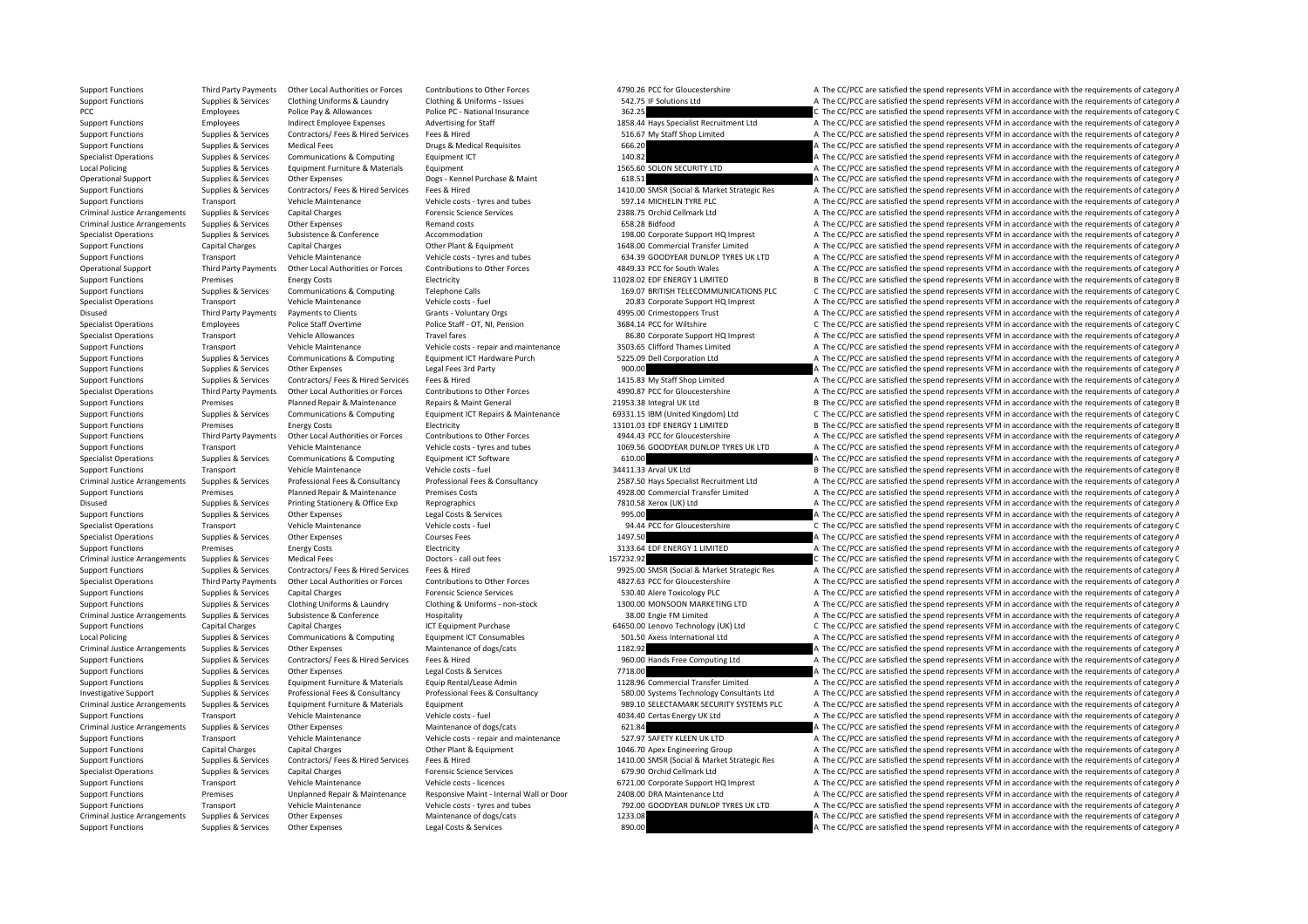| | | | | | | |
|---|---|---|---|---|---|---|
| Support Functions | Third Party Payments | Other Local Authorities or Forces | Contributions to Other Forces | 4790.26 | PCC for Gloucestershire | A The CC/PCC are satisfied the spend represents VFM in accordance with the requirements of category A |
| Support Functions | Supplies & Services | Clothing Uniforms & Laundry | Clothing & Uniforms - Issues | 542.75 | IF Solutions Ltd | A The CC/PCC are satisfied the spend represents VFM in accordance with the requirements of category A |
| PCC | Employees | Police Pay & Allowances | Police PC - National Insurance | 362.25 | | C The CC/PCC are satisfied the spend represents VFM in accordance with the requirements of category C |
| Support Functions | Employees | Indirect Employee Expenses | Advertising for Staff | 1858.44 | Hays Specialist Recruitment Ltd | A The CC/PCC are satisfied the spend represents VFM in accordance with the requirements of category A |
| Support Functions | Supplies & Services | Contractors/ Fees & Hired Services | Fees & Hired | 516.67 | My Staff Shop Limited | A The CC/PCC are satisfied the spend represents VFM in accordance with the requirements of category A |
| Support Functions | Supplies & Services | Medical Fees | Drugs & Medical Requisites | 666.20 | | A The CC/PCC are satisfied the spend represents VFM in accordance with the requirements of category A |
| Specialist Operations | Supplies & Services | Communications & Computing | Equipment ICT | 140.82 | | A The CC/PCC are satisfied the spend represents VFM in accordance with the requirements of category A |
| Local Policing | Supplies & Services | Equipment Furniture & Materials | Equipment | 1565.60 | SOLON SECURITY LTD | A The CC/PCC are satisfied the spend represents VFM in accordance with the requirements of category A |
| Operational Support | Supplies & Services | Other Expenses | Dogs - Kennel Purchase & Maint | 618.51 | | A The CC/PCC are satisfied the spend represents VFM in accordance with the requirements of category A |
| Support Functions | Supplies & Services | Contractors/ Fees & Hired Services | Fees & Hired | 1410.00 | SMSR (Social & Market Strategic Res | A The CC/PCC are satisfied the spend represents VFM in accordance with the requirements of category A |
| Support Functions | Transport | Vehicle Maintenance | Vehicle costs - tyres and tubes | 597.14 | MICHELIN TYRE PLC | A The CC/PCC are satisfied the spend represents VFM in accordance with the requirements of category A |
| Criminal Justice Arrangements | Supplies & Services | Capital Charges | Forensic Science Services | 2388.75 | Orchid Cellmark Ltd | A The CC/PCC are satisfied the spend represents VFM in accordance with the requirements of category A |
| Criminal Justice Arrangements | Supplies & Services | Other Expenses | Remand costs | 658.28 | Bidfood | A The CC/PCC are satisfied the spend represents VFM in accordance with the requirements of category A |
| Specialist Operations | Supplies & Services | Subsistence & Conference | Accommodation | 198.00 | Corporate Support HQ Imprest | A The CC/PCC are satisfied the spend represents VFM in accordance with the requirements of category A |
| Support Functions | Capital Charges | Capital Charges | Other Plant & Equipment | 1648.00 | Commercial Transfer Limited | A The CC/PCC are satisfied the spend represents VFM in accordance with the requirements of category A |
| Support Functions | Transport | Vehicle Maintenance | Vehicle costs - tyres and tubes | 634.39 | GOODYEAR DUNLOP TYRES UK LTD | A The CC/PCC are satisfied the spend represents VFM in accordance with the requirements of category A |
| Operational Support | Third Party Payments | Other Local Authorities or Forces | Contributions to Other Forces | 4849.33 | PCC for South Wales | A The CC/PCC are satisfied the spend represents VFM in accordance with the requirements of category A |
| Support Functions | Premises | Energy Costs | Electricity | 11028.02 | EDF ENERGY 1 LIMITED | B The CC/PCC are satisfied the spend represents VFM in accordance with the requirements of category B |
| Support Functions | Supplies & Services | Communications & Computing | Telephone Calls | 169.07 | BRITISH TELECOMMUNICATIONS PLC | C The CC/PCC are satisfied the spend represents VFM in accordance with the requirements of category C |
| Specialist Operations | Transport | Vehicle Maintenance | Vehicle costs - fuel | 20.83 | Corporate Support HQ Imprest | A The CC/PCC are satisfied the spend represents VFM in accordance with the requirements of category A |
| Disused | Third Party Payments | Payments to Clients | Grants - Voluntary Orgs | 4995.00 | Crimestoppers Trust | A The CC/PCC are satisfied the spend represents VFM in accordance with the requirements of category A |
| Specialist Operations | Employees | Police Staff Overtime | Police Staff - OT, NI, Pension | 3684.14 | PCC for Wiltshire | C The CC/PCC are satisfied the spend represents VFM in accordance with the requirements of category C |
| Specialist Operations | Transport | Vehicle Allowances | Travel fares | 86.80 | Corporate Support HQ Imprest | A The CC/PCC are satisfied the spend represents VFM in accordance with the requirements of category A |
| Support Functions | Transport | Vehicle Maintenance | Vehicle costs - repair and maintenance | 3503.65 | Clifford Thames Limited | A The CC/PCC are satisfied the spend represents VFM in accordance with the requirements of category A |
| Support Functions | Supplies & Services | Communications & Computing | Equipment ICT Hardware Purch | 5225.09 | Dell Corporation Ltd | A The CC/PCC are satisfied the spend represents VFM in accordance with the requirements of category A |
| Support Functions | Supplies & Services | Other Expenses | Legal Fees 3rd Party | 900.00 | | A The CC/PCC are satisfied the spend represents VFM in accordance with the requirements of category A |
| Support Functions | Supplies & Services | Contractors/ Fees & Hired Services | Fees & Hired | 1415.83 | My Staff Shop Limited | A The CC/PCC are satisfied the spend represents VFM in accordance with the requirements of category A |
| Specialist Operations | Third Party Payments | Other Local Authorities or Forces | Contributions to Other Forces | 4990.87 | PCC for Gloucestershire | A The CC/PCC are satisfied the spend represents VFM in accordance with the requirements of category A |
| Support Functions | Premises | Planned Repair & Maintenance | Repairs & Maint General | 21953.38 | Integral UK Ltd | B The CC/PCC are satisfied the spend represents VFM in accordance with the requirements of category B |
| Support Functions | Supplies & Services | Communications & Computing | Equipment ICT Repairs & Maintenance | 69331.15 | IBM (United Kingdom) Ltd | C The CC/PCC are satisfied the spend represents VFM in accordance with the requirements of category C |
| Support Functions | Premises | Energy Costs | Electricity | 13101.03 | EDF ENERGY 1 LIMITED | B The CC/PCC are satisfied the spend represents VFM in accordance with the requirements of category B |
| Support Functions | Third Party Payments | Other Local Authorities or Forces | Contributions to Other Forces | 4944.43 | PCC for Gloucestershire | A The CC/PCC are satisfied the spend represents VFM in accordance with the requirements of category A |
| Support Functions | Transport | Vehicle Maintenance | Vehicle costs - tyres and tubes | 1069.56 | GOODYEAR DUNLOP TYRES UK LTD | A The CC/PCC are satisfied the spend represents VFM in accordance with the requirements of category A |
| Specialist Operations | Supplies & Services | Communications & Computing | Equipment ICT Software | 610.00 | | A The CC/PCC are satisfied the spend represents VFM in accordance with the requirements of category A |
| Support Functions | Transport | Vehicle Maintenance | Vehicle costs - fuel | 34411.33 | Arval UK Ltd | B The CC/PCC are satisfied the spend represents VFM in accordance with the requirements of category B |
| Criminal Justice Arrangements | Supplies & Services | Professional Fees & Consultancy | Professional Fees & Consultancy | 2587.50 | Hays Specialist Recruitment Ltd | A The CC/PCC are satisfied the spend represents VFM in accordance with the requirements of category A |
| Support Functions | Premises | Planned Repair & Maintenance | Premises Costs | 4928.00 | Commercial Transfer Limited | A The CC/PCC are satisfied the spend represents VFM in accordance with the requirements of category A |
| Disused | Supplies & Services | Printing Stationery & Office Exp | Reprographics | 7810.58 | Xerox (UK) Ltd | A The CC/PCC are satisfied the spend represents VFM in accordance with the requirements of category A |
| Support Functions | Supplies & Services | Other Expenses | Legal Costs & Services | 995.00 | | A The CC/PCC are satisfied the spend represents VFM in accordance with the requirements of category A |
| Specialist Operations | Transport | Vehicle Maintenance | Vehicle costs - fuel | 94.44 | PCC for Gloucestershire | C The CC/PCC are satisfied the spend represents VFM in accordance with the requirements of category C |
| Specialist Operations | Supplies & Services | Other Expenses | Courses Fees | 1497.50 | | A The CC/PCC are satisfied the spend represents VFM in accordance with the requirements of category A |
| Support Functions | Premises | Energy Costs | Electricity | 3133.64 | EDF ENERGY 1 LIMITED | A The CC/PCC are satisfied the spend represents VFM in accordance with the requirements of category A |
| Criminal Justice Arrangements | Supplies & Services | Medical Fees | Doctors - call out fees | 157232.92 | | C The CC/PCC are satisfied the spend represents VFM in accordance with the requirements of category C |
| Support Functions | Supplies & Services | Contractors/ Fees & Hired Services | Fees & Hired | 9925.00 | SMSR (Social & Market Strategic Res | A The CC/PCC are satisfied the spend represents VFM in accordance with the requirements of category A |
| Specialist Operations | Third Party Payments | Other Local Authorities or Forces | Contributions to Other Forces | 4827.63 | PCC for Gloucestershire | A The CC/PCC are satisfied the spend represents VFM in accordance with the requirements of category A |
| Support Functions | Supplies & Services | Capital Charges | Forensic Science Services | 530.40 | Alere Toxicology PLC | A The CC/PCC are satisfied the spend represents VFM in accordance with the requirements of category A |
| Support Functions | Supplies & Services | Clothing Uniforms & Laundry | Clothing & Uniforms - non-stock | 1300.00 | MONSOON MARKETING LTD | A The CC/PCC are satisfied the spend represents VFM in accordance with the requirements of category A |
| Criminal Justice Arrangements | Supplies & Services | Subsistence & Conference | Hospitality | 38.00 | Engie FM Limited | A The CC/PCC are satisfied the spend represents VFM in accordance with the requirements of category A |
| Support Functions | Capital Charges | Capital Charges | ICT Equipment Purchase | 64650.00 | Lenovo Technology (UK) Ltd | C The CC/PCC are satisfied the spend represents VFM in accordance with the requirements of category C |
| Local Policing | Supplies & Services | Communications & Computing | Equipment ICT Consumables | 501.50 | Axess International Ltd | A The CC/PCC are satisfied the spend represents VFM in accordance with the requirements of category A |
| Criminal Justice Arrangements | Supplies & Services | Other Expenses | Maintenance of dogs/cats | 1182.92 | | A The CC/PCC are satisfied the spend represents VFM in accordance with the requirements of category A |
| Support Functions | Supplies & Services | Contractors/ Fees & Hired Services | Fees & Hired | 960.00 | Hands Free Computing Ltd | A The CC/PCC are satisfied the spend represents VFM in accordance with the requirements of category A |
| Support Functions | Supplies & Services | Other Expenses | Legal Costs & Services | 7718.00 | | A The CC/PCC are satisfied the spend represents VFM in accordance with the requirements of category A |
| Support Functions | Supplies & Services | Equipment Furniture & Materials | Equip Rental/Lease Admin | 1128.96 | Commercial Transfer Limited | A The CC/PCC are satisfied the spend represents VFM in accordance with the requirements of category A |
| Investigative Support | Supplies & Services | Professional Fees & Consultancy | Professional Fees & Consultancy | 580.00 | Systems Technology Consultants Ltd | A The CC/PCC are satisfied the spend represents VFM in accordance with the requirements of category A |
| Criminal Justice Arrangements | Supplies & Services | Equipment Furniture & Materials | Equipment | 989.10 | SELECTAMARK SECURITY SYSTEMS PLC | A The CC/PCC are satisfied the spend represents VFM in accordance with the requirements of category A |
| Support Functions | Transport | Vehicle Maintenance | Vehicle costs - fuel | 4034.40 | Certas Energy UK Ltd | A The CC/PCC are satisfied the spend represents VFM in accordance with the requirements of category A |
| Criminal Justice Arrangements | Supplies & Services | Other Expenses | Maintenance of dogs/cats | 621.84 | | A The CC/PCC are satisfied the spend represents VFM in accordance with the requirements of category A |
| Support Functions | Transport | Vehicle Maintenance | Vehicle costs - repair and maintenance | 527.97 | SAFETY KLEEN UK LTD | A The CC/PCC are satisfied the spend represents VFM in accordance with the requirements of category A |
| Support Functions | Capital Charges | Capital Charges | Other Plant & Equipment | 1046.70 | Apex Engineering Group | A The CC/PCC are satisfied the spend represents VFM in accordance with the requirements of category A |
| Support Functions | Supplies & Services | Contractors/ Fees & Hired Services | Fees & Hired | 1410.00 | SMSR (Social & Market Strategic Res | A The CC/PCC are satisfied the spend represents VFM in accordance with the requirements of category A |
| Specialist Operations | Supplies & Services | Capital Charges | Forensic Science Services | 679.90 | Orchid Cellmark Ltd | A The CC/PCC are satisfied the spend represents VFM in accordance with the requirements of category A |
| Support Functions | Transport | Vehicle Maintenance | Vehicle costs - licences | 6721.00 | Corporate Support HQ Imprest | A The CC/PCC are satisfied the spend represents VFM in accordance with the requirements of category A |
| Support Functions | Premises | Unplanned Repair & Maintenance | Responsive Maint - Internal Wall or Door | 2408.00 | DRA Maintenance Ltd | A The CC/PCC are satisfied the spend represents VFM in accordance with the requirements of category A |
| Support Functions | Transport | Vehicle Maintenance | Vehicle costs - tyres and tubes | 792.00 | GOODYEAR DUNLOP TYRES UK LTD | A The CC/PCC are satisfied the spend represents VFM in accordance with the requirements of category A |
| Criminal Justice Arrangements | Supplies & Services | Other Expenses | Maintenance of dogs/cats | 1233.08 | | A The CC/PCC are satisfied the spend represents VFM in accordance with the requirements of category A |
| Support Functions | Supplies & Services | Other Expenses | Legal Costs & Services | 890.00 | | A The CC/PCC are satisfied the spend represents VFM in accordance with the requirements of category A |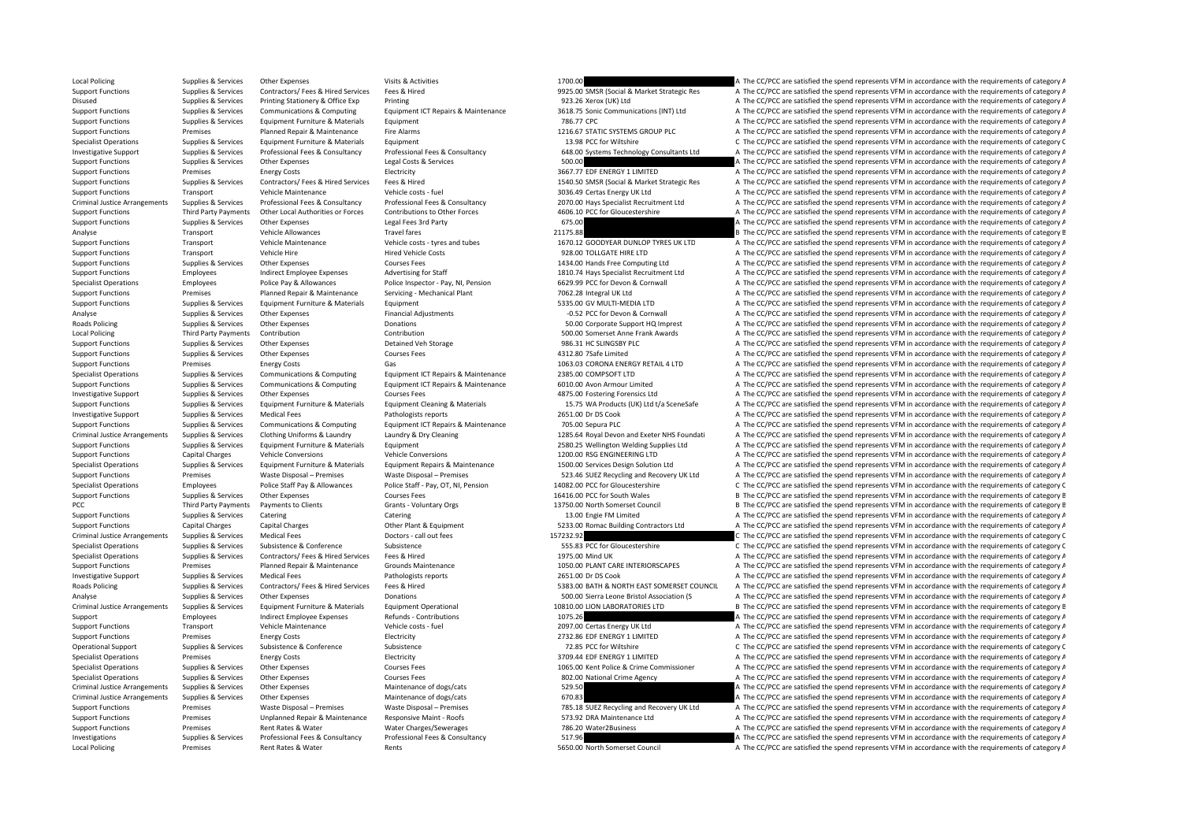| | | | | | | |
|---|---|---|---|---|---|---|
| Local Policing | Supplies & Services | Other Expenses | Visits & Activities | 1700.00 | | A The CC/PCC are satisfied the spend represents VFM in accordance with the requirements of category A |
| Support Functions | Supplies & Services | Contractors/ Fees & Hired Services | Fees & Hired | 9925.00 | SMSR (Social & Market Strategic Res | A The CC/PCC are satisfied the spend represents VFM in accordance with the requirements of category A |
| Disused | Supplies & Services | Printing Stationery & Office Exp | Printing | 923.26 | Xerox (UK) Ltd | A The CC/PCC are satisfied the spend represents VFM in accordance with the requirements of category A |
| Support Functions | Supplies & Services | Communications & Computing | Equipment ICT Repairs & Maintenance | 3618.75 | Sonic Communications (INT) Ltd | A The CC/PCC are satisfied the spend represents VFM in accordance with the requirements of category A |
| Support Functions | Supplies & Services | Equipment Furniture & Materials | Equipment | 786.77 | CPC | A The CC/PCC are satisfied the spend represents VFM in accordance with the requirements of category A |
| Support Functions | Premises | Planned Repair & Maintenance | Fire Alarms | 1216.67 | STATIC SYSTEMS GROUP PLC | A The CC/PCC are satisfied the spend represents VFM in accordance with the requirements of category A |
| Specialist Operations | Supplies & Services | Equipment Furniture & Materials | Equipment | 13.98 | PCC for Wiltshire | C The CC/PCC are satisfied the spend represents VFM in accordance with the requirements of category C |
| Investigative Support | Supplies & Services | Professional Fees & Consultancy | Professional Fees & Consultancy | 648.00 | Systems Technology Consultants Ltd | A The CC/PCC are satisfied the spend represents VFM in accordance with the requirements of category A |
| Support Functions | Supplies & Services | Other Expenses | Legal Costs & Services | 500.00 | | A The CC/PCC are satisfied the spend represents VFM in accordance with the requirements of category A |
| Support Functions | Premises | Energy Costs | Electricity | 3667.77 | EDF ENERGY 1 LIMITED | A The CC/PCC are satisfied the spend represents VFM in accordance with the requirements of category A |
| Support Functions | Supplies & Services | Contractors/ Fees & Hired Services | Fees & Hired | 1540.50 | SMSR (Social & Market Strategic Res | A The CC/PCC are satisfied the spend represents VFM in accordance with the requirements of category A |
| Support Functions | Transport | Vehicle Maintenance | Vehicle costs - fuel | 3036.49 | Certas Energy UK Ltd | A The CC/PCC are satisfied the spend represents VFM in accordance with the requirements of category A |
| Criminal Justice Arrangements | Supplies & Services | Professional Fees & Consultancy | Professional Fees & Consultancy | 2070.00 | Hays Specialist Recruitment Ltd | A The CC/PCC are satisfied the spend represents VFM in accordance with the requirements of category A |
| Support Functions | Third Party Payments | Other Local Authorities or Forces | Contributions to Other Forces | 4606.10 | PCC for Gloucestershire | A The CC/PCC are satisfied the spend represents VFM in accordance with the requirements of category A |
| Support Functions | Supplies & Services | Other Expenses | Legal Fees 3rd Party | 675.00 | | A The CC/PCC are satisfied the spend represents VFM in accordance with the requirements of category A |
| Analyse | Transport | Vehicle Allowances | Travel fares | 21175.88 | | B The CC/PCC are satisfied the spend represents VFM in accordance with the requirements of category B |
| Support Functions | Transport | Vehicle Maintenance | Vehicle costs - tyres and tubes | 1670.12 | GOODYEAR DUNLOP TYRES UK LTD | A The CC/PCC are satisfied the spend represents VFM in accordance with the requirements of category A |
| Support Functions | Transport | Vehicle Hire | Hired Vehicle Costs | 928.00 | TOLLGATE HIRE LTD | A The CC/PCC are satisfied the spend represents VFM in accordance with the requirements of category A |
| Support Functions | Supplies & Services | Other Expenses | Courses Fees | 1434.00 | Hands Free Computing Ltd | A The CC/PCC are satisfied the spend represents VFM in accordance with the requirements of category A |
| Support Functions | Employees | Indirect Employee Expenses | Advertising for Staff | 1810.74 | Hays Specialist Recruitment Ltd | A The CC/PCC are satisfied the spend represents VFM in accordance with the requirements of category A |
| Specialist Operations | Employees | Police Pay & Allowances | Police Inspector - Pay, NI, Pension | 6629.99 | PCC for Devon & Cornwall | A The CC/PCC are satisfied the spend represents VFM in accordance with the requirements of category A |
| Support Functions | Premises | Planned Repair & Maintenance | Servicing - Mechanical Plant | 7062.28 | Integral UK Ltd | A The CC/PCC are satisfied the spend represents VFM in accordance with the requirements of category A |
| Support Functions | Supplies & Services | Equipment Furniture & Materials | Equipment | 5335.00 | GV MULTI-MEDIA LTD | A The CC/PCC are satisfied the spend represents VFM in accordance with the requirements of category A |
| Analyse | Supplies & Services | Other Expenses | Financial Adjustments | -0.52 | PCC for Devon & Cornwall | A The CC/PCC are satisfied the spend represents VFM in accordance with the requirements of category A |
| Roads Policing | Supplies & Services | Other Expenses | Donations | 50.00 | Corporate Support HQ Imprest | A The CC/PCC are satisfied the spend represents VFM in accordance with the requirements of category A |
| Local Policing | Third Party Payments | Contribution | Contribution | 500.00 | Somerset Anne Frank Awards | A The CC/PCC are satisfied the spend represents VFM in accordance with the requirements of category A |
| Support Functions | Supplies & Services | Other Expenses | Detained Veh Storage | 986.31 | HC SLINGSBY PLC | A The CC/PCC are satisfied the spend represents VFM in accordance with the requirements of category A |
| Support Functions | Supplies & Services | Other Expenses | Courses Fees | 4312.80 | 7Safe Limited | A The CC/PCC are satisfied the spend represents VFM in accordance with the requirements of category A |
| Support Functions | Premises | Energy Costs | Gas | 1063.03 | CORONA ENERGY RETAIL 4 LTD | A The CC/PCC are satisfied the spend represents VFM in accordance with the requirements of category A |
| Specialist Operations | Supplies & Services | Communications & Computing | Equipment ICT Repairs & Maintenance | 2385.00 | COMPSOFT LTD | A The CC/PCC are satisfied the spend represents VFM in accordance with the requirements of category A |
| Support Functions | Supplies & Services | Communications & Computing | Equipment ICT Repairs & Maintenance | 6010.00 | Avon Armour Limited | A The CC/PCC are satisfied the spend represents VFM in accordance with the requirements of category A |
| Investigative Support | Supplies & Services | Other Expenses | Courses Fees | 4875.00 | Fostering Forensics Ltd | A The CC/PCC are satisfied the spend represents VFM in accordance with the requirements of category A |
| Support Functions | Supplies & Services | Equipment Furniture & Materials | Equipment Cleaning & Materials | 15.75 | WA Products (UK) Ltd t/a SceneSafe | A The CC/PCC are satisfied the spend represents VFM in accordance with the requirements of category A |
| Investigative Support | Supplies & Services | Medical Fees | Pathologists reports | 2651.00 | Dr DS Cook | A The CC/PCC are satisfied the spend represents VFM in accordance with the requirements of category A |
| Support Functions | Supplies & Services | Communications & Computing | Equipment ICT Repairs & Maintenance | 705.00 | Sepura PLC | A The CC/PCC are satisfied the spend represents VFM in accordance with the requirements of category A |
| Criminal Justice Arrangements | Supplies & Services | Clothing Uniforms & Laundry | Laundry & Dry Cleaning | 1285.64 | Royal Devon and Exeter NHS Foundati | A The CC/PCC are satisfied the spend represents VFM in accordance with the requirements of category A |
| Support Functions | Supplies & Services | Equipment Furniture & Materials | Equipment | 2580.25 | Wellington Welding Supplies Ltd | A The CC/PCC are satisfied the spend represents VFM in accordance with the requirements of category A |
| Support Functions | Capital Charges | Vehicle Conversions | Vehicle Conversions | 1200.00 | RSG ENGINEERING LTD | A The CC/PCC are satisfied the spend represents VFM in accordance with the requirements of category A |
| Specialist Operations | Supplies & Services | Equipment Furniture & Materials | Equipment Repairs & Maintenance | 1500.00 | Services Design Solution Ltd | A The CC/PCC are satisfied the spend represents VFM in accordance with the requirements of category A |
| Support Functions | Premises | Waste Disposal – Premises | Waste Disposal – Premises | 523.46 | SUEZ Recycling and Recovery UK Ltd | A The CC/PCC are satisfied the spend represents VFM in accordance with the requirements of category A |
| Specialist Operations | Employees | Police Staff Pay & Allowances | Police Staff - Pay, OT, NI, Pension | 14082.00 | PCC for Gloucestershire | C The CC/PCC are satisfied the spend represents VFM in accordance with the requirements of category C |
| Support Functions | Supplies & Services | Other Expenses | Courses Fees | 16416.00 | PCC for South Wales | B The CC/PCC are satisfied the spend represents VFM in accordance with the requirements of category B |
| PCC | Third Party Payments | Payments to Clients | Grants - Voluntary Orgs | 13750.00 | North Somerset Council | B The CC/PCC are satisfied the spend represents VFM in accordance with the requirements of category B |
| Support Functions | Supplies & Services | Catering | Catering | 13.00 | Engie FM Limited | A The CC/PCC are satisfied the spend represents VFM in accordance with the requirements of category A |
| Support Functions | Capital Charges | Capital Charges | Other Plant & Equipment | 5233.00 | Romac Building Contractors Ltd | A The CC/PCC are satisfied the spend represents VFM in accordance with the requirements of category A |
| Criminal Justice Arrangements | Supplies & Services | Medical Fees | Doctors - call out fees | 157232.92 | | C The CC/PCC are satisfied the spend represents VFM in accordance with the requirements of category C |
| Specialist Operations | Supplies & Services | Subsistence & Conference | Subsistence | 555.83 | PCC for Gloucestershire | C The CC/PCC are satisfied the spend represents VFM in accordance with the requirements of category C |
| Specialist Operations | Supplies & Services | Contractors/ Fees & Hired Services | Fees & Hired | 1975.00 | Mind UK | A The CC/PCC are satisfied the spend represents VFM in accordance with the requirements of category A |
| Support Functions | Premises | Planned Repair & Maintenance | Grounds Maintenance | 1050.00 | PLANT CARE INTERIORSCAPES | A The CC/PCC are satisfied the spend represents VFM in accordance with the requirements of category A |
| Investigative Support | Supplies & Services | Medical Fees | Pathologists reports | 2651.00 | Dr DS Cook | A The CC/PCC are satisfied the spend represents VFM in accordance with the requirements of category A |
| Roads Policing | Supplies & Services | Contractors/ Fees & Hired Services | Fees & Hired | 5383.00 | BATH & NORTH EAST SOMERSET COUNCIL | A The CC/PCC are satisfied the spend represents VFM in accordance with the requirements of category A |
| Analyse | Supplies & Services | Other Expenses | Donations | 500.00 | Sierra Leone Bristol Association (S | A The CC/PCC are satisfied the spend represents VFM in accordance with the requirements of category A |
| Criminal Justice Arrangements | Supplies & Services | Equipment Furniture & Materials | Equipment Operational | 10810.00 | LION LABORATORIES LTD | B The CC/PCC are satisfied the spend represents VFM in accordance with the requirements of category B |
| Support | Employees | Indirect Employee Expenses | Refunds - Contributions | 1075.26 | | A The CC/PCC are satisfied the spend represents VFM in accordance with the requirements of category A |
| Support Functions | Transport | Vehicle Maintenance | Vehicle costs - fuel | 2097.00 | Certas Energy UK Ltd | A The CC/PCC are satisfied the spend represents VFM in accordance with the requirements of category A |
| Support Functions | Premises | Energy Costs | Electricity | 2732.86 | EDF ENERGY 1 LIMITED | A The CC/PCC are satisfied the spend represents VFM in accordance with the requirements of category A |
| Operational Support | Supplies & Services | Subsistence & Conference | Subsistence | 72.85 | PCC for Wiltshire | C The CC/PCC are satisfied the spend represents VFM in accordance with the requirements of category C |
| Specialist Operations | Premises | Energy Costs | Electricity | 3709.44 | EDF ENERGY 1 LIMITED | A The CC/PCC are satisfied the spend represents VFM in accordance with the requirements of category A |
| Specialist Operations | Supplies & Services | Other Expenses | Courses Fees | 1065.00 | Kent Police & Crime Commissioner | A The CC/PCC are satisfied the spend represents VFM in accordance with the requirements of category A |
| Specialist Operations | Supplies & Services | Other Expenses | Courses Fees | 802.00 | National Crime Agency | A The CC/PCC are satisfied the spend represents VFM in accordance with the requirements of category A |
| Criminal Justice Arrangements | Supplies & Services | Other Expenses | Maintenance of dogs/cats | 529.50 | | A The CC/PCC are satisfied the spend represents VFM in accordance with the requirements of category A |
| Criminal Justice Arrangements | Supplies & Services | Other Expenses | Maintenance of dogs/cats | 670.83 | | A The CC/PCC are satisfied the spend represents VFM in accordance with the requirements of category A |
| Support Functions | Premises | Waste Disposal – Premises | Waste Disposal – Premises | 785.18 | SUEZ Recycling and Recovery UK Ltd | A The CC/PCC are satisfied the spend represents VFM in accordance with the requirements of category A |
| Support Functions | Premises | Unplanned Repair & Maintenance | Responsive Maint - Roofs | 573.92 | DRA Maintenance Ltd | A The CC/PCC are satisfied the spend represents VFM in accordance with the requirements of category A |
| Support Functions | Premises | Rent Rates & Water | Water Charges/Sewerages | 786.20 | Water2Business | A The CC/PCC are satisfied the spend represents VFM in accordance with the requirements of category A |
| Investigations | Supplies & Services | Professional Fees & Consultancy | Professional Fees & Consultancy | 517.96 | | A The CC/PCC are satisfied the spend represents VFM in accordance with the requirements of category A |
| Local Policing | Premises | Rent Rates & Water | Rents | 5650.00 | North Somerset Council | A The CC/PCC are satisfied the spend represents VFM in accordance with the requirements of category A |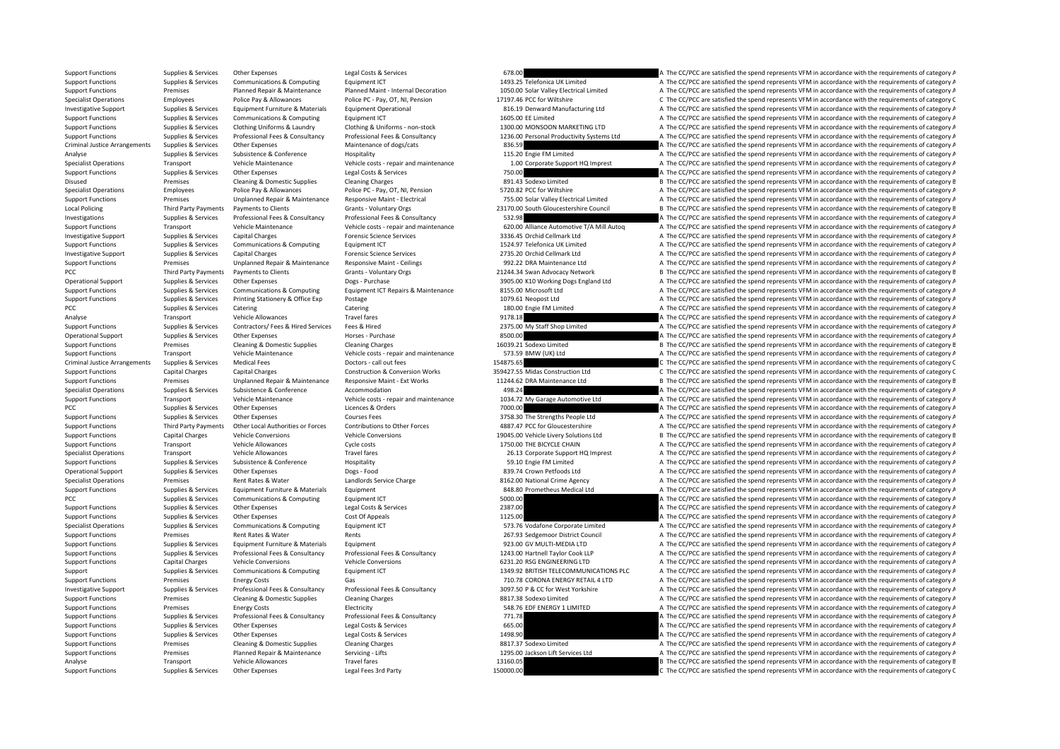| | | | | | | |
|---|---|---|---|---|---|---|
| Support Functions | Supplies & Services | Other Expenses | Legal Costs & Services | 678.00 | | A The CC/PCC are satisfied the spend represents VFM in accordance with the requirements of category A |
| Support Functions | Supplies & Services | Communications & Computing | Equipment ICT | 1493.25 | Telefonica UK Limited | A The CC/PCC are satisfied the spend represents VFM in accordance with the requirements of category A |
| Support Functions | Premises | Planned Repair & Maintenance | Planned Maint - Internal Decoration | 1050.00 | Solar Valley Electrical Limited | A The CC/PCC are satisfied the spend represents VFM in accordance with the requirements of category A |
| Specialist Operations | Employees | Police Pay & Allowances | Police PC - Pay, OT, NI, Pension | 17197.46 | PCC for Wiltshire | C The CC/PCC are satisfied the spend represents VFM in accordance with the requirements of category C |
| Investigative Support | Supplies & Services | Equipment Furniture & Materials | Equipment Operational | 816.19 | Denward Manufacturing Ltd | A The CC/PCC are satisfied the spend represents VFM in accordance with the requirements of category A |
| Support Functions | Supplies & Services | Communications & Computing | Equipment ICT | 1605.00 | EE Limited | A The CC/PCC are satisfied the spend represents VFM in accordance with the requirements of category A |
| Support Functions | Supplies & Services | Clothing Uniforms & Laundry | Clothing & Uniforms - non-stock | 1300.00 | MONSOON MARKETING LTD | A The CC/PCC are satisfied the spend represents VFM in accordance with the requirements of category A |
| Support Functions | Supplies & Services | Professional Fees & Consultancy | Professional Fees & Consultancy | 1236.00 | Personal Productivity Systems Ltd | A The CC/PCC are satisfied the spend represents VFM in accordance with the requirements of category A |
| Criminal Justice Arrangements | Supplies & Services | Other Expenses | Maintenance of dogs/cats | 836.59 | | A The CC/PCC are satisfied the spend represents VFM in accordance with the requirements of category A |
| Analyse | Supplies & Services | Subsistence & Conference | Hospitality | 115.20 | Engie FM Limited | A The CC/PCC are satisfied the spend represents VFM in accordance with the requirements of category A |
| Specialist Operations | Transport | Vehicle Maintenance | Vehicle costs - repair and maintenance | 1.00 | Corporate Support HQ Imprest | A The CC/PCC are satisfied the spend represents VFM in accordance with the requirements of category A |
| Support Functions | Supplies & Services | Other Expenses | Legal Costs & Services | 750.00 | | A The CC/PCC are satisfied the spend represents VFM in accordance with the requirements of category A |
| Disused | Premises | Cleaning & Domestic Supplies | Cleaning Charges | 891.43 | Sodexo Limited | B The CC/PCC are satisfied the spend represents VFM in accordance with the requirements of category B |
| Specialist Operations | Employees | Police Pay & Allowances | Police PC - Pay, OT, NI, Pension | 5720.82 | PCC for Wiltshire | A The CC/PCC are satisfied the spend represents VFM in accordance with the requirements of category A |
| Support Functions | Premises | Unplanned Repair & Maintenance | Responsive Maint - Electrical | 755.00 | Solar Valley Electrical Limited | A The CC/PCC are satisfied the spend represents VFM in accordance with the requirements of category A |
| Local Policing | Third Party Payments | Payments to Clients | Grants - Voluntary Orgs | 23170.00 | South Gloucestershire Council | B The CC/PCC are satisfied the spend represents VFM in accordance with the requirements of category B |
| Investigations | Supplies & Services | Professional Fees & Consultancy | Professional Fees & Consultancy | 532.98 | | A The CC/PCC are satisfied the spend represents VFM in accordance with the requirements of category A |
| Support Functions | Transport | Vehicle Maintenance | Vehicle costs - repair and maintenance | 620.00 | Alliance Automotive T/A Mill Autoq | A The CC/PCC are satisfied the spend represents VFM in accordance with the requirements of category A |
| Investigative Support | Supplies & Services | Capital Charges | Forensic Science Services | 3336.45 | Orchid Cellmark Ltd | A The CC/PCC are satisfied the spend represents VFM in accordance with the requirements of category A |
| Support Functions | Supplies & Services | Communications & Computing | Equipment ICT | 1524.97 | Telefonica UK Limited | A The CC/PCC are satisfied the spend represents VFM in accordance with the requirements of category A |
| Investigative Support | Supplies & Services | Capital Charges | Forensic Science Services | 2735.20 | Orchid Cellmark Ltd | A The CC/PCC are satisfied the spend represents VFM in accordance with the requirements of category A |
| Support Functions | Premises | Unplanned Repair & Maintenance | Responsive Maint - Ceilings | 992.22 | DRA Maintenance Ltd | A The CC/PCC are satisfied the spend represents VFM in accordance with the requirements of category A |
| PCC | Third Party Payments | Payments to Clients | Grants - Voluntary Orgs | 21244.34 | Swan Advocacy Network | B The CC/PCC are satisfied the spend represents VFM in accordance with the requirements of category B |
| Operational Support | Supplies & Services | Other Expenses | Dogs - Purchase | 3905.00 | K10 Working Dogs England Ltd | A The CC/PCC are satisfied the spend represents VFM in accordance with the requirements of category A |
| Support Functions | Supplies & Services | Communications & Computing | Equipment ICT Repairs & Maintenance | 8155.00 | Microsoft Ltd | A The CC/PCC are satisfied the spend represents VFM in accordance with the requirements of category A |
| Support Functions | Supplies & Services | Printing Stationery & Office Exp | Postage | 1079.61 | Neopost Ltd | A The CC/PCC are satisfied the spend represents VFM in accordance with the requirements of category A |
| PCC | Supplies & Services | Catering | Catering | 180.00 | Engie FM Limited | A The CC/PCC are satisfied the spend represents VFM in accordance with the requirements of category A |
| Analyse | Transport | Vehicle Allowances | Travel fares | 9178.18 | | A The CC/PCC are satisfied the spend represents VFM in accordance with the requirements of category A |
| Support Functions | Supplies & Services | Contractors/ Fees & Hired Services | Fees & Hired | 2375.00 | My Staff Shop Limited | A The CC/PCC are satisfied the spend represents VFM in accordance with the requirements of category A |
| Operational Support | Supplies & Services | Other Expenses | Horses - Purchase | 8500.00 | | A The CC/PCC are satisfied the spend represents VFM in accordance with the requirements of category A |
| Support Functions | Premises | Cleaning & Domestic Supplies | Cleaning Charges | 16039.21 | Sodexo Limited | B The CC/PCC are satisfied the spend represents VFM in accordance with the requirements of category B |
| Support Functions | Transport | Vehicle Maintenance | Vehicle costs - repair and maintenance | 573.59 | BMW (UK) Ltd | A The CC/PCC are satisfied the spend represents VFM in accordance with the requirements of category A |
| Criminal Justice Arrangements | Supplies & Services | Medical Fees | Doctors - call out fees | 154875.65 | | C The CC/PCC are satisfied the spend represents VFM in accordance with the requirements of category C |
| Support Functions | Capital Charges | Capital Charges | Construction & Conversion Works | 359427.55 | Midas Construction Ltd | C The CC/PCC are satisfied the spend represents VFM in accordance with the requirements of category C |
| Support Functions | Premises | Unplanned Repair & Maintenance | Responsive Maint - Ext Works | 11244.62 | DRA Maintenance Ltd | B The CC/PCC are satisfied the spend represents VFM in accordance with the requirements of category B |
| Specialist Operations | Supplies & Services | Subsistence & Conference | Accommodation | 498.24 | | A The CC/PCC are satisfied the spend represents VFM in accordance with the requirements of category A |
| Support Functions | Transport | Vehicle Maintenance | Vehicle costs - repair and maintenance | 1034.72 | My Garage Automotive Ltd | A The CC/PCC are satisfied the spend represents VFM in accordance with the requirements of category A |
| PCC | Supplies & Services | Other Expenses | Licences & Orders | 7000.00 | | A The CC/PCC are satisfied the spend represents VFM in accordance with the requirements of category A |
| Support Functions | Supplies & Services | Other Expenses | Courses Fees | 3758.30 | The Strengths People Ltd | A The CC/PCC are satisfied the spend represents VFM in accordance with the requirements of category A |
| Support Functions | Third Party Payments | Other Local Authorities or Forces | Contributions to Other Forces | 4887.47 | PCC for Gloucestershire | A The CC/PCC are satisfied the spend represents VFM in accordance with the requirements of category A |
| Support Functions | Capital Charges | Vehicle Conversions | Vehicle Conversions | 19045.00 | Vehicle Livery Solutions Ltd | B The CC/PCC are satisfied the spend represents VFM in accordance with the requirements of category B |
| Support Functions | Transport | Vehicle Allowances | Cycle costs | 1750.00 | THE BICYCLE CHAIN | A The CC/PCC are satisfied the spend represents VFM in accordance with the requirements of category A |
| Specialist Operations | Transport | Vehicle Allowances | Travel fares | 26.13 | Corporate Support HQ Imprest | A The CC/PCC are satisfied the spend represents VFM in accordance with the requirements of category A |
| Support Functions | Supplies & Services | Subsistence & Conference | Hospitality | 59.10 | Engie FM Limited | A The CC/PCC are satisfied the spend represents VFM in accordance with the requirements of category A |
| Operational Support | Supplies & Services | Other Expenses | Dogs - Food | 839.74 | Crown Petfoods Ltd | A The CC/PCC are satisfied the spend represents VFM in accordance with the requirements of category A |
| Specialist Operations | Premises | Rent Rates & Water | Landlords Service Charge | 8162.00 | National Crime Agency | A The CC/PCC are satisfied the spend represents VFM in accordance with the requirements of category A |
| Support Functions | Supplies & Services | Equipment Furniture & Materials | Equipment | 848.80 | Prometheus Medical Ltd | A The CC/PCC are satisfied the spend represents VFM in accordance with the requirements of category A |
| PCC | Supplies & Services | Communications & Computing | Equipment ICT | 5000.00 | | A The CC/PCC are satisfied the spend represents VFM in accordance with the requirements of category A |
| Support Functions | Supplies & Services | Other Expenses | Legal Costs & Services | 2387.00 | | A The CC/PCC are satisfied the spend represents VFM in accordance with the requirements of category A |
| Support Functions | Supplies & Services | Other Expenses | Cost Of Appeals | 1125.00 | | A The CC/PCC are satisfied the spend represents VFM in accordance with the requirements of category A |
| Specialist Operations | Supplies & Services | Communications & Computing | Equipment ICT | 573.76 | Vodafone Corporate Limited | A The CC/PCC are satisfied the spend represents VFM in accordance with the requirements of category A |
| Support Functions | Premises | Rent Rates & Water | Rents | 267.93 | Sedgemoor District Council | A The CC/PCC are satisfied the spend represents VFM in accordance with the requirements of category A |
| Support Functions | Supplies & Services | Equipment Furniture & Materials | Equipment | 923.00 | GV MULTI-MEDIA LTD | A The CC/PCC are satisfied the spend represents VFM in accordance with the requirements of category A |
| Support Functions | Supplies & Services | Professional Fees & Consultancy | Professional Fees & Consultancy | 1243.00 | Hartnell Taylor Cook LLP | A The CC/PCC are satisfied the spend represents VFM in accordance with the requirements of category A |
| Support Functions | Capital Charges | Vehicle Conversions | Vehicle Conversions | 6231.20 | RSG ENGINEERING LTD | A The CC/PCC are satisfied the spend represents VFM in accordance with the requirements of category A |
| Support | Supplies & Services | Communications & Computing | Equipment ICT | 1349.92 | BRITISH TELECOMMUNICATIONS PLC | A The CC/PCC are satisfied the spend represents VFM in accordance with the requirements of category A |
| Support Functions | Premises | Energy Costs | Gas | 710.78 | CORONA ENERGY RETAIL 4 LTD | A The CC/PCC are satisfied the spend represents VFM in accordance with the requirements of category A |
| Investigative Support | Supplies & Services | Professional Fees & Consultancy | Professional Fees & Consultancy | 3097.50 | P & CC for West Yorkshire | A The CC/PCC are satisfied the spend represents VFM in accordance with the requirements of category A |
| Support Functions | Premises | Cleaning & Domestic Supplies | Cleaning Charges | 8817.38 | Sodexo Limited | A The CC/PCC are satisfied the spend represents VFM in accordance with the requirements of category A |
| Support Functions | Premises | Energy Costs | Electricity | 548.76 | EDF ENERGY 1 LIMITED | A The CC/PCC are satisfied the spend represents VFM in accordance with the requirements of category A |
| Support Functions | Supplies & Services | Professional Fees & Consultancy | Professional Fees & Consultancy | 771.78 | | A The CC/PCC are satisfied the spend represents VFM in accordance with the requirements of category A |
| Support Functions | Supplies & Services | Other Expenses | Legal Costs & Services | 665.00 | | A The CC/PCC are satisfied the spend represents VFM in accordance with the requirements of category A |
| Support Functions | Supplies & Services | Other Expenses | Legal Costs & Services | 1498.90 | | A The CC/PCC are satisfied the spend represents VFM in accordance with the requirements of category A |
| Support Functions | Premises | Cleaning & Domestic Supplies | Cleaning Charges | 8817.37 | Sodexo Limited | A The CC/PCC are satisfied the spend represents VFM in accordance with the requirements of category A |
| Support Functions | Premises | Planned Repair & Maintenance | Servicing - Lifts | 1295.00 | Jackson Lift Services Ltd | A The CC/PCC are satisfied the spend represents VFM in accordance with the requirements of category A |
| Analyse | Transport | Vehicle Allowances | Travel fares | 13160.05 | | B The CC/PCC are satisfied the spend represents VFM in accordance with the requirements of category B |
| Support Functions | Supplies & Services | Other Expenses | Legal Fees 3rd Party | 150000.00 | | C The CC/PCC are satisfied the spend represents VFM in accordance with the requirements of category C |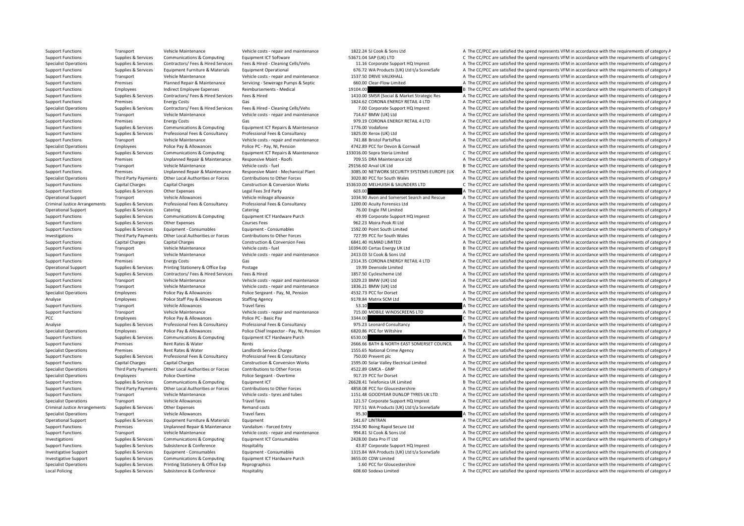| | | | | | | |
|---|---|---|---|---|---|---|
| Support Functions | Transport | Vehicle Maintenance | Vehicle costs - repair and maintenance | 1822.24 | SJ Cook & Sons Ltd | A The CC/PCC are satisfied the spend represents VFM in accordance with the requirements of category A |
| Support Functions | Supplies & Services | Communications & Computing | Equipment ICT Software | 53671.04 | SAP (UK) LTD | C The CC/PCC are satisfied the spend represents VFM in accordance with the requirements of category C |
| Specialist Operations | Supplies & Services | Contractors/ Fees & Hired Services | Fees & Hired - Cleaning Cells/Vehs | 11.16 | Corporate Support HQ Imprest | A The CC/PCC are satisfied the spend represents VFM in accordance with the requirements of category A |
| Support Functions | Supplies & Services | Equipment Furniture & Materials | Equipment Operational | 676.72 | WA Products (UK) Ltd t/a SceneSafe | A The CC/PCC are satisfied the spend represents VFM in accordance with the requirements of category A |
| Support Functions | Transport | Vehicle Maintenance | Vehicle costs - repair and maintenance | 1537.50 | DRIVE VAUXHALL | A The CC/PCC are satisfied the spend represents VFM in accordance with the requirements of category A |
| Support Functions | Premises | Planned Repair & Maintenance | Servicing - Sewerage Pumps & Septic | 660.00 | Clear-Flow Limited | A The CC/PCC are satisfied the spend represents VFM in accordance with the requirements of category A |
| Support Functions | Employees | Indirect Employee Expenses | Reimbursements - Medical | 19104.00 | | B The CC/PCC are satisfied the spend represents VFM in accordance with the requirements of category B |
| Support Functions | Supplies & Services | Contractors/ Fees & Hired Services | Fees & Hired | 1410.00 | SMSR (Social & Market Strategic Res | A The CC/PCC are satisfied the spend represents VFM in accordance with the requirements of category A |
| Support Functions | Premises | Energy Costs | Gas | 1824.62 | CORONA ENERGY RETAIL 4 LTD | A The CC/PCC are satisfied the spend represents VFM in accordance with the requirements of category A |
| Specialist Operations | Supplies & Services | Contractors/ Fees & Hired Services | Fees & Hired - Cleaning Cells/Vehs | 7.00 | Corporate Support HQ Imprest | A The CC/PCC are satisfied the spend represents VFM in accordance with the requirements of category A |
| Support Functions | Transport | Vehicle Maintenance | Vehicle costs - repair and maintenance | 714.67 | BMW (UK) Ltd | A The CC/PCC are satisfied the spend represents VFM in accordance with the requirements of category A |
| Support Functions | Premises | Energy Costs | Gas | 979.19 | CORONA ENERGY RETAIL 4 LTD | A The CC/PCC are satisfied the spend represents VFM in accordance with the requirements of category A |
| Support Functions | Supplies & Services | Communications & Computing | Equipment ICT Repairs & Maintenance | 1776.00 | Vodafone | A The CC/PCC are satisfied the spend represents VFM in accordance with the requirements of category A |
| Support Functions | Supplies & Services | Professional Fees & Consultancy | Professional Fees & Consultancy | 1825.00 | Xerox (UK) Ltd | A The CC/PCC are satisfied the spend represents VFM in accordance with the requirements of category A |
| Support Functions | Transport | Vehicle Maintenance | Vehicle costs - repair and maintenance | 741.88 | Bristol PartsPlus | A The CC/PCC are satisfied the spend represents VFM in accordance with the requirements of category A |
| Specialist Operations | Employees | Police Pay & Allowances | Police PC - Pay, NI, Pension | 4742.89 | PCC for Devon & Cornwall | A The CC/PCC are satisfied the spend represents VFM in accordance with the requirements of category A |
| Support Functions | Supplies & Services | Communications & Computing | Equipment ICT Repairs & Maintenance | 133016.00 | Sopra Steria Limited | C The CC/PCC are satisfied the spend represents VFM in accordance with the requirements of category C |
| Support Functions | Premises | Unplanned Repair & Maintenance | Responsive Maint - Roofs | 709.55 | DRA Maintenance Ltd | A The CC/PCC are satisfied the spend represents VFM in accordance with the requirements of category A |
| Support Functions | Transport | Vehicle Maintenance | Vehicle costs - fuel | 29156.60 | Arval UK Ltd | B The CC/PCC are satisfied the spend represents VFM in accordance with the requirements of category B |
| Support Functions | Premises | Unplanned Repair & Maintenance | Responsive Maint - Mechanical Plant | 3085.00 | NETWORK SECURITY SYSTEMS EUROPE (UK | A The CC/PCC are satisfied the spend represents VFM in accordance with the requirements of category A |
| Specialist Operations | Third Party Payments | Other Local Authorities or Forces | Contributions to Other Forces | 3020.80 | PCC for South Wales | A The CC/PCC are satisfied the spend represents VFM in accordance with the requirements of category A |
| Support Functions | Capital Charges | Capital Charges | Construction & Conversion Works | 153610.00 | MELHUISH & SAUNDERS LTD | C The CC/PCC are satisfied the spend represents VFM in accordance with the requirements of category C |
| Support Functions | Supplies & Services | Other Expenses | Legal Fees 3rd Party | 603.00 | | A The CC/PCC are satisfied the spend represents VFM in accordance with the requirements of category A |
| Operational Support | Transport | Vehicle Allowances | Vehicle mileage allowance | 1034.90 | Avon and Somerset Search and Rescue | A The CC/PCC are satisfied the spend represents VFM in accordance with the requirements of category A |
| Criminal Justice Arrangements | Supplies & Services | Professional Fees & Consultancy | Professional Fees & Consultancy | 1200.00 | Acuity Forensics Ltd | A The CC/PCC are satisfied the spend represents VFM in accordance with the requirements of category A |
| Operational Support | Supplies & Services | Catering | Catering | 76.00 | Engie FM Limited | A The CC/PCC are satisfied the spend represents VFM in accordance with the requirements of category A |
| Support Functions | Supplies & Services | Communications & Computing | Equipment ICT Hardware Purch | 49.99 | Corporate Support HQ Imprest | A The CC/PCC are satisfied the spend represents VFM in accordance with the requirements of category A |
| Support Functions | Supplies & Services | Other Expenses | Courses Fees | 962.23 | Moira Pook RI Ltd | A The CC/PCC are satisfied the spend represents VFM in accordance with the requirements of category A |
| Support Functions | Supplies & Services | Equipment - Consumables | Equipment - Consumables | 1592.00 | Point South Limited | A The CC/PCC are satisfied the spend represents VFM in accordance with the requirements of category A |
| Investigations | Third Party Payments | Other Local Authorities or Forces | Contributions to Other Forces | 727.99 | PCC for South Wales | A The CC/PCC are satisfied the spend represents VFM in accordance with the requirements of category A |
| Support Functions | Capital Charges | Capital Charges | Construction & Conversion Fees | 6841.40 | HLMAD LIMITED | A The CC/PCC are satisfied the spend represents VFM in accordance with the requirements of category A |
| Support Functions | Transport | Vehicle Maintenance | Vehicle costs - fuel | 10394.00 | Certas Energy UK Ltd | B The CC/PCC are satisfied the spend represents VFM in accordance with the requirements of category B |
| Support Functions | Transport | Vehicle Maintenance | Vehicle costs - repair and maintenance | 2413.03 | SJ Cook & Sons Ltd | A The CC/PCC are satisfied the spend represents VFM in accordance with the requirements of category A |
| Support Functions | Premises | Energy Costs | Gas | 2314.35 | CORONA ENERGY RETAIL 4 LTD | A The CC/PCC are satisfied the spend represents VFM in accordance with the requirements of category A |
| Operational Support | Supplies & Services | Printing Stationery & Office Exp | Postage | 19.99 | Deenside Limited | A The CC/PCC are satisfied the spend represents VFM in accordance with the requirements of category A |
| Support Functions | Supplies & Services | Contractors/ Fees & Hired Services | Fees & Hired | 1857.50 | Cyclescheme Ltd | A The CC/PCC are satisfied the spend represents VFM in accordance with the requirements of category A |
| Support Functions | Transport | Vehicle Maintenance | Vehicle costs - repair and maintenance | 1029.23 | BMW (UK) Ltd | A The CC/PCC are satisfied the spend represents VFM in accordance with the requirements of category A |
| Support Functions | Transport | Vehicle Maintenance | Vehicle costs - repair and maintenance | 1836.21 | BMW (UK) Ltd | A The CC/PCC are satisfied the spend represents VFM in accordance with the requirements of category A |
| Specialist Operations | Employees | Police Pay & Allowances | Police Sergeant - Pay, NI, Pension | 4532.73 | PCC for Dorset | A The CC/PCC are satisfied the spend represents VFM in accordance with the requirements of category A |
| Analyse | Employees | Police Staff Pay & Allowances | Staffing Agency | 9178.84 | Matrix SCM Ltd | A The CC/PCC are satisfied the spend represents VFM in accordance with the requirements of category A |
| Support Functions | Transport | Vehicle Allowances | Travel fares | 53.10 | | A The CC/PCC are satisfied the spend represents VFM in accordance with the requirements of category A |
| Support Functions | Transport | Vehicle Maintenance | Vehicle costs - repair and maintenance | 715.00 | MOBILE WINDSCREENS LTD | A The CC/PCC are satisfied the spend represents VFM in accordance with the requirements of category A |
| PCC | Employees | Police Pay & Allowances | Police PC - Basic Pay | 3344.00 | | C The CC/PCC are satisfied the spend represents VFM in accordance with the requirements of category C |
| Analyse | Supplies & Services | Professional Fees & Consultancy | Professional Fees & Consultancy | 975.23 | Leonard Consultancy | A The CC/PCC are satisfied the spend represents VFM in accordance with the requirements of category A |
| Specialist Operations | Employees | Police Pay & Allowances | Police Chief Inspector - Pay, NI, Pension | 6820.86 | PCC for Wiltshire | A The CC/PCC are satisfied the spend represents VFM in accordance with the requirements of category A |
| Support Functions | Supplies & Services | Communications & Computing | Equipment ICT Hardware Purch | 6530.00 | | A The CC/PCC are satisfied the spend represents VFM in accordance with the requirements of category A |
| Support Functions | Premises | Rent Rates & Water | Rents | 2666.66 | BATH & NORTH EAST SOMERSET COUNCIL | A The CC/PCC are satisfied the spend represents VFM in accordance with the requirements of category A |
| Specialist Operations | Premises | Rent Rates & Water | Landlords Service Charge | 1555.65 | National Crime Agency | A The CC/PCC are satisfied the spend represents VFM in accordance with the requirements of category A |
| Support Functions | Supplies & Services | Professional Fees & Consultancy | Professional Fees & Consultancy | 750.00 | Prevent plc | A The CC/PCC are satisfied the spend represents VFM in accordance with the requirements of category A |
| Support Functions | Capital Charges | Capital Charges | Construction & Conversion Works | 1595.00 | Solar Valley Electrical Limited | A The CC/PCC are satisfied the spend represents VFM in accordance with the requirements of category A |
| Specialist Operations | Third Party Payments | Other Local Authorities or Forces | Contributions to Other Forces | 4522.89 | GMCA - GMP | A The CC/PCC are satisfied the spend represents VFM in accordance with the requirements of category A |
| Specialist Operations | Employees | Police Overtime | Police Sergeant - Overtime | 917.19 | PCC for Dorset | A The CC/PCC are satisfied the spend represents VFM in accordance with the requirements of category A |
| Support Functions | Supplies & Services | Communications & Computing | Equipment ICT | 26628.41 | Telefonica UK Limited | B The CC/PCC are satisfied the spend represents VFM in accordance with the requirements of category B |
| Support Functions | Third Party Payments | Other Local Authorities or Forces | Contributions to Other Forces | 4858.08 | PCC for Gloucestershire | A The CC/PCC are satisfied the spend represents VFM in accordance with the requirements of category A |
| Support Functions | Transport | Vehicle Maintenance | Vehicle costs - tyres and tubes | 1151.48 | GOODYEAR DUNLOP TYRES UK LTD | A The CC/PCC are satisfied the spend represents VFM in accordance with the requirements of category A |
| Specialist Operations | Transport | Vehicle Allowances | Travel fares | 121.57 | Corporate Support HQ Imprest | A The CC/PCC are satisfied the spend represents VFM in accordance with the requirements of category A |
| Criminal Justice Arrangements | Supplies & Services | Other Expenses | Remand costs | 707.51 | WA Products (UK) Ltd t/a SceneSafe | A The CC/PCC are satisfied the spend represents VFM in accordance with the requirements of category A |
| Specialist Operations | Transport | Vehicle Allowances | Travel fares | 95.30 | | A The CC/PCC are satisfied the spend represents VFM in accordance with the requirements of category A |
| Operational Support | Supplies & Services | Equipment Furniture & Materials | Equipment | 541.67 | LINTRAN | A The CC/PCC are satisfied the spend represents VFM in accordance with the requirements of category A |
| Support Functions | Premises | Unplanned Repair & Maintenance | Vandalism - Forced Entry | 1554.90 | Boing Rapid Secure Ltd | A The CC/PCC are satisfied the spend represents VFM in accordance with the requirements of category A |
| Support Functions | Transport | Vehicle Maintenance | Vehicle costs - repair and maintenance | 994.81 | SJ Cook & Sons Ltd | A The CC/PCC are satisfied the spend represents VFM in accordance with the requirements of category A |
| Investigations | Supplies & Services | Communications & Computing | Equipment ICT Consumables | 2428.00 | Data Pro IT Ltd | A The CC/PCC are satisfied the spend represents VFM in accordance with the requirements of category A |
| Support Functions | Supplies & Services | Subsistence & Conference | Hospitality | 43.87 | Corporate Support HQ Imprest | A The CC/PCC are satisfied the spend represents VFM in accordance with the requirements of category A |
| Investigative Support | Supplies & Services | Equipment - Consumables | Equipment - Consumables | 1315.84 | WA Products (UK) Ltd t/a SceneSafe | A The CC/PCC are satisfied the spend represents VFM in accordance with the requirements of category A |
| Investigative Support | Supplies & Services | Communications & Computing | Equipment ICT Hardware Purch | 3655.00 | CDW Limited | A The CC/PCC are satisfied the spend represents VFM in accordance with the requirements of category A |
| Specialist Operations | Supplies & Services | Printing Stationery & Office Exp | Reprographics | 1.60 | PCC for Gloucestershire | C The CC/PCC are satisfied the spend represents VFM in accordance with the requirements of category C |
| Local Policing | Supplies & Services | Subsistence & Conference | Hospitality | 608.60 | Sodexo Limited | A The CC/PCC are satisfied the spend represents VFM in accordance with the requirements of category A |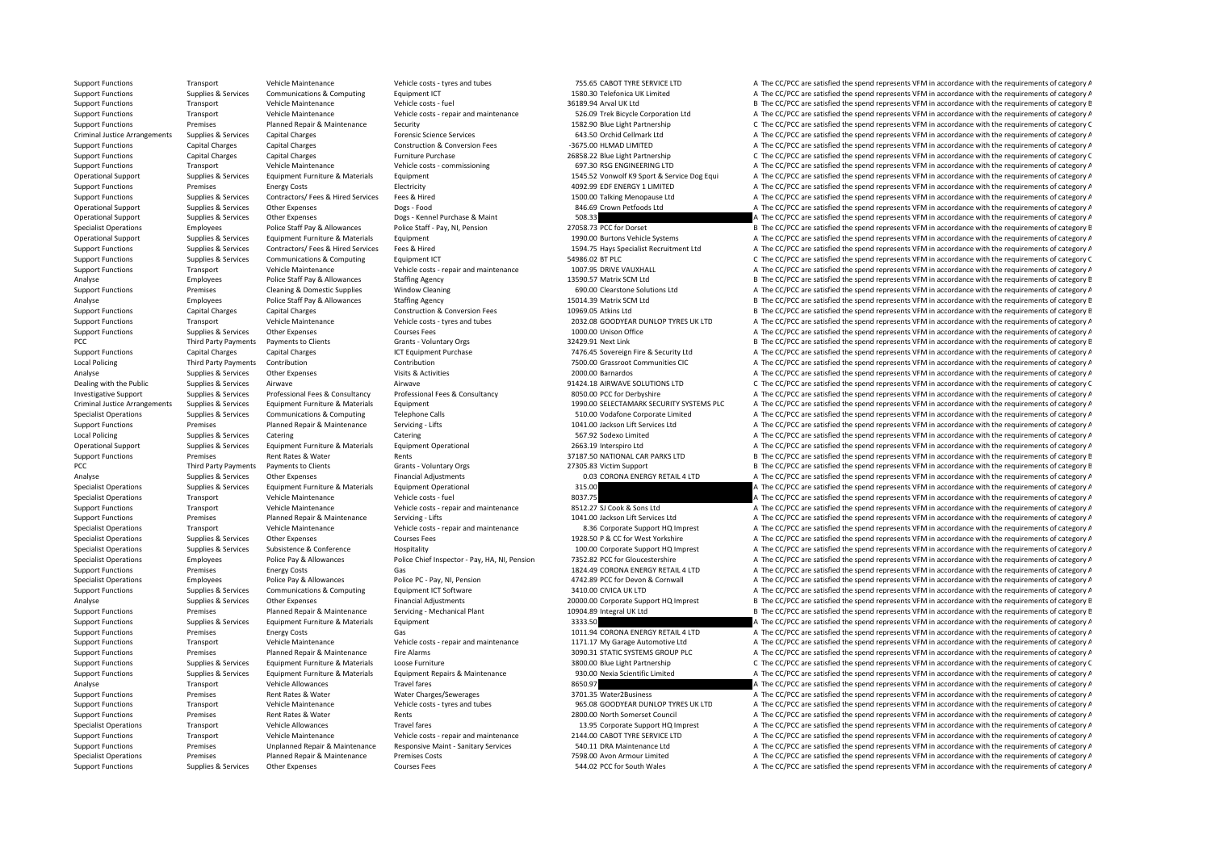| | | | | | | |
|---|---|---|---|---|---|---|
| Support Functions | Transport | Vehicle Maintenance | Vehicle costs - tyres and tubes | 755.65 | CABOT TYRE SERVICE LTD | A The CC/PCC are satisfied the spend represents VFM in accordance with the requirements of category A |
| Support Functions | Supplies & Services | Communications & Computing | Equipment ICT | 1580.30 | Telefonica UK Limited | A The CC/PCC are satisfied the spend represents VFM in accordance with the requirements of category A |
| Support Functions | Transport | Vehicle Maintenance | Vehicle costs - fuel | 36189.94 | Arval UK Ltd | B The CC/PCC are satisfied the spend represents VFM in accordance with the requirements of category B |
| Support Functions | Transport | Vehicle Maintenance | Vehicle costs - repair and maintenance | 526.09 | Trek Bicycle Corporation Ltd | A The CC/PCC are satisfied the spend represents VFM in accordance with the requirements of category A |
| Support Functions | Premises | Planned Repair & Maintenance | Security | 1582.90 | Blue Light Partnership | C The CC/PCC are satisfied the spend represents VFM in accordance with the requirements of category C |
| Criminal Justice Arrangements | Supplies & Services | Capital Charges | Forensic Science Services | 643.50 | Orchid Cellmark Ltd | A The CC/PCC are satisfied the spend represents VFM in accordance with the requirements of category A |
| Support Functions | Capital Charges | Capital Charges | Construction & Conversion Fees | -3675.00 | HLMAD LIMITED | A The CC/PCC are satisfied the spend represents VFM in accordance with the requirements of category A |
| Support Functions | Capital Charges | Capital Charges | Furniture Purchase | 26858.22 | Blue Light Partnership | C The CC/PCC are satisfied the spend represents VFM in accordance with the requirements of category C |
| Support Functions | Transport | Vehicle Maintenance | Vehicle costs - commissioning | 697.30 | RSG ENGINEERING LTD | A The CC/PCC are satisfied the spend represents VFM in accordance with the requirements of category A |
| Operational Support | Supplies & Services | Equipment Furniture & Materials | Equipment | 1545.52 | Vonwolf K9 Sport & Service Dog Equi | A The CC/PCC are satisfied the spend represents VFM in accordance with the requirements of category A |
| Support Functions | Premises | Energy Costs | Electricity | 4092.99 | EDF ENERGY 1 LIMITED | A The CC/PCC are satisfied the spend represents VFM in accordance with the requirements of category A |
| Support Functions | Supplies & Services | Contractors/ Fees & Hired Services | Fees & Hired | 1500.00 | Talking Menopause Ltd | A The CC/PCC are satisfied the spend represents VFM in accordance with the requirements of category A |
| Operational Support | Supplies & Services | Other Expenses | Dogs - Food | 846.69 | Crown Petfoods Ltd | A The CC/PCC are satisfied the spend represents VFM in accordance with the requirements of category A |
| Operational Support | Supplies & Services | Other Expenses | Dogs - Kennel Purchase & Maint | 508.33 | | A The CC/PCC are satisfied the spend represents VFM in accordance with the requirements of category A |
| Specialist Operations | Employees | Police Staff Pay & Allowances | Police Staff - Pay, NI, Pension | 27058.73 | PCC for Dorset | B The CC/PCC are satisfied the spend represents VFM in accordance with the requirements of category B |
| Operational Support | Supplies & Services | Equipment Furniture & Materials | Equipment | 1990.00 | Burtons Vehicle Systems | A The CC/PCC are satisfied the spend represents VFM in accordance with the requirements of category A |
| Support Functions | Supplies & Services | Contractors/ Fees & Hired Services | Fees & Hired | 1594.75 | Hays Specialist Recruitment Ltd | A The CC/PCC are satisfied the spend represents VFM in accordance with the requirements of category A |
| Support Functions | Supplies & Services | Communications & Computing | Equipment ICT | 54986.02 | BT PLC | C The CC/PCC are satisfied the spend represents VFM in accordance with the requirements of category C |
| Support Functions | Transport | Vehicle Maintenance | Vehicle costs - repair and maintenance | 1007.95 | DRIVE VAUXHALL | A The CC/PCC are satisfied the spend represents VFM in accordance with the requirements of category A |
| Analyse | Employees | Police Staff Pay & Allowances | Staffing Agency | 13590.57 | Matrix SCM Ltd | B The CC/PCC are satisfied the spend represents VFM in accordance with the requirements of category B |
| Support Functions | Premises | Cleaning & Domestic Supplies | Window Cleaning | 690.00 | Clearstone Solutions Ltd | A The CC/PCC are satisfied the spend represents VFM in accordance with the requirements of category A |
| Analyse | Employees | Police Staff Pay & Allowances | Staffing Agency | 15014.39 | Matrix SCM Ltd | B The CC/PCC are satisfied the spend represents VFM in accordance with the requirements of category B |
| Support Functions | Capital Charges | Capital Charges | Construction & Conversion Fees | 10969.05 | Atkins Ltd | B The CC/PCC are satisfied the spend represents VFM in accordance with the requirements of category B |
| Support Functions | Transport | Vehicle Maintenance | Vehicle costs - tyres and tubes | 2032.08 | GOODYEAR DUNLOP TYRES UK LTD | A The CC/PCC are satisfied the spend represents VFM in accordance with the requirements of category A |
| Support Functions | Supplies & Services | Other Expenses | Courses Fees | 1000.00 | Unison Office | A The CC/PCC are satisfied the spend represents VFM in accordance with the requirements of category A |
| PCC | Third Party Payments | Payments to Clients | Grants - Voluntary Orgs | 32429.91 | Next Link | B The CC/PCC are satisfied the spend represents VFM in accordance with the requirements of category B |
| Support Functions | Capital Charges | Capital Charges | ICT Equipment Purchase | 7476.45 | Sovereign Fire & Security Ltd | A The CC/PCC are satisfied the spend represents VFM in accordance with the requirements of category A |
| Local Policing | Third Party Payments | Contribution | Contribution | 7500.00 | Grassroot Communities CIC | A The CC/PCC are satisfied the spend represents VFM in accordance with the requirements of category A |
| Analyse | Supplies & Services | Other Expenses | Visits & Activities | 2000.00 | Barnardos | A The CC/PCC are satisfied the spend represents VFM in accordance with the requirements of category A |
| Dealing with the Public | Supplies & Services | Airwave | Airwave | 91424.18 | AIRWAVE SOLUTIONS LTD | C The CC/PCC are satisfied the spend represents VFM in accordance with the requirements of category C |
| Investigative Support | Supplies & Services | Professional Fees & Consultancy | Professional Fees & Consultancy | 8050.00 | PCC for Derbyshire | A The CC/PCC are satisfied the spend represents VFM in accordance with the requirements of category A |
| Criminal Justice Arrangements | Supplies & Services | Equipment Furniture & Materials | Equipment | 1990.00 | SELECTAMARK SECURITY SYSTEMS PLC | A The CC/PCC are satisfied the spend represents VFM in accordance with the requirements of category A |
| Specialist Operations | Supplies & Services | Communications & Computing | Telephone Calls | 510.00 | Vodafone Corporate Limited | A The CC/PCC are satisfied the spend represents VFM in accordance with the requirements of category A |
| Support Functions | Premises | Planned Repair & Maintenance | Servicing - Lifts | 1041.00 | Jackson Lift Services Ltd | A The CC/PCC are satisfied the spend represents VFM in accordance with the requirements of category A |
| Local Policing | Supplies & Services | Catering | Catering | 567.92 | Sodexo Limited | A The CC/PCC are satisfied the spend represents VFM in accordance with the requirements of category A |
| Operational Support | Supplies & Services | Equipment Furniture & Materials | Equipment Operational | 2663.19 | Interspiro Ltd | A The CC/PCC are satisfied the spend represents VFM in accordance with the requirements of category A |
| Support Functions | Premises | Rent Rates & Water | Rents | 37187.50 | NATIONAL CAR PARKS LTD | B The CC/PCC are satisfied the spend represents VFM in accordance with the requirements of category B |
| PCC | Third Party Payments | Payments to Clients | Grants - Voluntary Orgs | 27305.83 | Victim Support | B The CC/PCC are satisfied the spend represents VFM in accordance with the requirements of category B |
| Analyse | Supplies & Services | Other Expenses | Financial Adjustments | 0.03 | CORONA ENERGY RETAIL 4 LTD | A The CC/PCC are satisfied the spend represents VFM in accordance with the requirements of category A |
| Specialist Operations | Supplies & Services | Equipment Furniture & Materials | Equipment Operational | 315.00 | | A The CC/PCC are satisfied the spend represents VFM in accordance with the requirements of category A |
| Specialist Operations | Transport | Vehicle Maintenance | Vehicle costs - fuel | 8037.75 | | A The CC/PCC are satisfied the spend represents VFM in accordance with the requirements of category A |
| Support Functions | Transport | Vehicle Maintenance | Vehicle costs - repair and maintenance | 8512.27 | SJ Cook & Sons Ltd | A The CC/PCC are satisfied the spend represents VFM in accordance with the requirements of category A |
| Support Functions | Premises | Planned Repair & Maintenance | Servicing - Lifts | 1041.00 | Jackson Lift Services Ltd | A The CC/PCC are satisfied the spend represents VFM in accordance with the requirements of category A |
| Specialist Operations | Transport | Vehicle Maintenance | Vehicle costs - repair and maintenance | 8.36 | Corporate Support HQ Imprest | A The CC/PCC are satisfied the spend represents VFM in accordance with the requirements of category A |
| Specialist Operations | Supplies & Services | Other Expenses | Courses Fees | 1928.50 | P & CC for West Yorkshire | A The CC/PCC are satisfied the spend represents VFM in accordance with the requirements of category A |
| Specialist Operations | Supplies & Services | Subsistence & Conference | Hospitality | 100.00 | Corporate Support HQ Imprest | A The CC/PCC are satisfied the spend represents VFM in accordance with the requirements of category A |
| Specialist Operations | Employees | Police Pay & Allowances | Police Chief Inspector - Pay, HA, NI, Pension | 7352.82 | PCC for Gloucestershire | A The CC/PCC are satisfied the spend represents VFM in accordance with the requirements of category A |
| Support Functions | Premises | Energy Costs | Gas | 1824.49 | CORONA ENERGY RETAIL 4 LTD | A The CC/PCC are satisfied the spend represents VFM in accordance with the requirements of category A |
| Specialist Operations | Employees | Police Pay & Allowances | Police PC - Pay, NI, Pension | 4742.89 | PCC for Devon & Cornwall | A The CC/PCC are satisfied the spend represents VFM in accordance with the requirements of category A |
| Support Functions | Supplies & Services | Communications & Computing | Equipment ICT Software | 3410.00 | CIVICA UK LTD | A The CC/PCC are satisfied the spend represents VFM in accordance with the requirements of category A |
| Analyse | Supplies & Services | Other Expenses | Financial Adjustments | 20000.00 | Corporate Support HQ Imprest | B The CC/PCC are satisfied the spend represents VFM in accordance with the requirements of category B |
| Support Functions | Premises | Planned Repair & Maintenance | Servicing - Mechanical Plant | 10904.89 | Integral UK Ltd | B The CC/PCC are satisfied the spend represents VFM in accordance with the requirements of category B |
| Support Functions | Supplies & Services | Equipment Furniture & Materials | Equipment | 3333.50 | | A The CC/PCC are satisfied the spend represents VFM in accordance with the requirements of category A |
| Support Functions | Premises | Energy Costs | Gas | 1011.94 | CORONA ENERGY RETAIL 4 LTD | A The CC/PCC are satisfied the spend represents VFM in accordance with the requirements of category A |
| Support Functions | Transport | Vehicle Maintenance | Vehicle costs - repair and maintenance | 1171.17 | My Garage Automotive Ltd | A The CC/PCC are satisfied the spend represents VFM in accordance with the requirements of category A |
| Support Functions | Premises | Planned Repair & Maintenance | Fire Alarms | 3090.31 | STATIC SYSTEMS GROUP PLC | A The CC/PCC are satisfied the spend represents VFM in accordance with the requirements of category A |
| Support Functions | Supplies & Services | Equipment Furniture & Materials | Loose Furniture | 3800.00 | Blue Light Partnership | C The CC/PCC are satisfied the spend represents VFM in accordance with the requirements of category C |
| Support Functions | Supplies & Services | Equipment Furniture & Materials | Equipment Repairs & Maintenance | 930.00 | Nexia Scientific Limited | A The CC/PCC are satisfied the spend represents VFM in accordance with the requirements of category A |
| Analyse | Transport | Vehicle Allowances | Travel fares | 8650.97 | | A The CC/PCC are satisfied the spend represents VFM in accordance with the requirements of category A |
| Support Functions | Premises | Rent Rates & Water | Water Charges/Sewerages | 3701.35 | Water2Business | A The CC/PCC are satisfied the spend represents VFM in accordance with the requirements of category A |
| Support Functions | Transport | Vehicle Maintenance | Vehicle costs - tyres and tubes | 965.08 | GOODYEAR DUNLOP TYRES UK LTD | A The CC/PCC are satisfied the spend represents VFM in accordance with the requirements of category A |
| Support Functions | Premises | Rent Rates & Water | Rents | 2800.00 | North Somerset Council | A The CC/PCC are satisfied the spend represents VFM in accordance with the requirements of category A |
| Specialist Operations | Transport | Vehicle Allowances | Travel fares | 13.95 | Corporate Support HQ Imprest | A The CC/PCC are satisfied the spend represents VFM in accordance with the requirements of category A |
| Support Functions | Transport | Vehicle Maintenance | Vehicle costs - repair and maintenance | 2144.00 | CABOT TYRE SERVICE LTD | A The CC/PCC are satisfied the spend represents VFM in accordance with the requirements of category A |
| Support Functions | Premises | Unplanned Repair & Maintenance | Responsive Maint - Sanitary Services | 540.11 | DRA Maintenance Ltd | A The CC/PCC are satisfied the spend represents VFM in accordance with the requirements of category A |
| Specialist Operations | Premises | Planned Repair & Maintenance | Premises Costs | 7598.00 | Avon Armour Limited | A The CC/PCC are satisfied the spend represents VFM in accordance with the requirements of category A |
| Support Functions | Supplies & Services | Other Expenses | Courses Fees | 544.02 | PCC for South Wales | A The CC/PCC are satisfied the spend represents VFM in accordance with the requirements of category A |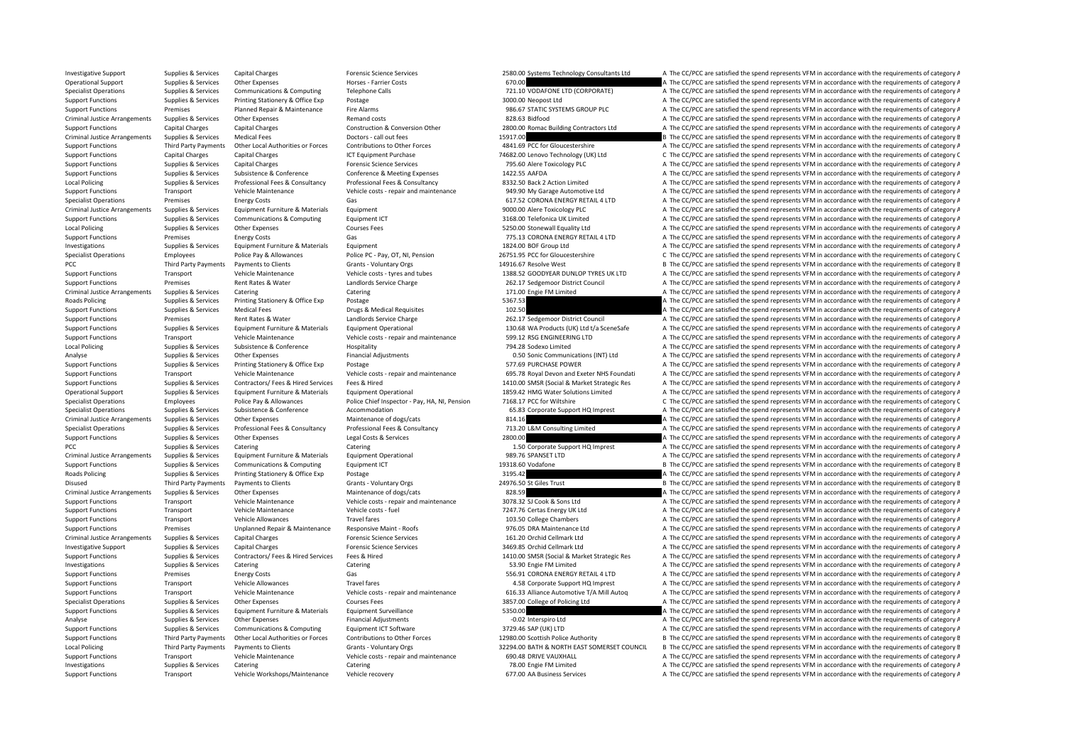| | | | | | | |
|---|---|---|---|---|---|---|
| Investigative Support | Supplies & Services | Capital Charges | Forensic Science Services | 2580.00 | Systems Technology Consultants Ltd | A The CC/PCC are satisfied the spend represents VFM in accordance with the requirements of category A |
| Operational Support | Supplies & Services | Other Expenses | Horses - Farrier Costs | 670.00 | | A The CC/PCC are satisfied the spend represents VFM in accordance with the requirements of category A |
| Specialist Operations | Supplies & Services | Communications & Computing | Telephone Calls | 721.10 | VODAFONE LTD (CORPORATE) | A The CC/PCC are satisfied the spend represents VFM in accordance with the requirements of category A |
| Support Functions | Supplies & Services | Printing Stationery & Office Exp | Postage | 3000.00 | Neopost Ltd | A The CC/PCC are satisfied the spend represents VFM in accordance with the requirements of category A |
| Support Functions | Premises | Planned Repair & Maintenance | Fire Alarms | 986.67 | STATIC SYSTEMS GROUP PLC | A The CC/PCC are satisfied the spend represents VFM in accordance with the requirements of category A |
| Criminal Justice Arrangements | Supplies & Services | Other Expenses | Remand costs | 828.63 | Bidfood | A The CC/PCC are satisfied the spend represents VFM in accordance with the requirements of category A |
| Support Functions | Capital Charges | Capital Charges | Construction & Conversion Other | 2800.00 | Romac Building Contractors Ltd | A The CC/PCC are satisfied the spend represents VFM in accordance with the requirements of category A |
| Criminal Justice Arrangements | Supplies & Services | Medical Fees | Doctors - call out fees | 15917.00 | | B The CC/PCC are satisfied the spend represents VFM in accordance with the requirements of category B |
| Support Functions | Third Party Payments | Other Local Authorities or Forces | Contributions to Other Forces | 4841.69 | PCC for Gloucestershire | A The CC/PCC are satisfied the spend represents VFM in accordance with the requirements of category A |
| Support Functions | Capital Charges | Capital Charges | ICT Equipment Purchase | 74682.00 | Lenovo Technology (UK) Ltd | C The CC/PCC are satisfied the spend represents VFM in accordance with the requirements of category C |
| Support Functions | Supplies & Services | Capital Charges | Forensic Science Services | 795.60 | Alere Toxicology PLC | A The CC/PCC are satisfied the spend represents VFM in accordance with the requirements of category A |
| Support Functions | Supplies & Services | Subsistence & Conference | Conference & Meeting Expenses | 1422.55 | AAFDA | A The CC/PCC are satisfied the spend represents VFM in accordance with the requirements of category A |
| Local Policing | Supplies & Services | Professional Fees & Consultancy | Professional Fees & Consultancy | 8332.50 | Back 2 Action Limited | A The CC/PCC are satisfied the spend represents VFM in accordance with the requirements of category A |
| Support Functions | Transport | Vehicle Maintenance | Vehicle costs - repair and maintenance | 949.90 | My Garage Automotive Ltd | A The CC/PCC are satisfied the spend represents VFM in accordance with the requirements of category A |
| Specialist Operations | Premises | Energy Costs | Gas | 617.52 | CORONA ENERGY RETAIL 4 LTD | A The CC/PCC are satisfied the spend represents VFM in accordance with the requirements of category A |
| Criminal Justice Arrangements | Supplies & Services | Equipment Furniture & Materials | Equipment | 9000.00 | Alere Toxicology PLC | A The CC/PCC are satisfied the spend represents VFM in accordance with the requirements of category A |
| Support Functions | Supplies & Services | Communications & Computing | Equipment ICT | 3168.00 | Telefonica UK Limited | A The CC/PCC are satisfied the spend represents VFM in accordance with the requirements of category A |
| Local Policing | Supplies & Services | Other Expenses | Courses Fees | 5250.00 | Stonewall Equality Ltd | A The CC/PCC are satisfied the spend represents VFM in accordance with the requirements of category A |
| Support Functions | Premises | Energy Costs | Gas | 775.13 | CORONA ENERGY RETAIL 4 LTD | A The CC/PCC are satisfied the spend represents VFM in accordance with the requirements of category A |
| Investigations | Supplies & Services | Equipment Furniture & Materials | Equipment | 1824.00 | BOF Group Ltd | A The CC/PCC are satisfied the spend represents VFM in accordance with the requirements of category A |
| Specialist Operations | Employees | Police Pay & Allowances | Police PC - Pay, OT, NI, Pension | 26751.95 | PCC for Gloucestershire | C The CC/PCC are satisfied the spend represents VFM in accordance with the requirements of category C |
| PCC | Third Party Payments | Payments to Clients | Grants - Voluntary Orgs | 14916.67 | Resolve West | B The CC/PCC are satisfied the spend represents VFM in accordance with the requirements of category B |
| Support Functions | Transport | Vehicle Maintenance | Vehicle costs - tyres and tubes | 1388.52 | GOODYEAR DUNLOP TYRES UK LTD | A The CC/PCC are satisfied the spend represents VFM in accordance with the requirements of category A |
| Support Functions | Premises | Rent Rates & Water | Landlords Service Charge | 262.17 | Sedgemoor District Council | A The CC/PCC are satisfied the spend represents VFM in accordance with the requirements of category A |
| Criminal Justice Arrangements | Supplies & Services | Catering | Catering | 171.00 | Engie FM Limited | A The CC/PCC are satisfied the spend represents VFM in accordance with the requirements of category A |
| Roads Policing | Supplies & Services | Printing Stationery & Office Exp | Postage | 5367.53 | | A The CC/PCC are satisfied the spend represents VFM in accordance with the requirements of category A |
| Support Functions | Supplies & Services | Medical Fees | Drugs & Medical Requisites | 102.50 | | A The CC/PCC are satisfied the spend represents VFM in accordance with the requirements of category A |
| Support Functions | Premises | Rent Rates & Water | Landlords Service Charge | 262.17 | Sedgemoor District Council | A The CC/PCC are satisfied the spend represents VFM in accordance with the requirements of category A |
| Support Functions | Supplies & Services | Equipment Furniture & Materials | Equipment Operational | 130.68 | WA Products (UK) Ltd t/a SceneSafe | A The CC/PCC are satisfied the spend represents VFM in accordance with the requirements of category A |
| Support Functions | Transport | Vehicle Maintenance | Vehicle costs - repair and maintenance | 599.12 | RSG ENGINEERING LTD | A The CC/PCC are satisfied the spend represents VFM in accordance with the requirements of category A |
| Local Policing | Supplies & Services | Subsistence & Conference | Hospitality | 794.28 | Sodexo Limited | A The CC/PCC are satisfied the spend represents VFM in accordance with the requirements of category A |
| Analyse | Supplies & Services | Other Expenses | Financial Adjustments | 0.50 | Sonic Communications (INT) Ltd | A The CC/PCC are satisfied the spend represents VFM in accordance with the requirements of category A |
| Support Functions | Supplies & Services | Printing Stationery & Office Exp | Postage | 577.69 | PURCHASE POWER | A The CC/PCC are satisfied the spend represents VFM in accordance with the requirements of category A |
| Support Functions | Transport | Vehicle Maintenance | Vehicle costs - repair and maintenance | 695.78 | Royal Devon and Exeter NHS Foundati | A The CC/PCC are satisfied the spend represents VFM in accordance with the requirements of category A |
| Support Functions | Supplies & Services | Contractors/ Fees & Hired Services | Fees & Hired | 1410.00 | SMSR (Social & Market Strategic Res | A The CC/PCC are satisfied the spend represents VFM in accordance with the requirements of category A |
| Operational Support | Supplies & Services | Equipment Furniture & Materials | Equipment Operational | 1859.42 | HMG Water Solutions Limited | A The CC/PCC are satisfied the spend represents VFM in accordance with the requirements of category A |
| Specialist Operations | Employees | Police Pay & Allowances | Police Chief Inspector - Pay, HA, NI, Pension | 7168.17 | PCC for Wiltshire | C The CC/PCC are satisfied the spend represents VFM in accordance with the requirements of category C |
| Specialist Operations | Supplies & Services | Subsistence & Conference | Accommodation | 65.83 | Corporate Support HQ Imprest | A The CC/PCC are satisfied the spend represents VFM in accordance with the requirements of category A |
| Criminal Justice Arrangements | Supplies & Services | Other Expenses | Maintenance of dogs/cats | 814.16 | | A The CC/PCC are satisfied the spend represents VFM in accordance with the requirements of category A |
| Specialist Operations | Supplies & Services | Professional Fees & Consultancy | Professional Fees & Consultancy | 713.20 | L&M Consulting Limited | A The CC/PCC are satisfied the spend represents VFM in accordance with the requirements of category A |
| Support Functions | Supplies & Services | Other Expenses | Legal Costs & Services | 2800.00 | | A The CC/PCC are satisfied the spend represents VFM in accordance with the requirements of category A |
| PCC | Supplies & Services | Catering | Catering | 1.50 | Corporate Support HQ Imprest | A The CC/PCC are satisfied the spend represents VFM in accordance with the requirements of category A |
| Criminal Justice Arrangements | Supplies & Services | Equipment Furniture & Materials | Equipment Operational | 989.76 | SPANSET LTD | A The CC/PCC are satisfied the spend represents VFM in accordance with the requirements of category A |
| Support Functions | Supplies & Services | Communications & Computing | Equipment ICT | 19318.60 | Vodafone | B The CC/PCC are satisfied the spend represents VFM in accordance with the requirements of category B |
| Roads Policing | Supplies & Services | Printing Stationery & Office Exp | Postage | 3195.42 | | A The CC/PCC are satisfied the spend represents VFM in accordance with the requirements of category A |
| Disused | Third Party Payments | Payments to Clients | Grants - Voluntary Orgs | 24976.50 | St Giles Trust | B The CC/PCC are satisfied the spend represents VFM in accordance with the requirements of category B |
| Criminal Justice Arrangements | Supplies & Services | Other Expenses | Maintenance of dogs/cats | 828.59 | | A The CC/PCC are satisfied the spend represents VFM in accordance with the requirements of category A |
| Support Functions | Transport | Vehicle Maintenance | Vehicle costs - repair and maintenance | 3078.32 | SJ Cook & Sons Ltd | A The CC/PCC are satisfied the spend represents VFM in accordance with the requirements of category A |
| Support Functions | Transport | Vehicle Maintenance | Vehicle costs - fuel | 7247.76 | Certas Energy UK Ltd | A The CC/PCC are satisfied the spend represents VFM in accordance with the requirements of category A |
| Support Functions | Transport | Vehicle Allowances | Travel fares | 103.50 | College Chambers | A The CC/PCC are satisfied the spend represents VFM in accordance with the requirements of category A |
| Support Functions | Premises | Unplanned Repair & Maintenance | Responsive Maint - Roofs | 976.05 | DRA Maintenance Ltd | A The CC/PCC are satisfied the spend represents VFM in accordance with the requirements of category A |
| Criminal Justice Arrangements | Supplies & Services | Capital Charges | Forensic Science Services | 161.20 | Orchid Cellmark Ltd | A The CC/PCC are satisfied the spend represents VFM in accordance with the requirements of category A |
| Investigative Support | Supplies & Services | Capital Charges | Forensic Science Services | 3469.85 | Orchid Cellmark Ltd | A The CC/PCC are satisfied the spend represents VFM in accordance with the requirements of category A |
| Support Functions | Supplies & Services | Contractors/ Fees & Hired Services | Fees & Hired | 1410.00 | SMSR (Social & Market Strategic Res | A The CC/PCC are satisfied the spend represents VFM in accordance with the requirements of category A |
| Investigations | Supplies & Services | Catering | Catering | 53.90 | Engie FM Limited | A The CC/PCC are satisfied the spend represents VFM in accordance with the requirements of category A |
| Support Functions | Premises | Energy Costs | Gas | 556.91 | CORONA ENERGY RETAIL 4 LTD | A The CC/PCC are satisfied the spend represents VFM in accordance with the requirements of category A |
| Support Functions | Transport | Vehicle Allowances | Travel fares | 4.58 | Corporate Support HQ Imprest | A The CC/PCC are satisfied the spend represents VFM in accordance with the requirements of category A |
| Support Functions | Transport | Vehicle Maintenance | Vehicle costs - repair and maintenance | 616.33 | Alliance Automotive T/A Mill Autoq | A The CC/PCC are satisfied the spend represents VFM in accordance with the requirements of category A |
| Specialist Operations | Supplies & Services | Other Expenses | Courses Fees | 3857.00 | College of Policing Ltd | A The CC/PCC are satisfied the spend represents VFM in accordance with the requirements of category A |
| Support Functions | Supplies & Services | Equipment Furniture & Materials | Equipment Surveillance | 5350.00 | | A The CC/PCC are satisfied the spend represents VFM in accordance with the requirements of category A |
| Analyse | Supplies & Services | Other Expenses | Financial Adjustments | -0.02 | Interspiro Ltd | A The CC/PCC are satisfied the spend represents VFM in accordance with the requirements of category A |
| Support Functions | Supplies & Services | Communications & Computing | Equipment ICT Software | 3729.46 | SAP (UK) LTD | A The CC/PCC are satisfied the spend represents VFM in accordance with the requirements of category A |
| Support Functions | Third Party Payments | Other Local Authorities or Forces | Contributions to Other Forces | 12980.00 | Scottish Police Authority | B The CC/PCC are satisfied the spend represents VFM in accordance with the requirements of category B |
| Local Policing | Third Party Payments | Payments to Clients | Grants - Voluntary Orgs | 32294.00 | BATH & NORTH EAST SOMERSET COUNCIL | B The CC/PCC are satisfied the spend represents VFM in accordance with the requirements of category B |
| Support Functions | Transport | Vehicle Maintenance | Vehicle costs - repair and maintenance | 690.48 | DRIVE VAUXHALL | A The CC/PCC are satisfied the spend represents VFM in accordance with the requirements of category A |
| Investigations | Supplies & Services | Catering | Catering | 78.00 | Engie FM Limited | A The CC/PCC are satisfied the spend represents VFM in accordance with the requirements of category A |
| Support Functions | Transport | Vehicle Workshops/Maintenance | Vehicle recovery | 677.00 | AA Business Services | A The CC/PCC are satisfied the spend represents VFM in accordance with the requirements of category A |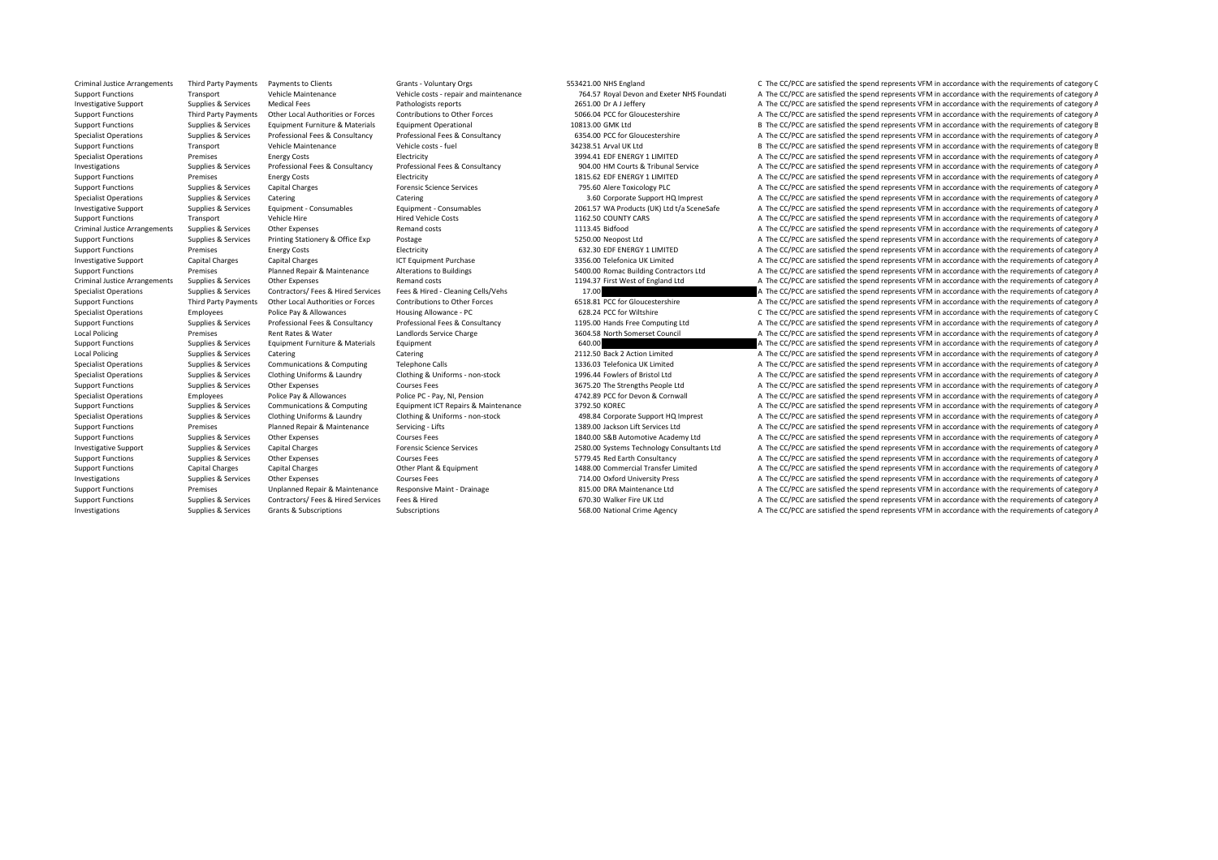| | | | | | | | |
|---|---|---|---|---|---|---|---|
| Criminal Justice Arrangements | Third Party Payments | Payments to Clients | Grants - Voluntary Orgs | 553421.00 | NHS England | C | The CC/PCC are satisfied the spend represents VFM in accordance with the requirements of category C |
| Support Functions | Transport | Vehicle Maintenance | Vehicle costs - repair and maintenance | 764.57 | Royal Devon and Exeter NHS Foundati | A | The CC/PCC are satisfied the spend represents VFM in accordance with the requirements of category A |
| Investigative Support | Supplies & Services | Medical Fees | Pathologists reports | 2651.00 | Dr A J Jeffery | A | The CC/PCC are satisfied the spend represents VFM in accordance with the requirements of category A |
| Support Functions | Third Party Payments | Other Local Authorities or Forces | Contributions to Other Forces | 5066.04 | PCC for Gloucestershire | A | The CC/PCC are satisfied the spend represents VFM in accordance with the requirements of category A |
| Support Functions | Supplies & Services | Equipment Furniture & Materials | Equipment Operational | 10813.00 | GMK Ltd | B | The CC/PCC are satisfied the spend represents VFM in accordance with the requirements of category B |
| Specialist Operations | Supplies & Services | Professional Fees & Consultancy | Professional Fees & Consultancy | 6354.00 | PCC for Gloucestershire | A | The CC/PCC are satisfied the spend represents VFM in accordance with the requirements of category A |
| Support Functions | Transport | Vehicle Maintenance | Vehicle costs - fuel | 34238.51 | Arval UK Ltd | B | The CC/PCC are satisfied the spend represents VFM in accordance with the requirements of category B |
| Specialist Operations | Premises | Energy Costs | Electricity | 3994.41 | EDF ENERGY 1 LIMITED | A | The CC/PCC are satisfied the spend represents VFM in accordance with the requirements of category A |
| Investigations | Supplies & Services | Professional Fees & Consultancy | Professional Fees & Consultancy | 904.00 | HM Courts & Tribunal Service | A | The CC/PCC are satisfied the spend represents VFM in accordance with the requirements of category A |
| Support Functions | Premises | Energy Costs | Electricity | 1815.62 | EDF ENERGY 1 LIMITED | A | The CC/PCC are satisfied the spend represents VFM in accordance with the requirements of category A |
| Support Functions | Supplies & Services | Capital Charges | Forensic Science Services | 795.60 | Alere Toxicology PLC | A | The CC/PCC are satisfied the spend represents VFM in accordance with the requirements of category A |
| Specialist Operations | Supplies & Services | Catering | Catering | 3.60 | Corporate Support HQ Imprest | A | The CC/PCC are satisfied the spend represents VFM in accordance with the requirements of category A |
| Investigative Support | Supplies & Services | Equipment - Consumables | Equipment - Consumables | 2061.57 | WA Products (UK) Ltd t/a SceneSafe | A | The CC/PCC are satisfied the spend represents VFM in accordance with the requirements of category A |
| Support Functions | Transport | Vehicle Hire | Hired Vehicle Costs | 1162.50 | COUNTY CARS | A | The CC/PCC are satisfied the spend represents VFM in accordance with the requirements of category A |
| Criminal Justice Arrangements | Supplies & Services | Other Expenses | Remand costs | 1113.45 | Bidfood | A | The CC/PCC are satisfied the spend represents VFM in accordance with the requirements of category A |
| Support Functions | Supplies & Services | Printing Stationery & Office Exp | Postage | 5250.00 | Neopost Ltd | A | The CC/PCC are satisfied the spend represents VFM in accordance with the requirements of category A |
| Support Functions | Premises | Energy Costs | Electricity | 632.30 | EDF ENERGY 1 LIMITED | A | The CC/PCC are satisfied the spend represents VFM in accordance with the requirements of category A |
| Investigative Support | Capital Charges | Capital Charges | ICT Equipment Purchase | 3356.00 | Telefonica UK Limited | A | The CC/PCC are satisfied the spend represents VFM in accordance with the requirements of category A |
| Support Functions | Premises | Planned Repair & Maintenance | Alterations to Buildings | 5400.00 | Romac Building Contractors Ltd | A | The CC/PCC are satisfied the spend represents VFM in accordance with the requirements of category A |
| Criminal Justice Arrangements | Supplies & Services | Other Expenses | Remand costs | 1194.37 | First West of England Ltd | A | The CC/PCC are satisfied the spend represents VFM in accordance with the requirements of category A |
| Specialist Operations | Supplies & Services | Contractors/ Fees & Hired Services | Fees & Hired - Cleaning Cells/Vehs | 17.00 | | A | The CC/PCC are satisfied the spend represents VFM in accordance with the requirements of category A |
| Support Functions | Third Party Payments | Other Local Authorities or Forces | Contributions to Other Forces | 6518.81 | PCC for Gloucestershire | A | The CC/PCC are satisfied the spend represents VFM in accordance with the requirements of category A |
| Specialist Operations | Employees | Police Pay & Allowances | Housing Allowance - PC | 628.24 | PCC for Wiltshire | C | The CC/PCC are satisfied the spend represents VFM in accordance with the requirements of category C |
| Support Functions | Supplies & Services | Professional Fees & Consultancy | Professional Fees & Consultancy | 1195.00 | Hands Free Computing Ltd | A | The CC/PCC are satisfied the spend represents VFM in accordance with the requirements of category A |
| Local Policing | Premises | Rent Rates & Water | Landlords Service Charge | 3604.58 | North Somerset Council | A | The CC/PCC are satisfied the spend represents VFM in accordance with the requirements of category A |
| Support Functions | Supplies & Services | Equipment Furniture & Materials | Equipment | 640.00 | | A | The CC/PCC are satisfied the spend represents VFM in accordance with the requirements of category A |
| Local Policing | Supplies & Services | Catering | Catering | 2112.50 | Back 2 Action Limited | A | The CC/PCC are satisfied the spend represents VFM in accordance with the requirements of category A |
| Specialist Operations | Supplies & Services | Communications & Computing | Telephone Calls | 1336.03 | Telefonica UK Limited | A | The CC/PCC are satisfied the spend represents VFM in accordance with the requirements of category A |
| Specialist Operations | Supplies & Services | Clothing Uniforms & Laundry | Clothing & Uniforms - non-stock | 1996.44 | Fowlers of Bristol Ltd | A | The CC/PCC are satisfied the spend represents VFM in accordance with the requirements of category A |
| Support Functions | Supplies & Services | Other Expenses | Courses Fees | 3675.20 | The Strengths People Ltd | A | The CC/PCC are satisfied the spend represents VFM in accordance with the requirements of category A |
| Specialist Operations | Employees | Police Pay & Allowances | Police PC - Pay, NI, Pension | 4742.89 | PCC for Devon & Cornwall | A | The CC/PCC are satisfied the spend represents VFM in accordance with the requirements of category A |
| Support Functions | Supplies & Services | Communications & Computing | Equipment ICT Repairs & Maintenance | 3792.50 | KOREC | A | The CC/PCC are satisfied the spend represents VFM in accordance with the requirements of category A |
| Specialist Operations | Supplies & Services | Clothing Uniforms & Laundry | Clothing & Uniforms - non-stock | 498.84 | Corporate Support HQ Imprest | A | The CC/PCC are satisfied the spend represents VFM in accordance with the requirements of category A |
| Support Functions | Premises | Planned Repair & Maintenance | Servicing - Lifts | 1389.00 | Jackson Lift Services Ltd | A | The CC/PCC are satisfied the spend represents VFM in accordance with the requirements of category A |
| Support Functions | Supplies & Services | Other Expenses | Courses Fees | 1840.00 | S&B Automotive Academy Ltd | A | The CC/PCC are satisfied the spend represents VFM in accordance with the requirements of category A |
| Investigative Support | Supplies & Services | Capital Charges | Forensic Science Services | 2580.00 | Systems Technology Consultants Ltd | A | The CC/PCC are satisfied the spend represents VFM in accordance with the requirements of category A |
| Support Functions | Supplies & Services | Other Expenses | Courses Fees | 5779.45 | Red Earth Consultancy | A | The CC/PCC are satisfied the spend represents VFM in accordance with the requirements of category A |
| Support Functions | Capital Charges | Capital Charges | Other Plant & Equipment | 1488.00 | Commercial Transfer Limited | A | The CC/PCC are satisfied the spend represents VFM in accordance with the requirements of category A |
| Investigations | Supplies & Services | Other Expenses | Courses Fees | 714.00 | Oxford University Press | A | The CC/PCC are satisfied the spend represents VFM in accordance with the requirements of category A |
| Support Functions | Premises | Unplanned Repair & Maintenance | Responsive Maint - Drainage | 815.00 | DRA Maintenance Ltd | A | The CC/PCC are satisfied the spend represents VFM in accordance with the requirements of category A |
| Support Functions | Supplies & Services | Contractors/ Fees & Hired Services | Fees & Hired | 670.30 | Walker Fire UK Ltd | A | The CC/PCC are satisfied the spend represents VFM in accordance with the requirements of category A |
| Investigations | Supplies & Services | Grants & Subscriptions | Subscriptions | 568.00 | National Crime Agency | A | The CC/PCC are satisfied the spend represents VFM in accordance with the requirements of category A |